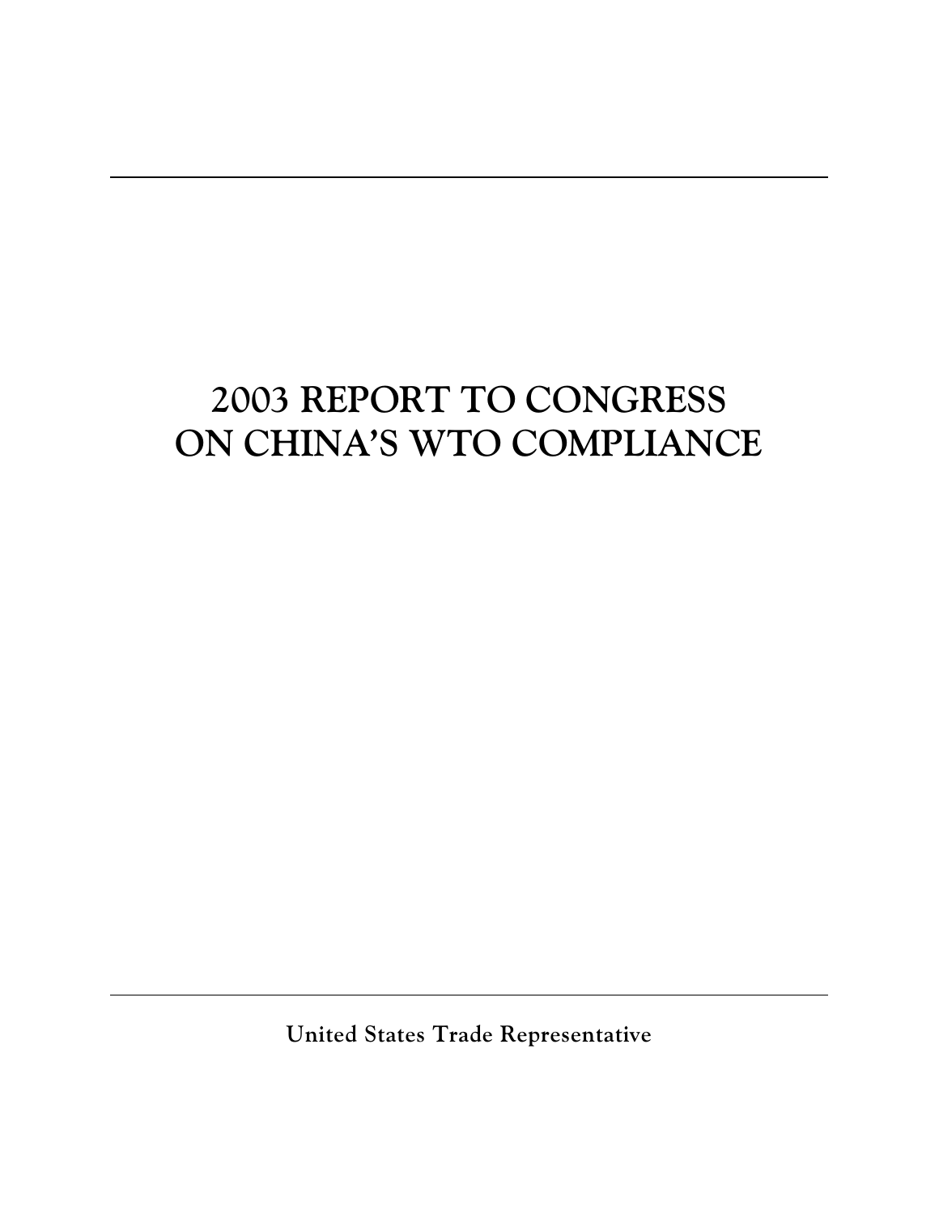# 2003 REPORT TO CONGRESS ON CHINA'S WTO COMPLIANCE

**United States Trade Representative**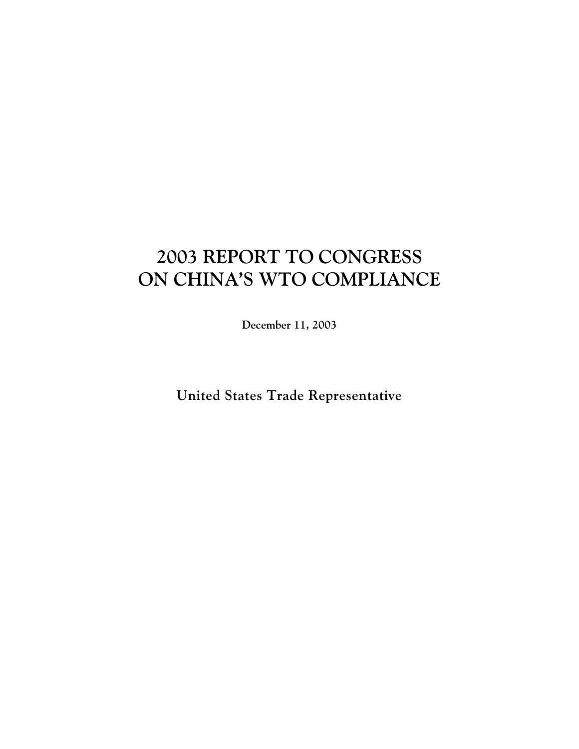# 2003 REPORT TO CONGRESS ON CHINA'S WTO COMPLIANCE

**December 11, 2003**

**United States Trade Representative**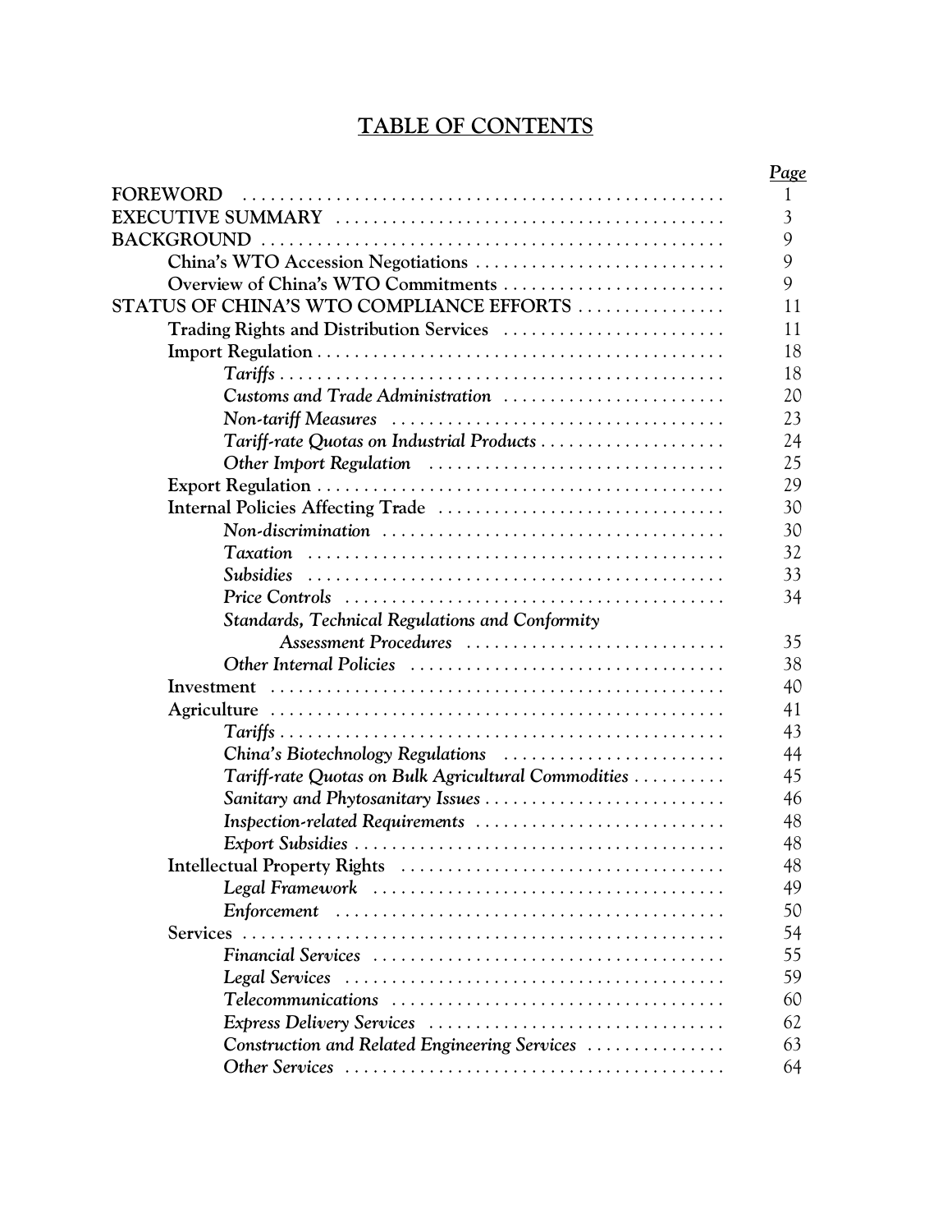# TABLE OF CONTENTS

| | *Page* |
|---|---|
| **FOREWORD** | 1 |
| **EXECUTIVE SUMMARY** | 3 |
| **BACKGROUND** | 9 |
| **China's WTO Accession Negotiations** | 9 |
| **Overview of China's WTO Commitments** | 9 |
| **STATUS OF CHINA'S WTO COMPLIANCE EFFORTS** | 11 |
| **Trading Rights and Distribution Services** | 11 |
| **Import Regulation** | 18 |
| *Tariffs* | 18 |
| *Customs and Trade Administration* | 20 |
| *Non-tariff Measures* | 23 |
| *Tariff-rate Quotas on Industrial Products* | 24 |
| *Other Import Regulation* | 25 |
| **Export Regulation** | 29 |
| **Internal Policies Affecting Trade** | 30 |
| *Non-discrimination* | 30 |
| *Taxation* | 32 |
| *Subsidies* | 33 |
| *Price Controls* | 34 |
| *Standards, Technical Regulations and Conformity Assessment Procedures* | 35 |
| *Other Internal Policies* | 38 |
| **Investment** | 40 |
| **Agriculture** | 41 |
| *Tariffs* | 43 |
| *China's Biotechnology Regulations* | 44 |
| *Tariff-rate Quotas on Bulk Agricultural Commodities* | 45 |
| *Sanitary and Phytosanitary Issues* | 46 |
| *Inspection-related Requirements* | 48 |
| *Export Subsidies* | 48 |
| **Intellectual Property Rights** | 48 |
| *Legal Framework* | 49 |
| *Enforcement* | 50 |
| **Services** | 54 |
| *Financial Services* | 55 |
| *Legal Services* | 59 |
| *Telecommunications* | 60 |
| *Express Delivery Services* | 62 |
| *Construction and Related Engineering Services* | 63 |
| *Other Services* | 64 |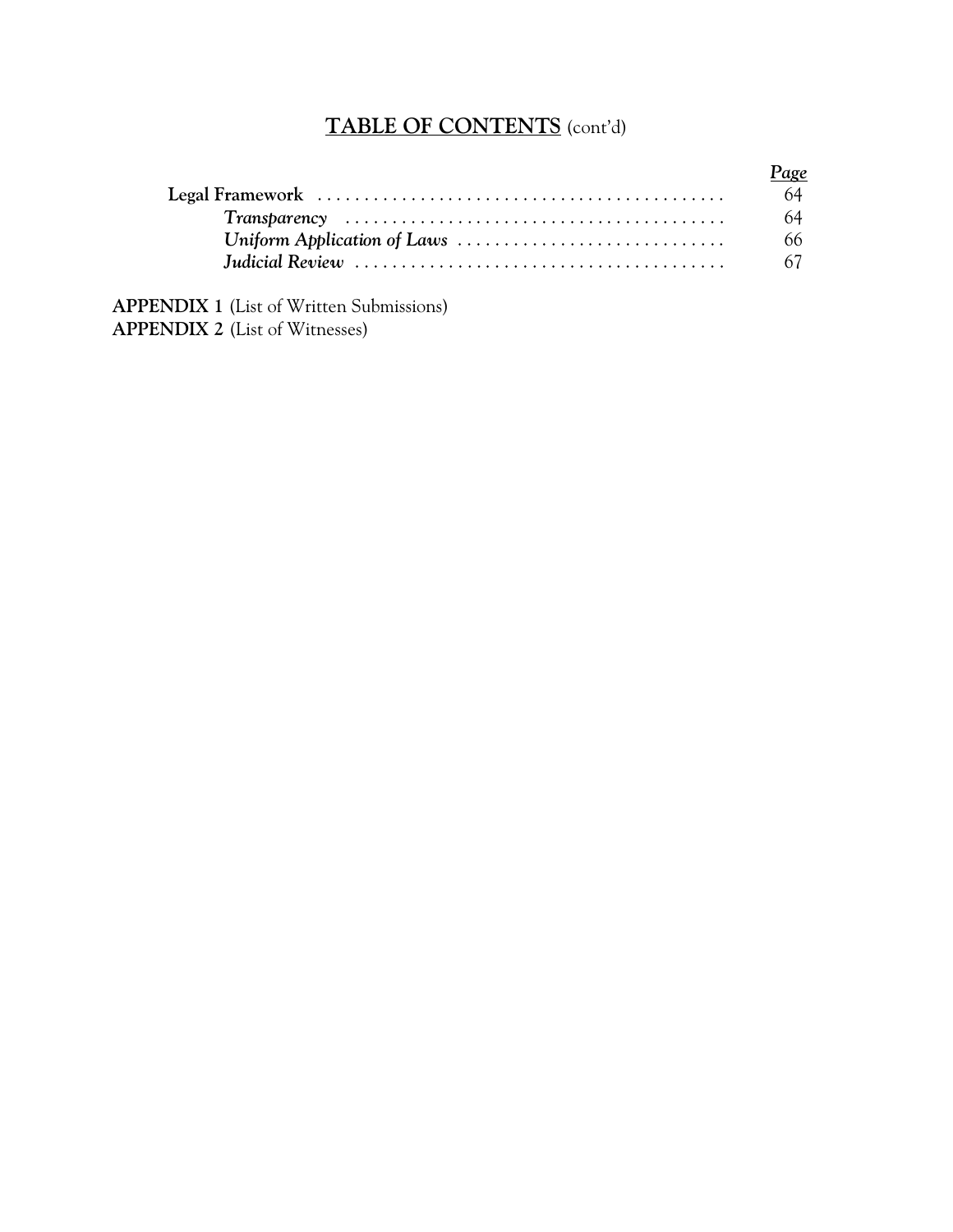## **TABLE OF CONTENTS** (cont'd)

| | *Page* |
|---|---|
| **Legal Framework** | 64 |
| ***Transparency*** | 64 |
| ***Uniform Application of Laws*** | 66 |
| ***Judicial Review*** | 67 |

**APPENDIX 1** (List of Written Submissions)
**APPENDIX 2** (List of Witnesses)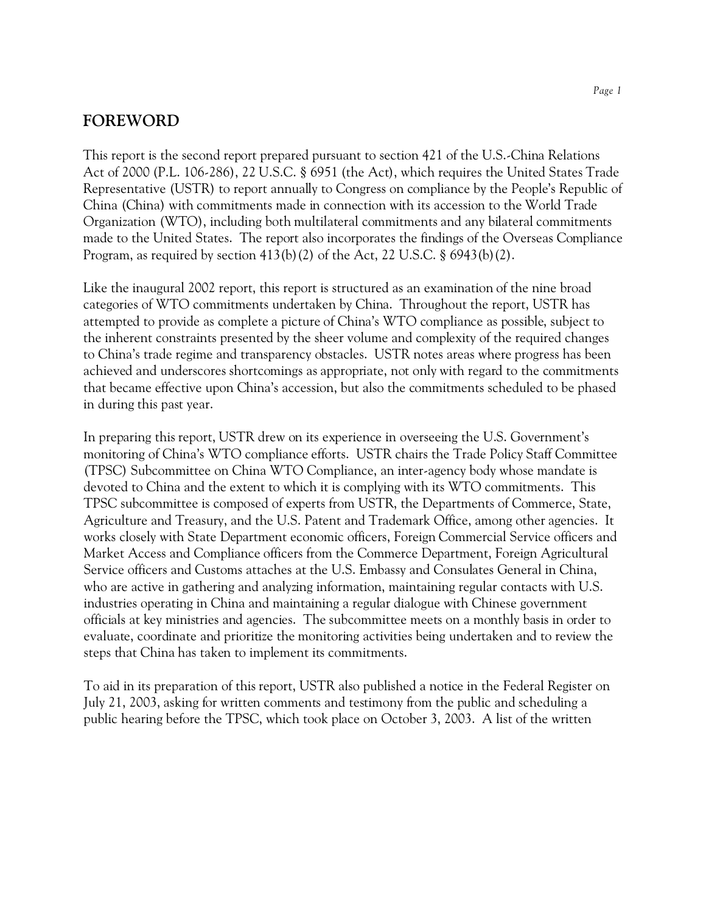# FOREWORD

This report is the second report prepared pursuant to section 421 of the U.S.-China Relations Act of 2000 (P.L. 106-286), 22 U.S.C. § 6951 (the Act), which requires the United States Trade Representative (USTR) to report annually to Congress on compliance by the People's Republic of China (China) with commitments made in connection with its accession to the World Trade Organization (WTO), including both multilateral commitments and any bilateral commitments made to the United States. The report also incorporates the findings of the Overseas Compliance Program, as required by section 413(b)(2) of the Act, 22 U.S.C. § 6943(b)(2).

Like the inaugural 2002 report, this report is structured as an examination of the nine broad categories of WTO commitments undertaken by China. Throughout the report, USTR has attempted to provide as complete a picture of China's WTO compliance as possible, subject to the inherent constraints presented by the sheer volume and complexity of the required changes to China's trade regime and transparency obstacles. USTR notes areas where progress has been achieved and underscores shortcomings as appropriate, not only with regard to the commitments that became effective upon China's accession, but also the commitments scheduled to be phased in during this past year.

In preparing this report, USTR drew on its experience in overseeing the U.S. Government's monitoring of China's WTO compliance efforts. USTR chairs the Trade Policy Staff Committee (TPSC) Subcommittee on China WTO Compliance, an inter-agency body whose mandate is devoted to China and the extent to which it is complying with its WTO commitments. This TPSC subcommittee is composed of experts from USTR, the Departments of Commerce, State, Agriculture and Treasury, and the U.S. Patent and Trademark Office, among other agencies. It works closely with State Department economic officers, Foreign Commercial Service officers and Market Access and Compliance officers from the Commerce Department, Foreign Agricultural Service officers and Customs attaches at the U.S. Embassy and Consulates General in China, who are active in gathering and analyzing information, maintaining regular contacts with U.S. industries operating in China and maintaining a regular dialogue with Chinese government officials at key ministries and agencies. The subcommittee meets on a monthly basis in order to evaluate, coordinate and prioritize the monitoring activities being undertaken and to review the steps that China has taken to implement its commitments.

To aid in its preparation of this report, USTR also published a notice in the Federal Register on July 21, 2003, asking for written comments and testimony from the public and scheduling a public hearing before the TPSC, which took place on October 3, 2003. A list of the written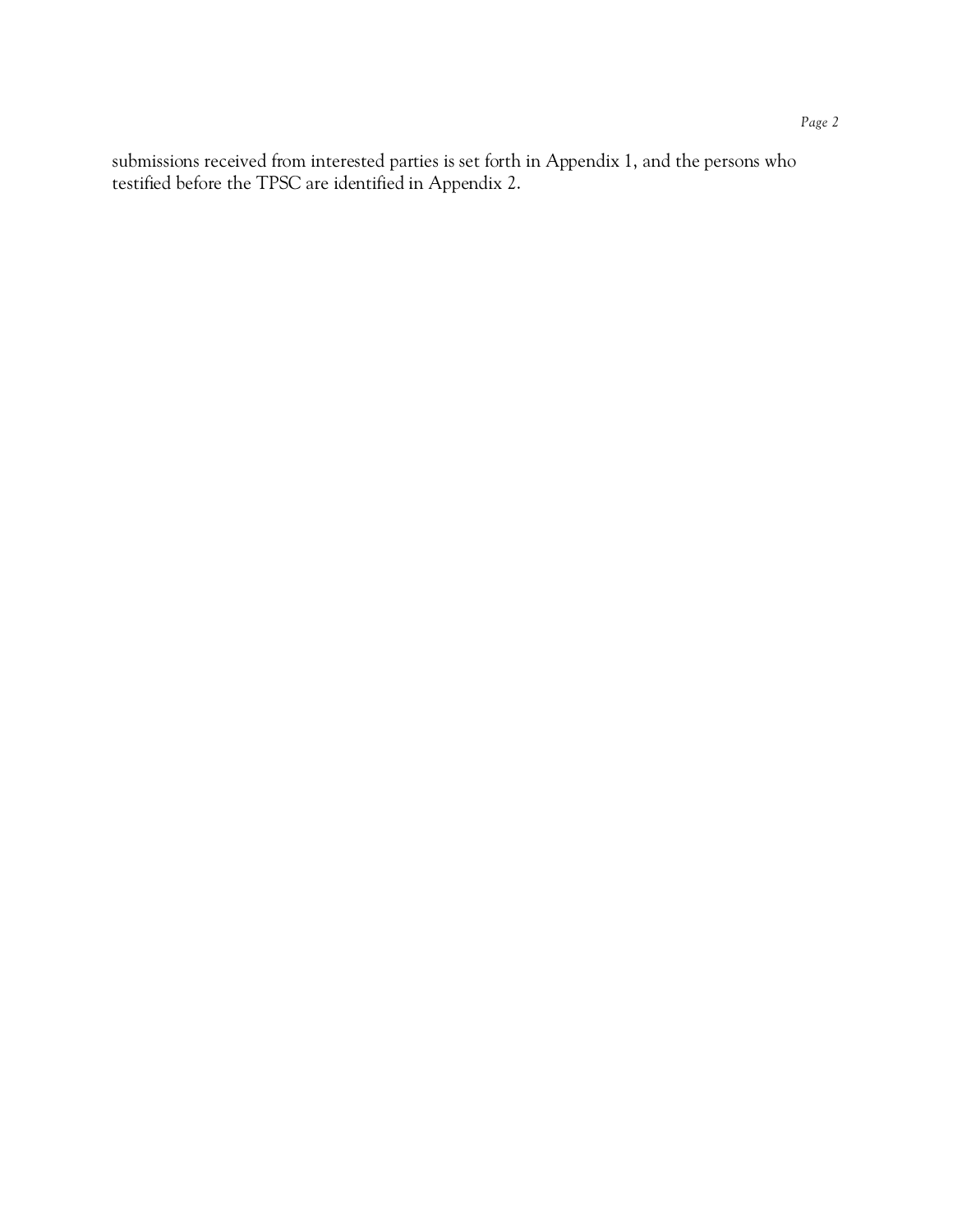submissions received from interested parties is set forth in Appendix 1, and the persons who testified before the TPSC are identified in Appendix 2.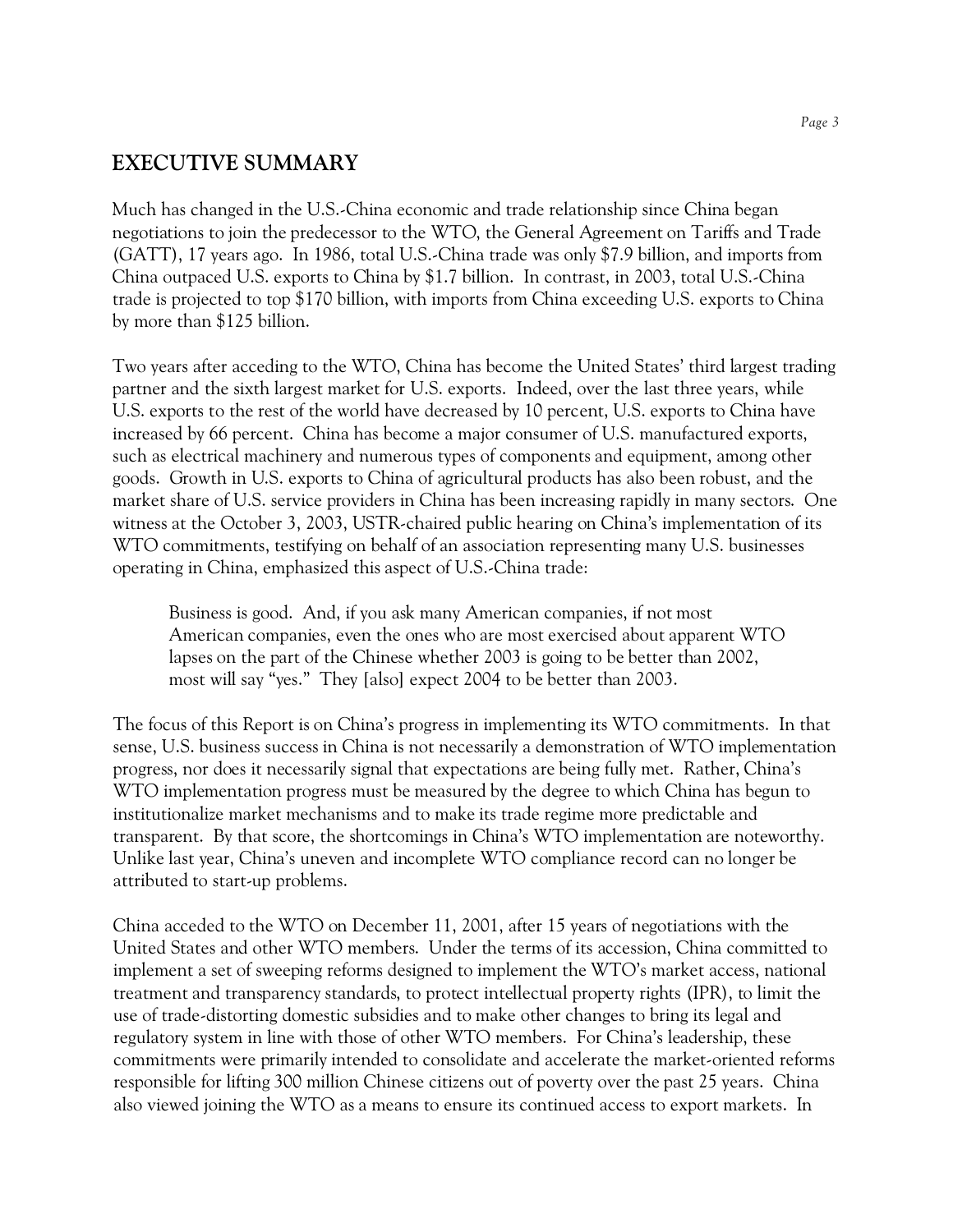## EXECUTIVE SUMMARY

Much has changed in the U.S.-China economic and trade relationship since China began negotiations to join the predecessor to the WTO, the General Agreement on Tariffs and Trade (GATT), 17 years ago. In 1986, total U.S.-China trade was only $7.9 billion, and imports from China outpaced U.S. exports to China by $1.7 billion. In contrast, in 2003, total U.S.-China trade is projected to top $170 billion, with imports from China exceeding U.S. exports to China by more than $125 billion.

Two years after acceding to the WTO, China has become the United States' third largest trading partner and the sixth largest market for U.S. exports. Indeed, over the last three years, while U.S. exports to the rest of the world have decreased by 10 percent, U.S. exports to China have increased by 66 percent. China has become a major consumer of U.S. manufactured exports, such as electrical machinery and numerous types of components and equipment, among other goods. Growth in U.S. exports to China of agricultural products has also been robust, and the market share of U.S. service providers in China has been increasing rapidly in many sectors. One witness at the October 3, 2003, USTR-chaired public hearing on China's implementation of its WTO commitments, testifying on behalf of an association representing many U.S. businesses operating in China, emphasized this aspect of U.S.-China trade:

> Business is good. And, if you ask many American companies, if not most American companies, even the ones who are most exercised about apparent WTO lapses on the part of the Chinese whether 2003 is going to be better than 2002, most will say "yes." They [also] expect 2004 to be better than 2003.

The focus of this Report is on China's progress in implementing its WTO commitments. In that sense, U.S. business success in China is not necessarily a demonstration of WTO implementation progress, nor does it necessarily signal that expectations are being fully met. Rather, China's WTO implementation progress must be measured by the degree to which China has begun to institutionalize market mechanisms and to make its trade regime more predictable and transparent. By that score, the shortcomings in China's WTO implementation are noteworthy. Unlike last year, China's uneven and incomplete WTO compliance record can no longer be attributed to start-up problems.

China acceded to the WTO on December 11, 2001, after 15 years of negotiations with the United States and other WTO members. Under the terms of its accession, China committed to implement a set of sweeping reforms designed to implement the WTO's market access, national treatment and transparency standards, to protect intellectual property rights (IPR), to limit the use of trade-distorting domestic subsidies and to make other changes to bring its legal and regulatory system in line with those of other WTO members. For China's leadership, these commitments were primarily intended to consolidate and accelerate the market-oriented reforms responsible for lifting 300 million Chinese citizens out of poverty over the past 25 years. China also viewed joining the WTO as a means to ensure its continued access to export markets. In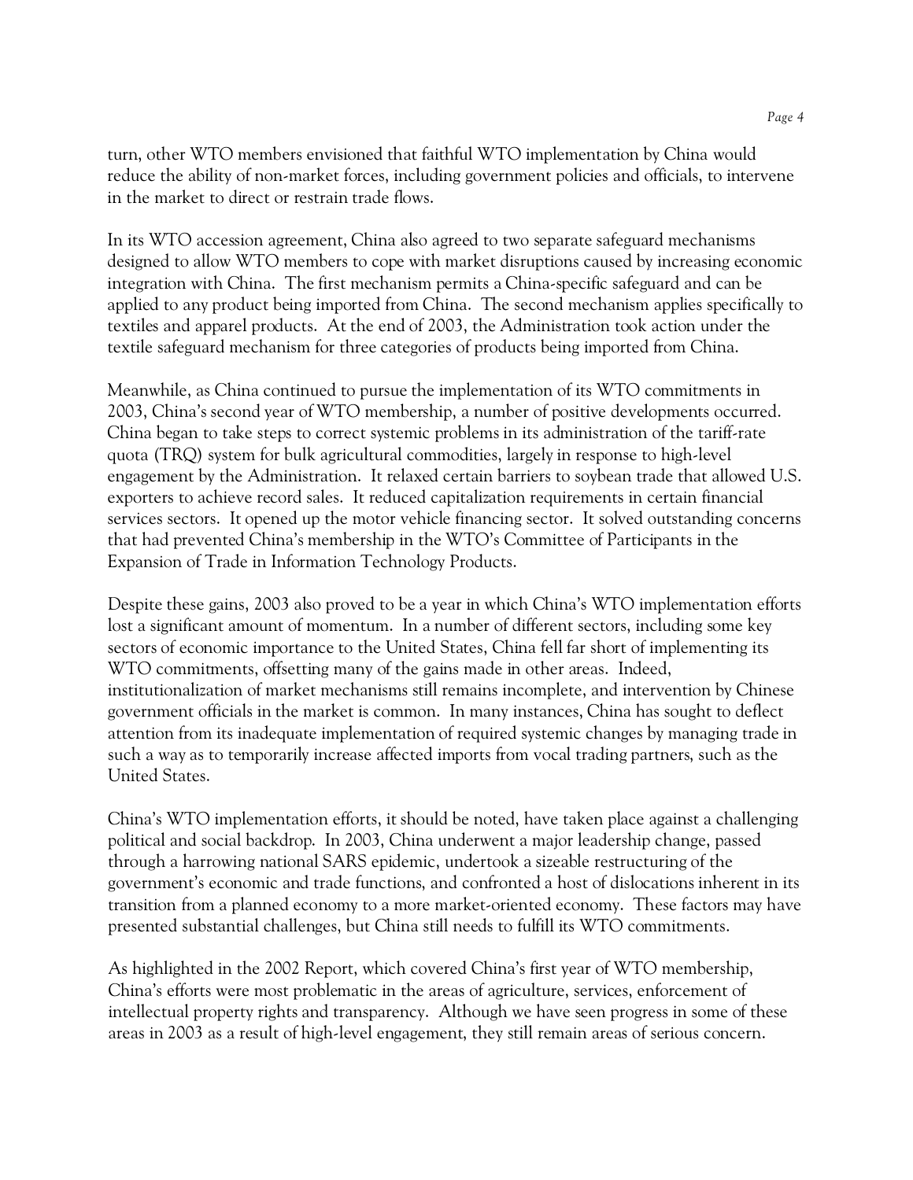turn, other WTO members envisioned that faithful WTO implementation by China would reduce the ability of non-market forces, including government policies and officials, to intervene in the market to direct or restrain trade flows.

In its WTO accession agreement, China also agreed to two separate safeguard mechanisms designed to allow WTO members to cope with market disruptions caused by increasing economic integration with China. The first mechanism permits a China-specific safeguard and can be applied to any product being imported from China. The second mechanism applies specifically to textiles and apparel products. At the end of 2003, the Administration took action under the textile safeguard mechanism for three categories of products being imported from China.

Meanwhile, as China continued to pursue the implementation of its WTO commitments in 2003, China's second year of WTO membership, a number of positive developments occurred. China began to take steps to correct systemic problems in its administration of the tariff-rate quota (TRQ) system for bulk agricultural commodities, largely in response to high-level engagement by the Administration. It relaxed certain barriers to soybean trade that allowed U.S. exporters to achieve record sales. It reduced capitalization requirements in certain financial services sectors. It opened up the motor vehicle financing sector. It solved outstanding concerns that had prevented China's membership in the WTO's Committee of Participants in the Expansion of Trade in Information Technology Products.

Despite these gains, 2003 also proved to be a year in which China's WTO implementation efforts lost a significant amount of momentum. In a number of different sectors, including some key sectors of economic importance to the United States, China fell far short of implementing its WTO commitments, offsetting many of the gains made in other areas. Indeed, institutionalization of market mechanisms still remains incomplete, and intervention by Chinese government officials in the market is common. In many instances, China has sought to deflect attention from its inadequate implementation of required systemic changes by managing trade in such a way as to temporarily increase affected imports from vocal trading partners, such as the United States.

China's WTO implementation efforts, it should be noted, have taken place against a challenging political and social backdrop. In 2003, China underwent a major leadership change, passed through a harrowing national SARS epidemic, undertook a sizeable restructuring of the government's economic and trade functions, and confronted a host of dislocations inherent in its transition from a planned economy to a more market-oriented economy. These factors may have presented substantial challenges, but China still needs to fulfill its WTO commitments.

As highlighted in the 2002 Report, which covered China's first year of WTO membership, China's efforts were most problematic in the areas of agriculture, services, enforcement of intellectual property rights and transparency. Although we have seen progress in some of these areas in 2003 as a result of high-level engagement, they still remain areas of serious concern.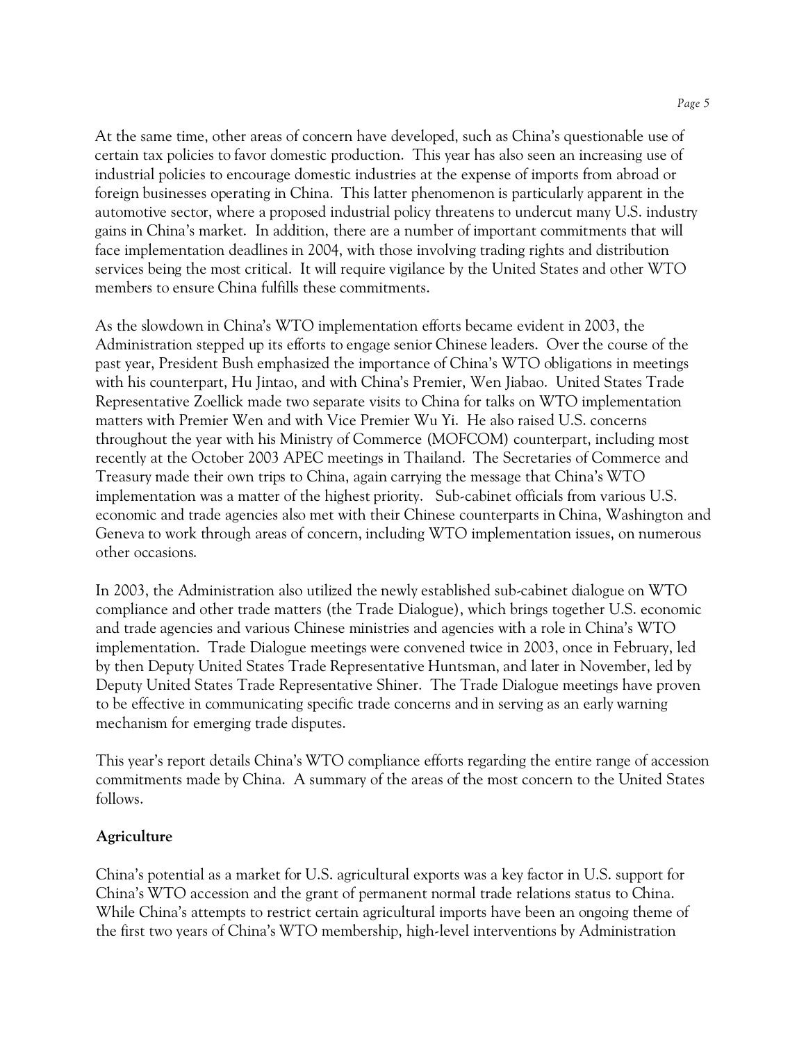At the same time, other areas of concern have developed, such as China's questionable use of certain tax policies to favor domestic production. This year has also seen an increasing use of industrial policies to encourage domestic industries at the expense of imports from abroad or foreign businesses operating in China. This latter phenomenon is particularly apparent in the automotive sector, where a proposed industrial policy threatens to undercut many U.S. industry gains in China's market. In addition, there are a number of important commitments that will face implementation deadlines in 2004, with those involving trading rights and distribution services being the most critical. It will require vigilance by the United States and other WTO members to ensure China fulfills these commitments.

As the slowdown in China's WTO implementation efforts became evident in 2003, the Administration stepped up its efforts to engage senior Chinese leaders. Over the course of the past year, President Bush emphasized the importance of China's WTO obligations in meetings with his counterpart, Hu Jintao, and with China's Premier, Wen Jiabao. United States Trade Representative Zoellick made two separate visits to China for talks on WTO implementation matters with Premier Wen and with Vice Premier Wu Yi. He also raised U.S. concerns throughout the year with his Ministry of Commerce (MOFCOM) counterpart, including most recently at the October 2003 APEC meetings in Thailand. The Secretaries of Commerce and Treasury made their own trips to China, again carrying the message that China's WTO implementation was a matter of the highest priority. Sub-cabinet officials from various U.S. economic and trade agencies also met with their Chinese counterparts in China, Washington and Geneva to work through areas of concern, including WTO implementation issues, on numerous other occasions.

In 2003, the Administration also utilized the newly established sub-cabinet dialogue on WTO compliance and other trade matters (the Trade Dialogue), which brings together U.S. economic and trade agencies and various Chinese ministries and agencies with a role in China's WTO implementation. Trade Dialogue meetings were convened twice in 2003, once in February, led by then Deputy United States Trade Representative Huntsman, and later in November, led by Deputy United States Trade Representative Shiner. The Trade Dialogue meetings have proven to be effective in communicating specific trade concerns and in serving as an early warning mechanism for emerging trade disputes.

This year's report details China's WTO compliance efforts regarding the entire range of accession commitments made by China. A summary of the areas of the most concern to the United States follows.

**Agriculture**

China's potential as a market for U.S. agricultural exports was a key factor in U.S. support for China's WTO accession and the grant of permanent normal trade relations status to China. While China's attempts to restrict certain agricultural imports have been an ongoing theme of the first two years of China's WTO membership, high-level interventions by Administration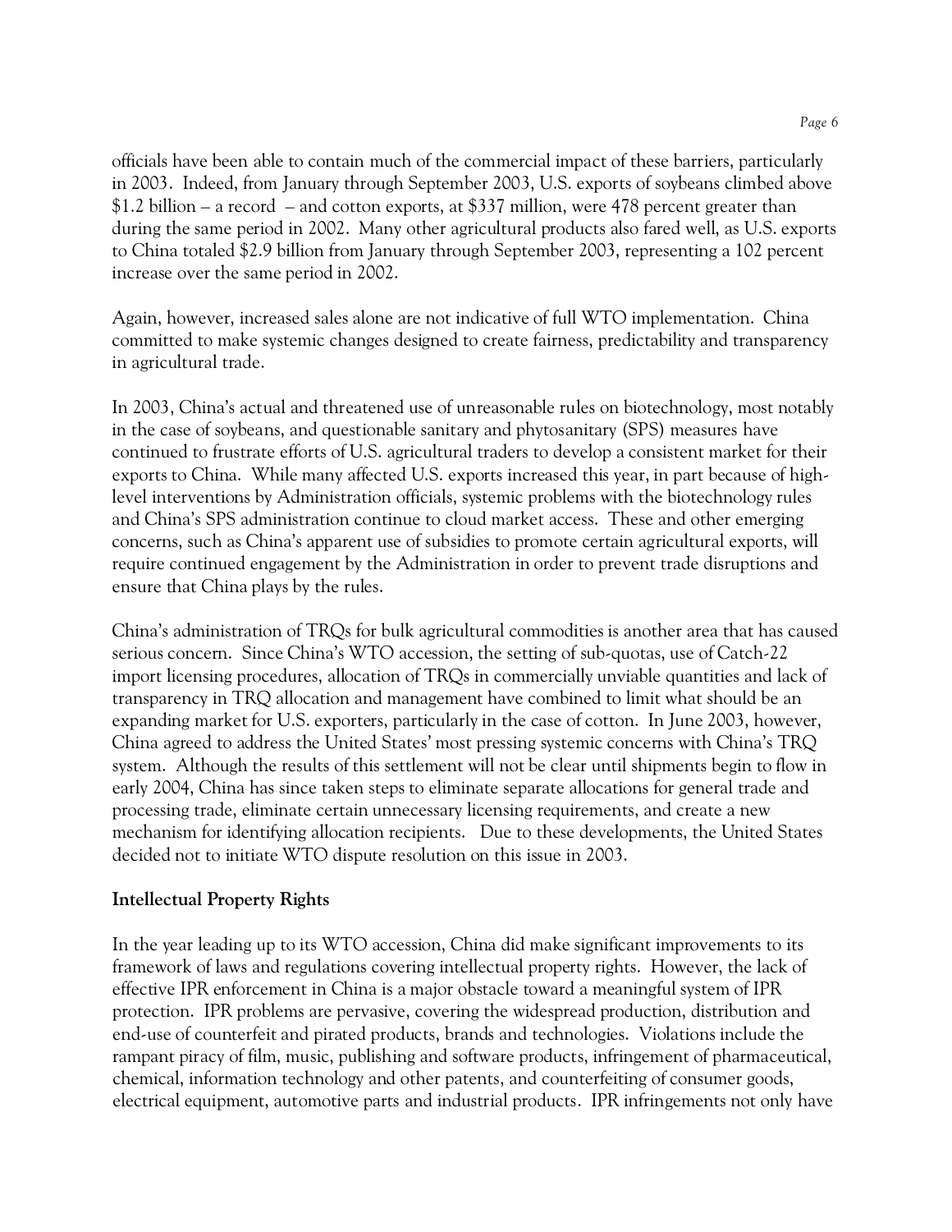officials have been able to contain much of the commercial impact of these barriers, particularly in 2003. Indeed, from January through September 2003, U.S. exports of soybeans climbed above $1.2 billion – a record – and cotton exports, at $337 million, were 478 percent greater than during the same period in 2002. Many other agricultural products also fared well, as U.S. exports to China totaled $2.9 billion from January through September 2003, representing a 102 percent increase over the same period in 2002.

Again, however, increased sales alone are not indicative of full WTO implementation. China committed to make systemic changes designed to create fairness, predictability and transparency in agricultural trade.

In 2003, China's actual and threatened use of unreasonable rules on biotechnology, most notably in the case of soybeans, and questionable sanitary and phytosanitary (SPS) measures have continued to frustrate efforts of U.S. agricultural traders to develop a consistent market for their exports to China. While many affected U.S. exports increased this year, in part because of high-level interventions by Administration officials, systemic problems with the biotechnology rules and China's SPS administration continue to cloud market access. These and other emerging concerns, such as China's apparent use of subsidies to promote certain agricultural exports, will require continued engagement by the Administration in order to prevent trade disruptions and ensure that China plays by the rules.

China's administration of TRQs for bulk agricultural commodities is another area that has caused serious concern. Since China's WTO accession, the setting of sub-quotas, use of Catch-22 import licensing procedures, allocation of TRQs in commercially unviable quantities and lack of transparency in TRQ allocation and management have combined to limit what should be an expanding market for U.S. exporters, particularly in the case of cotton. In June 2003, however, China agreed to address the United States' most pressing systemic concerns with China's TRQ system. Although the results of this settlement will not be clear until shipments begin to flow in early 2004, China has since taken steps to eliminate separate allocations for general trade and processing trade, eliminate certain unnecessary licensing requirements, and create a new mechanism for identifying allocation recipients. Due to these developments, the United States decided not to initiate WTO dispute resolution on this issue in 2003.

**Intellectual Property Rights**

In the year leading up to its WTO accession, China did make significant improvements to its framework of laws and regulations covering intellectual property rights. However, the lack of effective IPR enforcement in China is a major obstacle toward a meaningful system of IPR protection. IPR problems are pervasive, covering the widespread production, distribution and end-use of counterfeit and pirated products, brands and technologies. Violations include the rampant piracy of film, music, publishing and software products, infringement of pharmaceutical, chemical, information technology and other patents, and counterfeiting of consumer goods, electrical equipment, automotive parts and industrial products. IPR infringements not only have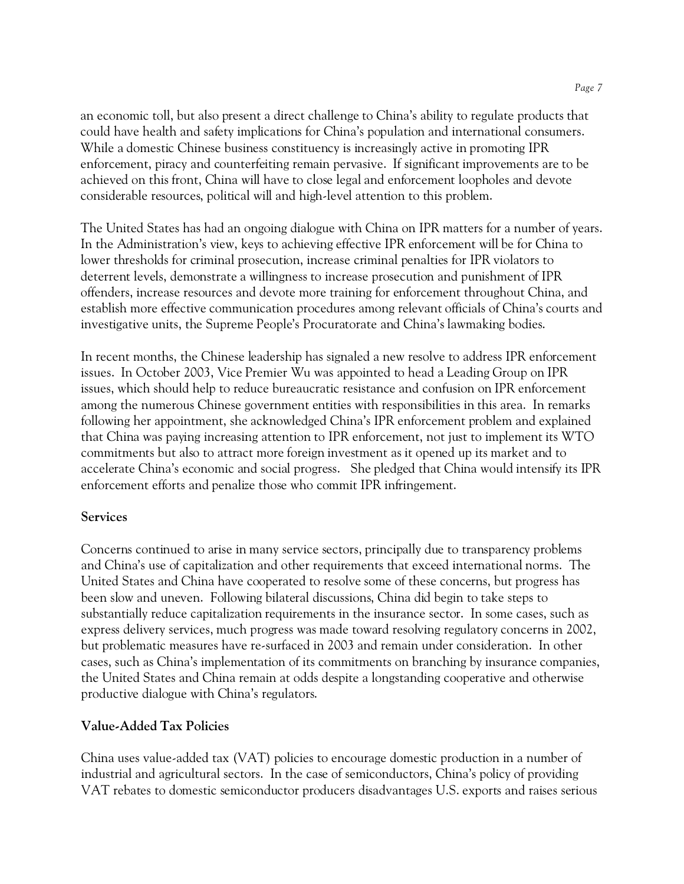an economic toll, but also present a direct challenge to China's ability to regulate products that could have health and safety implications for China's population and international consumers. While a domestic Chinese business constituency is increasingly active in promoting IPR enforcement, piracy and counterfeiting remain pervasive. If significant improvements are to be achieved on this front, China will have to close legal and enforcement loopholes and devote considerable resources, political will and high-level attention to this problem.

The United States has had an ongoing dialogue with China on IPR matters for a number of years. In the Administration's view, keys to achieving effective IPR enforcement will be for China to lower thresholds for criminal prosecution, increase criminal penalties for IPR violators to deterrent levels, demonstrate a willingness to increase prosecution and punishment of IPR offenders, increase resources and devote more training for enforcement throughout China, and establish more effective communication procedures among relevant officials of China's courts and investigative units, the Supreme People's Procuratorate and China's lawmaking bodies.

In recent months, the Chinese leadership has signaled a new resolve to address IPR enforcement issues. In October 2003, Vice Premier Wu was appointed to head a Leading Group on IPR issues, which should help to reduce bureaucratic resistance and confusion on IPR enforcement among the numerous Chinese government entities with responsibilities in this area. In remarks following her appointment, she acknowledged China's IPR enforcement problem and explained that China was paying increasing attention to IPR enforcement, not just to implement its WTO commitments but also to attract more foreign investment as it opened up its market and to accelerate China's economic and social progress. She pledged that China would intensify its IPR enforcement efforts and penalize those who commit IPR infringement.

**Services**

Concerns continued to arise in many service sectors, principally due to transparency problems and China's use of capitalization and other requirements that exceed international norms. The United States and China have cooperated to resolve some of these concerns, but progress has been slow and uneven. Following bilateral discussions, China did begin to take steps to substantially reduce capitalization requirements in the insurance sector. In some cases, such as express delivery services, much progress was made toward resolving regulatory concerns in 2002, but problematic measures have re-surfaced in 2003 and remain under consideration. In other cases, such as China's implementation of its commitments on branching by insurance companies, the United States and China remain at odds despite a longstanding cooperative and otherwise productive dialogue with China's regulators.

**Value-Added Tax Policies**

China uses value-added tax (VAT) policies to encourage domestic production in a number of industrial and agricultural sectors. In the case of semiconductors, China's policy of providing VAT rebates to domestic semiconductor producers disadvantages U.S. exports and raises serious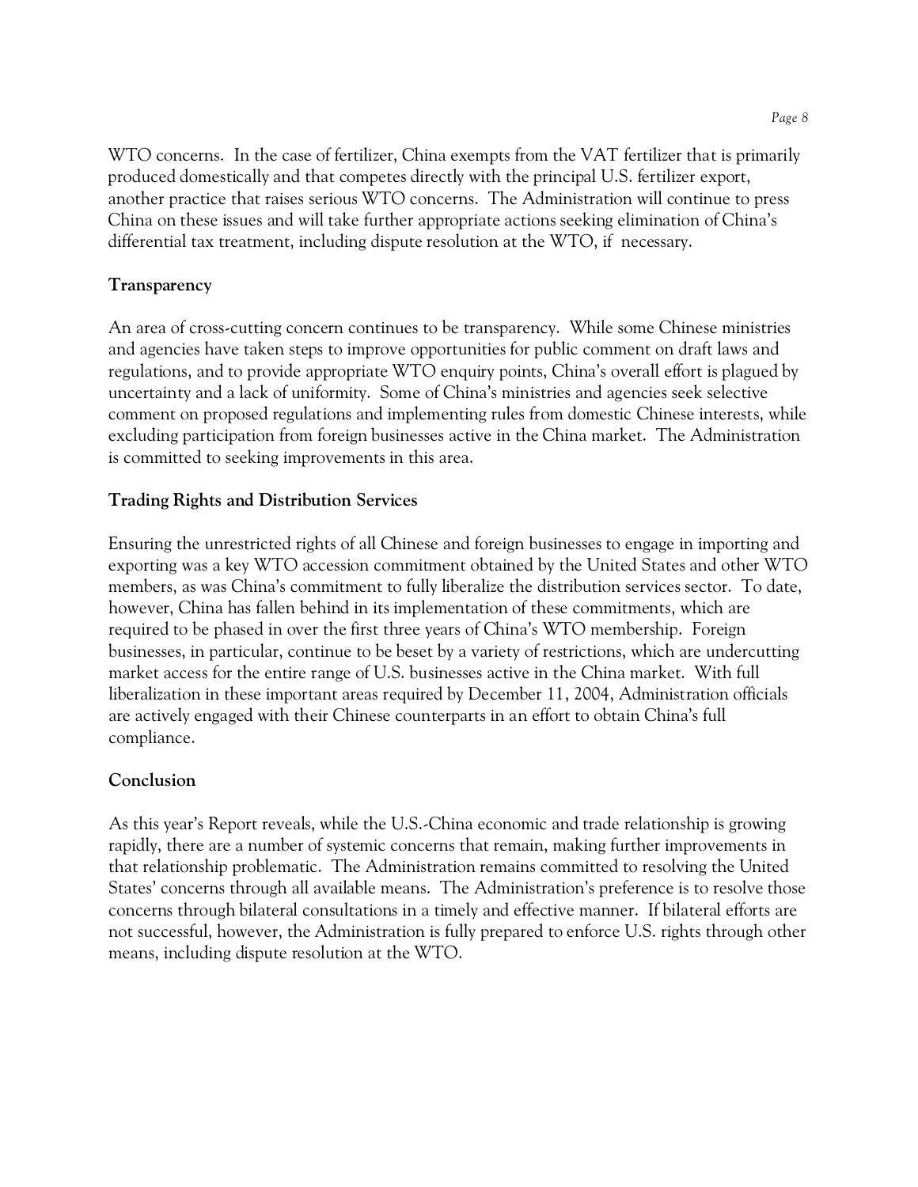WTO concerns. In the case of fertilizer, China exempts from the VAT fertilizer that is primarily produced domestically and that competes directly with the principal U.S. fertilizer export, another practice that raises serious WTO concerns. The Administration will continue to press China on these issues and will take further appropriate actions seeking elimination of China's differential tax treatment, including dispute resolution at the WTO, if necessary.

**Transparency**

An area of cross-cutting concern continues to be transparency. While some Chinese ministries and agencies have taken steps to improve opportunities for public comment on draft laws and regulations, and to provide appropriate WTO enquiry points, China's overall effort is plagued by uncertainty and a lack of uniformity. Some of China's ministries and agencies seek selective comment on proposed regulations and implementing rules from domestic Chinese interests, while excluding participation from foreign businesses active in the China market. The Administration is committed to seeking improvements in this area.

**Trading Rights and Distribution Services**

Ensuring the unrestricted rights of all Chinese and foreign businesses to engage in importing and exporting was a key WTO accession commitment obtained by the United States and other WTO members, as was China's commitment to fully liberalize the distribution services sector. To date, however, China has fallen behind in its implementation of these commitments, which are required to be phased in over the first three years of China's WTO membership. Foreign businesses, in particular, continue to be beset by a variety of restrictions, which are undercutting market access for the entire range of U.S. businesses active in the China market. With full liberalization in these important areas required by December 11, 2004, Administration officials are actively engaged with their Chinese counterparts in an effort to obtain China's full compliance.

**Conclusion**

As this year's Report reveals, while the U.S.-China economic and trade relationship is growing rapidly, there are a number of systemic concerns that remain, making further improvements in that relationship problematic. The Administration remains committed to resolving the United States' concerns through all available means. The Administration's preference is to resolve those concerns through bilateral consultations in a timely and effective manner. If bilateral efforts are not successful, however, the Administration is fully prepared to enforce U.S. rights through other means, including dispute resolution at the WTO.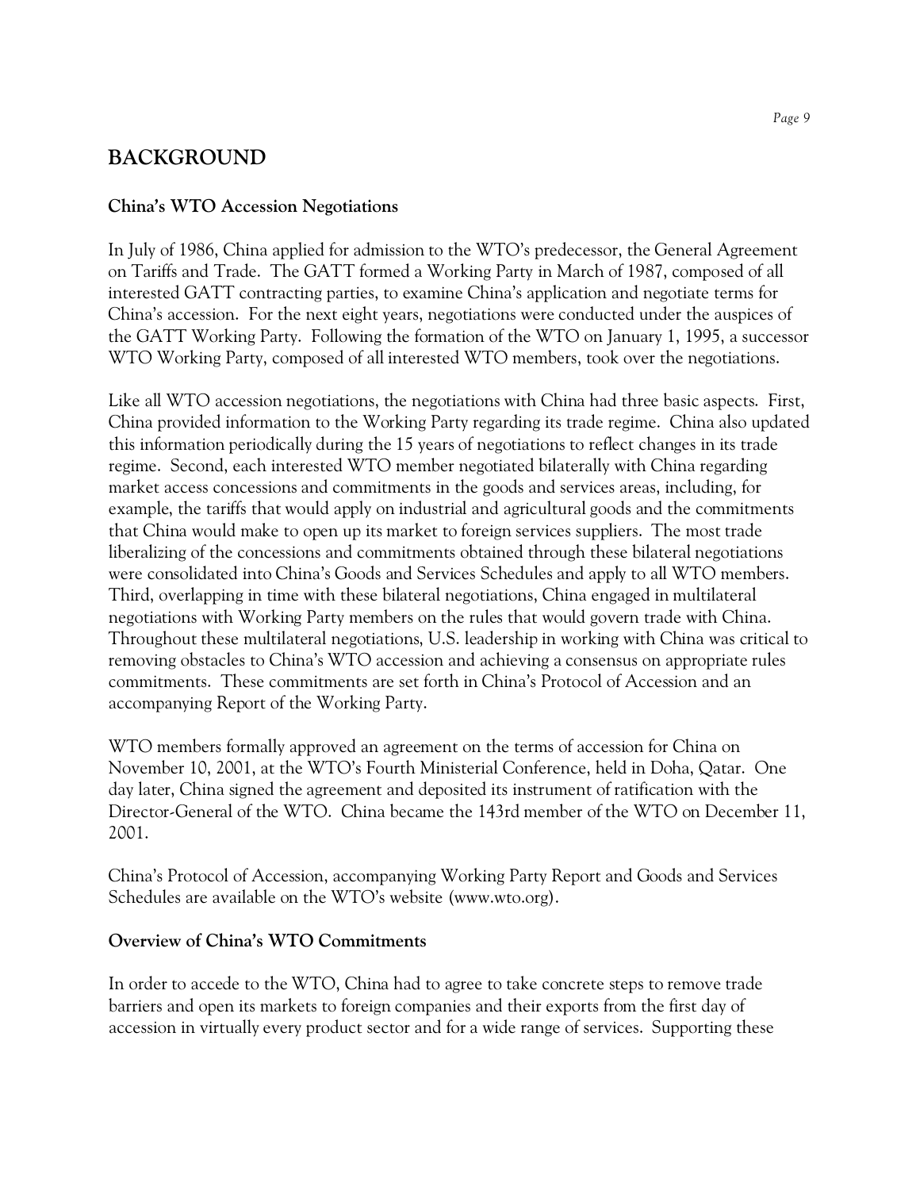## BACKGROUND

### China's WTO Accession Negotiations

In July of 1986, China applied for admission to the WTO's predecessor, the General Agreement on Tariffs and Trade. The GATT formed a Working Party in March of 1987, composed of all interested GATT contracting parties, to examine China's application and negotiate terms for China's accession. For the next eight years, negotiations were conducted under the auspices of the GATT Working Party. Following the formation of the WTO on January 1, 1995, a successor WTO Working Party, composed of all interested WTO members, took over the negotiations.

Like all WTO accession negotiations, the negotiations with China had three basic aspects. First, China provided information to the Working Party regarding its trade regime. China also updated this information periodically during the 15 years of negotiations to reflect changes in its trade regime. Second, each interested WTO member negotiated bilaterally with China regarding market access concessions and commitments in the goods and services areas, including, for example, the tariffs that would apply on industrial and agricultural goods and the commitments that China would make to open up its market to foreign services suppliers. The most trade liberalizing of the concessions and commitments obtained through these bilateral negotiations were consolidated into China's Goods and Services Schedules and apply to all WTO members. Third, overlapping in time with these bilateral negotiations, China engaged in multilateral negotiations with Working Party members on the rules that would govern trade with China. Throughout these multilateral negotiations, U.S. leadership in working with China was critical to removing obstacles to China's WTO accession and achieving a consensus on appropriate rules commitments. These commitments are set forth in China's Protocol of Accession and an accompanying Report of the Working Party.

WTO members formally approved an agreement on the terms of accession for China on November 10, 2001, at the WTO's Fourth Ministerial Conference, held in Doha, Qatar. One day later, China signed the agreement and deposited its instrument of ratification with the Director-General of the WTO. China became the 143rd member of the WTO on December 11, 2001.

China's Protocol of Accession, accompanying Working Party Report and Goods and Services Schedules are available on the WTO's website (www.wto.org).

### Overview of China's WTO Commitments

In order to accede to the WTO, China had to agree to take concrete steps to remove trade barriers and open its markets to foreign companies and their exports from the first day of accession in virtually every product sector and for a wide range of services. Supporting these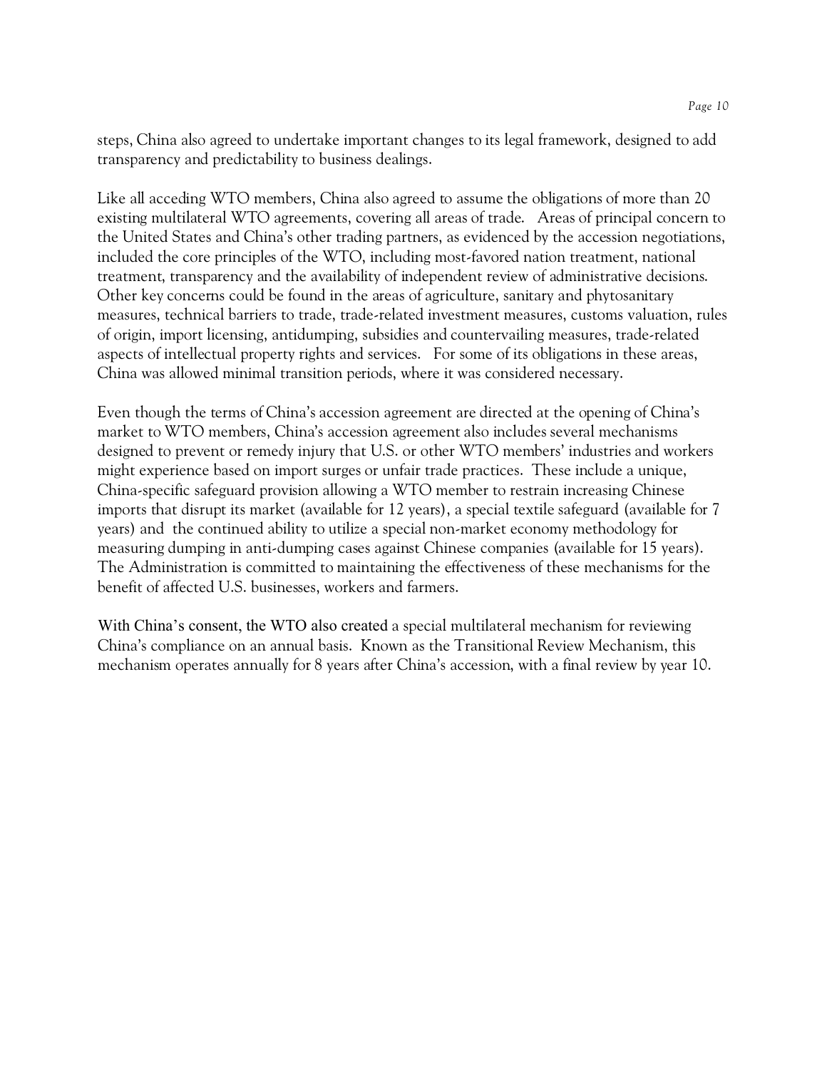steps, China also agreed to undertake important changes to its legal framework, designed to add transparency and predictability to business dealings.

Like all acceding WTO members, China also agreed to assume the obligations of more than 20 existing multilateral WTO agreements, covering all areas of trade. Areas of principal concern to the United States and China's other trading partners, as evidenced by the accession negotiations, included the core principles of the WTO, including most-favored nation treatment, national treatment, transparency and the availability of independent review of administrative decisions. Other key concerns could be found in the areas of agriculture, sanitary and phytosanitary measures, technical barriers to trade, trade-related investment measures, customs valuation, rules of origin, import licensing, antidumping, subsidies and countervailing measures, trade-related aspects of intellectual property rights and services. For some of its obligations in these areas, China was allowed minimal transition periods, where it was considered necessary.

Even though the terms of China's accession agreement are directed at the opening of China's market to WTO members, China's accession agreement also includes several mechanisms designed to prevent or remedy injury that U.S. or other WTO members' industries and workers might experience based on import surges or unfair trade practices. These include a unique, China-specific safeguard provision allowing a WTO member to restrain increasing Chinese imports that disrupt its market (available for 12 years), a special textile safeguard (available for 7 years) and the continued ability to utilize a special non-market economy methodology for measuring dumping in anti-dumping cases against Chinese companies (available for 15 years). The Administration is committed to maintaining the effectiveness of these mechanisms for the benefit of affected U.S. businesses, workers and farmers.

With China's consent, the WTO also created a special multilateral mechanism for reviewing China's compliance on an annual basis. Known as the Transitional Review Mechanism, this mechanism operates annually for 8 years after China's accession, with a final review by year 10.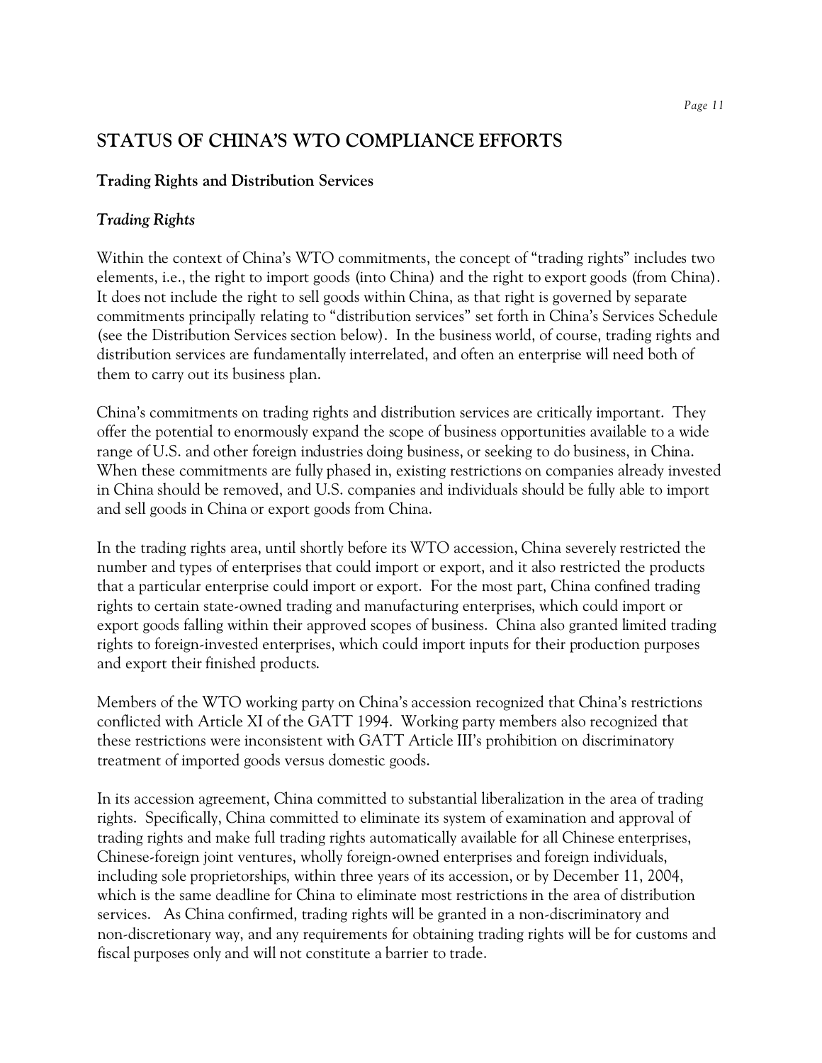## STATUS OF CHINA'S WTO COMPLIANCE EFFORTS

### Trading Rights and Distribution Services

#### *Trading Rights*

Within the context of China's WTO commitments, the concept of "trading rights" includes two elements, i.e., the right to import goods (into China) and the right to export goods (from China). It does not include the right to sell goods within China, as that right is governed by separate commitments principally relating to "distribution services" set forth in China's Services Schedule (see the Distribution Services section below). In the business world, of course, trading rights and distribution services are fundamentally interrelated, and often an enterprise will need both of them to carry out its business plan.

China's commitments on trading rights and distribution services are critically important. They offer the potential to enormously expand the scope of business opportunities available to a wide range of U.S. and other foreign industries doing business, or seeking to do business, in China. When these commitments are fully phased in, existing restrictions on companies already invested in China should be removed, and U.S. companies and individuals should be fully able to import and sell goods in China or export goods from China.

In the trading rights area, until shortly before its WTO accession, China severely restricted the number and types of enterprises that could import or export, and it also restricted the products that a particular enterprise could import or export. For the most part, China confined trading rights to certain state-owned trading and manufacturing enterprises, which could import or export goods falling within their approved scopes of business. China also granted limited trading rights to foreign-invested enterprises, which could import inputs for their production purposes and export their finished products.

Members of the WTO working party on China's accession recognized that China's restrictions conflicted with Article XI of the GATT 1994. Working party members also recognized that these restrictions were inconsistent with GATT Article III's prohibition on discriminatory treatment of imported goods versus domestic goods.

In its accession agreement, China committed to substantial liberalization in the area of trading rights. Specifically, China committed to eliminate its system of examination and approval of trading rights and make full trading rights automatically available for all Chinese enterprises, Chinese-foreign joint ventures, wholly foreign-owned enterprises and foreign individuals, including sole proprietorships, within three years of its accession, or by December 11, 2004, which is the same deadline for China to eliminate most restrictions in the area of distribution services. As China confirmed, trading rights will be granted in a non-discriminatory and non-discretionary way, and any requirements for obtaining trading rights will be for customs and fiscal purposes only and will not constitute a barrier to trade.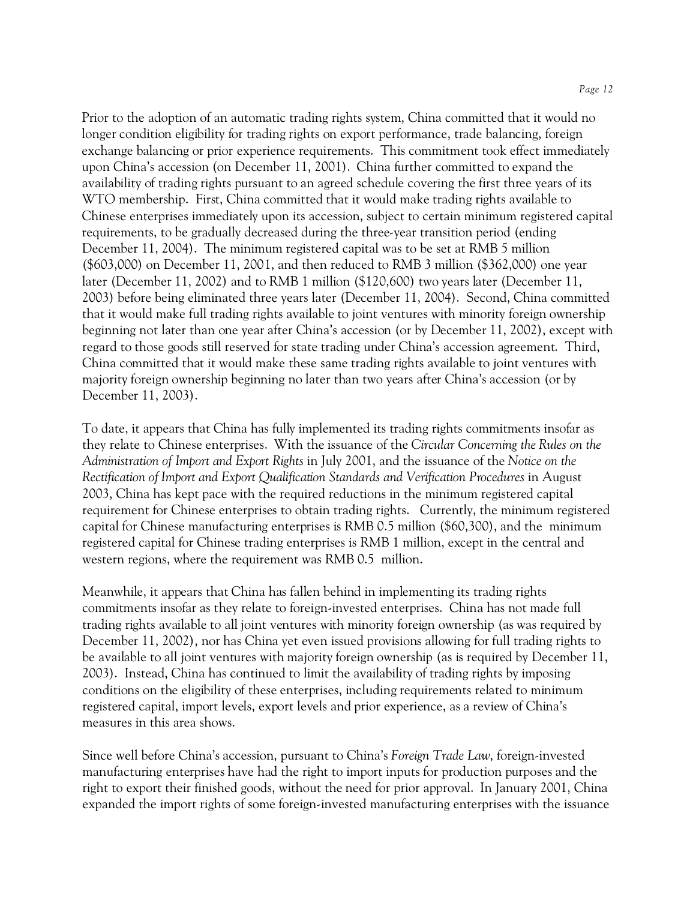Prior to the adoption of an automatic trading rights system, China committed that it would no longer condition eligibility for trading rights on export performance, trade balancing, foreign exchange balancing or prior experience requirements. This commitment took effect immediately upon China's accession (on December 11, 2001). China further committed to expand the availability of trading rights pursuant to an agreed schedule covering the first three years of its WTO membership. First, China committed that it would make trading rights available to Chinese enterprises immediately upon its accession, subject to certain minimum registered capital requirements, to be gradually decreased during the three-year transition period (ending December 11, 2004). The minimum registered capital was to be set at RMB 5 million ($603,000) on December 11, 2001, and then reduced to RMB 3 million ($362,000) one year later (December 11, 2002) and to RMB 1 million ($120,600) two years later (December 11, 2003) before being eliminated three years later (December 11, 2004). Second, China committed that it would make full trading rights available to joint ventures with minority foreign ownership beginning not later than one year after China's accession (or by December 11, 2002), except with regard to those goods still reserved for state trading under China's accession agreement. Third, China committed that it would make these same trading rights available to joint ventures with majority foreign ownership beginning no later than two years after China's accession (or by December 11, 2003).

To date, it appears that China has fully implemented its trading rights commitments insofar as they relate to Chinese enterprises. With the issuance of the *Circular Concerning the Rules on the Administration of Import and Export Rights* in July 2001, and the issuance of the *Notice on the Rectification of Import and Export Qualification Standards and Verification Procedures* in August 2003, China has kept pace with the required reductions in the minimum registered capital requirement for Chinese enterprises to obtain trading rights. Currently, the minimum registered capital for Chinese manufacturing enterprises is RMB 0.5 million ($60,300), and the minimum registered capital for Chinese trading enterprises is RMB 1 million, except in the central and western regions, where the requirement was RMB 0.5 million.

Meanwhile, it appears that China has fallen behind in implementing its trading rights commitments insofar as they relate to foreign-invested enterprises. China has not made full trading rights available to all joint ventures with minority foreign ownership (as was required by December 11, 2002), nor has China yet even issued provisions allowing for full trading rights to be available to all joint ventures with majority foreign ownership (as is required by December 11, 2003). Instead, China has continued to limit the availability of trading rights by imposing conditions on the eligibility of these enterprises, including requirements related to minimum registered capital, import levels, export levels and prior experience, as a review of China's measures in this area shows.

Since well before China's accession, pursuant to China's *Foreign Trade Law*, foreign-invested manufacturing enterprises have had the right to import inputs for production purposes and the right to export their finished goods, without the need for prior approval. In January 2001, China expanded the import rights of some foreign-invested manufacturing enterprises with the issuance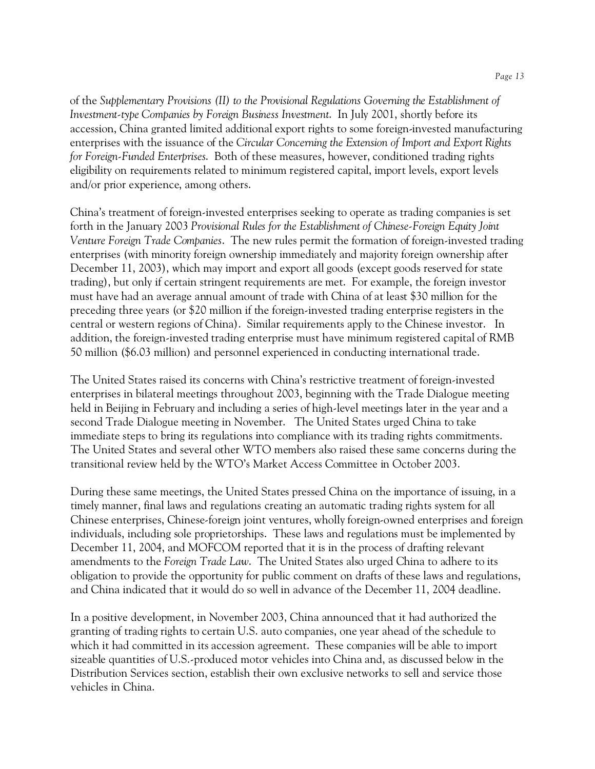of the *Supplementary Provisions (II) to the Provisional Regulations Governing the Establishment of Investment-type Companies by Foreign Business Investment*. In July 2001, shortly before its accession, China granted limited additional export rights to some foreign-invested manufacturing enterprises with the issuance of the *Circular Concerning the Extension of Import and Export Rights for Foreign-Funded Enterprises*. Both of these measures, however, conditioned trading rights eligibility on requirements related to minimum registered capital, import levels, export levels and/or prior experience, among others.

China's treatment of foreign-invested enterprises seeking to operate as trading companies is set forth in the January 2003 *Provisional Rules for the Establishment of Chinese-Foreign Equity Joint Venture Foreign Trade Companies*. The new rules permit the formation of foreign-invested trading enterprises (with minority foreign ownership immediately and majority foreign ownership after December 11, 2003), which may import and export all goods (except goods reserved for state trading), but only if certain stringent requirements are met. For example, the foreign investor must have had an average annual amount of trade with China of at least $30 million for the preceding three years (or $20 million if the foreign-invested trading enterprise registers in the central or western regions of China). Similar requirements apply to the Chinese investor. In addition, the foreign-invested trading enterprise must have minimum registered capital of RMB 50 million ($6.03 million) and personnel experienced in conducting international trade.

The United States raised its concerns with China's restrictive treatment of foreign-invested enterprises in bilateral meetings throughout 2003, beginning with the Trade Dialogue meeting held in Beijing in February and including a series of high-level meetings later in the year and a second Trade Dialogue meeting in November. The United States urged China to take immediate steps to bring its regulations into compliance with its trading rights commitments. The United States and several other WTO members also raised these same concerns during the transitional review held by the WTO's Market Access Committee in October 2003.

During these same meetings, the United States pressed China on the importance of issuing, in a timely manner, final laws and regulations creating an automatic trading rights system for all Chinese enterprises, Chinese-foreign joint ventures, wholly foreign-owned enterprises and foreign individuals, including sole proprietorships. These laws and regulations must be implemented by December 11, 2004, and MOFCOM reported that it is in the process of drafting relevant amendments to the *Foreign Trade Law*. The United States also urged China to adhere to its obligation to provide the opportunity for public comment on drafts of these laws and regulations, and China indicated that it would do so well in advance of the December 11, 2004 deadline.

In a positive development, in November 2003, China announced that it had authorized the granting of trading rights to certain U.S. auto companies, one year ahead of the schedule to which it had committed in its accession agreement. These companies will be able to import sizeable quantities of U.S.-produced motor vehicles into China and, as discussed below in the Distribution Services section, establish their own exclusive networks to sell and service those vehicles in China.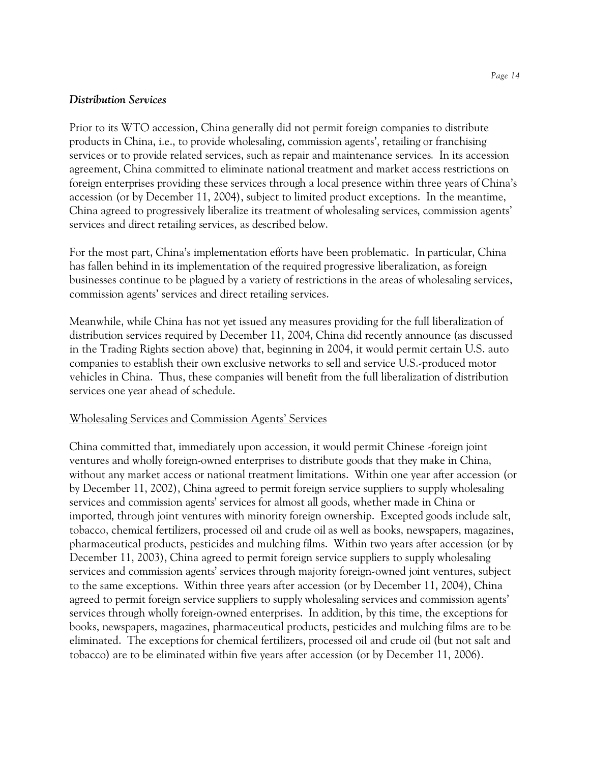### *Distribution Services*

Prior to its WTO accession, China generally did not permit foreign companies to distribute products in China, i.e., to provide wholesaling, commission agents', retailing or franchising services or to provide related services, such as repair and maintenance services. In its accession agreement, China committed to eliminate national treatment and market access restrictions on foreign enterprises providing these services through a local presence within three years of China's accession (or by December 11, 2004), subject to limited product exceptions. In the meantime, China agreed to progressively liberalize its treatment of wholesaling services, commission agents' services and direct retailing services, as described below.

For the most part, China's implementation efforts have been problematic. In particular, China has fallen behind in its implementation of the required progressive liberalization, as foreign businesses continue to be plagued by a variety of restrictions in the areas of wholesaling services, commission agents' services and direct retailing services.

Meanwhile, while China has not yet issued any measures providing for the full liberalization of distribution services required by December 11, 2004, China did recently announce (as discussed in the Trading Rights section above) that, beginning in 2004, it would permit certain U.S. auto companies to establish their own exclusive networks to sell and service U.S.-produced motor vehicles in China. Thus, these companies will benefit from the full liberalization of distribution services one year ahead of schedule.

Wholesaling Services and Commission Agents' Services

China committed that, immediately upon accession, it would permit Chinese -foreign joint ventures and wholly foreign-owned enterprises to distribute goods that they make in China, without any market access or national treatment limitations. Within one year after accession (or by December 11, 2002), China agreed to permit foreign service suppliers to supply wholesaling services and commission agents' services for almost all goods, whether made in China or imported, through joint ventures with minority foreign ownership. Excepted goods include salt, tobacco, chemical fertilizers, processed oil and crude oil as well as books, newspapers, magazines, pharmaceutical products, pesticides and mulching films. Within two years after accession (or by December 11, 2003), China agreed to permit foreign service suppliers to supply wholesaling services and commission agents' services through majority foreign-owned joint ventures, subject to the same exceptions. Within three years after accession (or by December 11, 2004), China agreed to permit foreign service suppliers to supply wholesaling services and commission agents' services through wholly foreign-owned enterprises. In addition, by this time, the exceptions for books, newspapers, magazines, pharmaceutical products, pesticides and mulching films are to be eliminated. The exceptions for chemical fertilizers, processed oil and crude oil (but not salt and tobacco) are to be eliminated within five years after accession (or by December 11, 2006).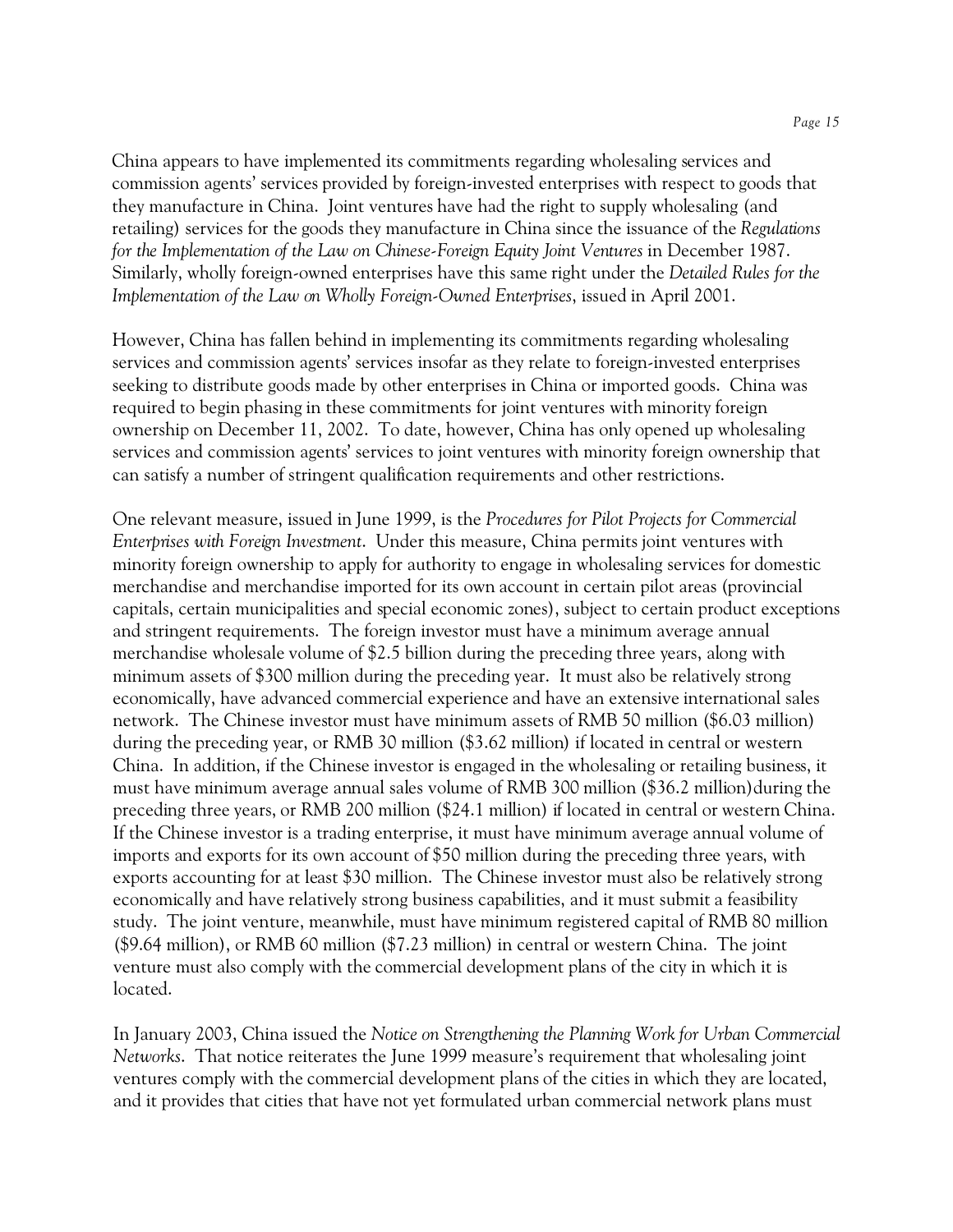China appears to have implemented its commitments regarding wholesaling services and commission agents' services provided by foreign-invested enterprises with respect to goods that they manufacture in China. Joint ventures have had the right to supply wholesaling (and retailing) services for the goods they manufacture in China since the issuance of the *Regulations for the Implementation of the Law on Chinese-Foreign Equity Joint Ventures* in December 1987. Similarly, wholly foreign-owned enterprises have this same right under the *Detailed Rules for the Implementation of the Law on Wholly Foreign-Owned Enterprises*, issued in April 2001.

However, China has fallen behind in implementing its commitments regarding wholesaling services and commission agents' services insofar as they relate to foreign-invested enterprises seeking to distribute goods made by other enterprises in China or imported goods. China was required to begin phasing in these commitments for joint ventures with minority foreign ownership on December 11, 2002. To date, however, China has only opened up wholesaling services and commission agents' services to joint ventures with minority foreign ownership that can satisfy a number of stringent qualification requirements and other restrictions.

One relevant measure, issued in June 1999, is the *Procedures for Pilot Projects for Commercial Enterprises with Foreign Investment*. Under this measure, China permits joint ventures with minority foreign ownership to apply for authority to engage in wholesaling services for domestic merchandise and merchandise imported for its own account in certain pilot areas (provincial capitals, certain municipalities and special economic zones), subject to certain product exceptions and stringent requirements. The foreign investor must have a minimum average annual merchandise wholesale volume of $2.5 billion during the preceding three years, along with minimum assets of $300 million during the preceding year. It must also be relatively strong economically, have advanced commercial experience and have an extensive international sales network. The Chinese investor must have minimum assets of RMB 50 million ($6.03 million) during the preceding year, or RMB 30 million ($3.62 million) if located in central or western China. In addition, if the Chinese investor is engaged in the wholesaling or retailing business, it must have minimum average annual sales volume of RMB 300 million ($36.2 million) during the preceding three years, or RMB 200 million ($24.1 million) if located in central or western China. If the Chinese investor is a trading enterprise, it must have minimum average annual volume of imports and exports for its own account of $50 million during the preceding three years, with exports accounting for at least $30 million. The Chinese investor must also be relatively strong economically and have relatively strong business capabilities, and it must submit a feasibility study. The joint venture, meanwhile, must have minimum registered capital of RMB 80 million ($9.64 million), or RMB 60 million ($7.23 million) in central or western China. The joint venture must also comply with the commercial development plans of the city in which it is located.

In January 2003, China issued the *Notice on Strengthening the Planning Work for Urban Commercial Networks*. That notice reiterates the June 1999 measure's requirement that wholesaling joint ventures comply with the commercial development plans of the cities in which they are located, and it provides that cities that have not yet formulated urban commercial network plans must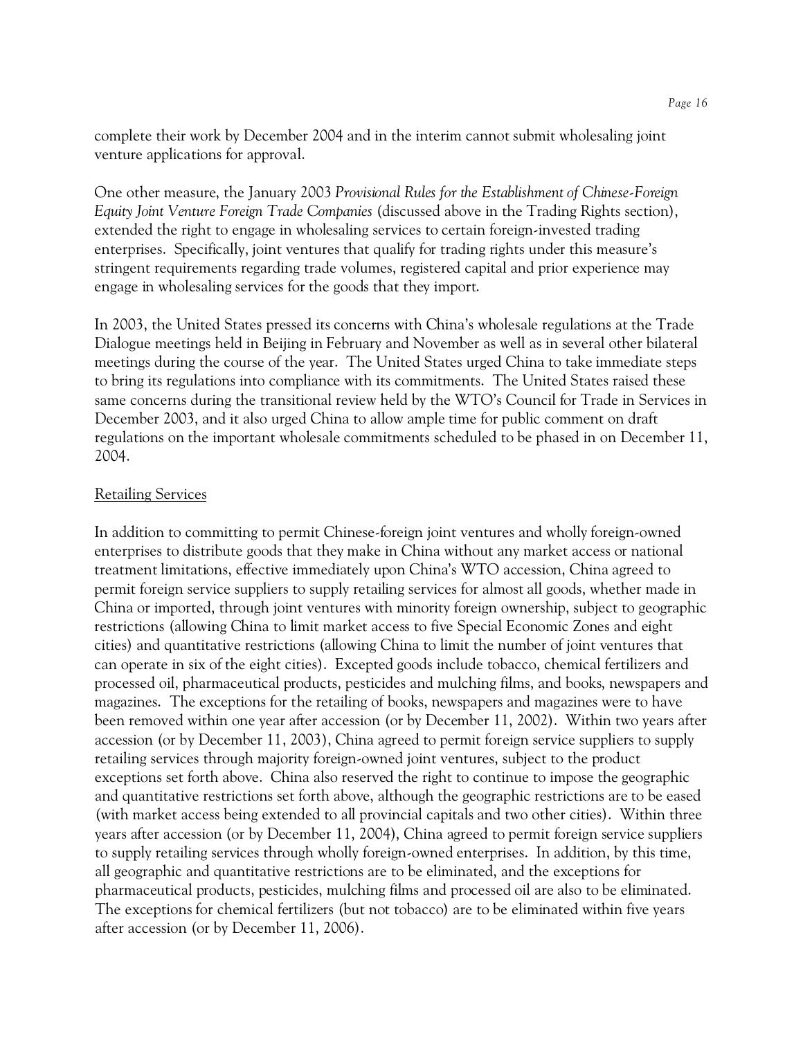complete their work by December 2004 and in the interim cannot submit wholesaling joint venture applications for approval.

One other measure, the January 2003 *Provisional Rules for the Establishment of Chinese-Foreign Equity Joint Venture Foreign Trade Companies* (discussed above in the Trading Rights section), extended the right to engage in wholesaling services to certain foreign-invested trading enterprises. Specifically, joint ventures that qualify for trading rights under this measure's stringent requirements regarding trade volumes, registered capital and prior experience may engage in wholesaling services for the goods that they import.

In 2003, the United States pressed its concerns with China's wholesale regulations at the Trade Dialogue meetings held in Beijing in February and November as well as in several other bilateral meetings during the course of the year. The United States urged China to take immediate steps to bring its regulations into compliance with its commitments. The United States raised these same concerns during the transitional review held by the WTO's Council for Trade in Services in December 2003, and it also urged China to allow ample time for public comment on draft regulations on the important wholesale commitments scheduled to be phased in on December 11, 2004.

Retailing Services

In addition to committing to permit Chinese-foreign joint ventures and wholly foreign-owned enterprises to distribute goods that they make in China without any market access or national treatment limitations, effective immediately upon China's WTO accession, China agreed to permit foreign service suppliers to supply retailing services for almost all goods, whether made in China or imported, through joint ventures with minority foreign ownership, subject to geographic restrictions (allowing China to limit market access to five Special Economic Zones and eight cities) and quantitative restrictions (allowing China to limit the number of joint ventures that can operate in six of the eight cities). Excepted goods include tobacco, chemical fertilizers and processed oil, pharmaceutical products, pesticides and mulching films, and books, newspapers and magazines. The exceptions for the retailing of books, newspapers and magazines were to have been removed within one year after accession (or by December 11, 2002). Within two years after accession (or by December 11, 2003), China agreed to permit foreign service suppliers to supply retailing services through majority foreign-owned joint ventures, subject to the product exceptions set forth above. China also reserved the right to continue to impose the geographic and quantitative restrictions set forth above, although the geographic restrictions are to be eased (with market access being extended to all provincial capitals and two other cities). Within three years after accession (or by December 11, 2004), China agreed to permit foreign service suppliers to supply retailing services through wholly foreign-owned enterprises. In addition, by this time, all geographic and quantitative restrictions are to be eliminated, and the exceptions for pharmaceutical products, pesticides, mulching films and processed oil are also to be eliminated. The exceptions for chemical fertilizers (but not tobacco) are to be eliminated within five years after accession (or by December 11, 2006).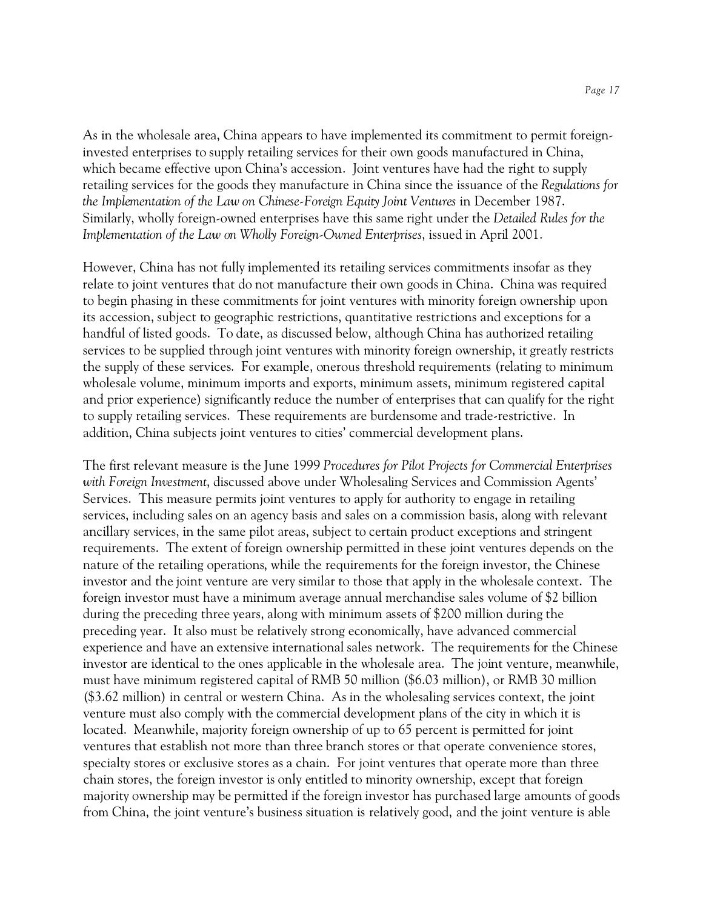As in the wholesale area, China appears to have implemented its commitment to permit foreign-invested enterprises to supply retailing services for their own goods manufactured in China, which became effective upon China's accession. Joint ventures have had the right to supply retailing services for the goods they manufacture in China since the issuance of the *Regulations for the Implementation of the Law on Chinese-Foreign Equity Joint Ventures* in December 1987. Similarly, wholly foreign-owned enterprises have this same right under the *Detailed Rules for the Implementation of the Law on Wholly Foreign-Owned Enterprises*, issued in April 2001.

However, China has not fully implemented its retailing services commitments insofar as they relate to joint ventures that do not manufacture their own goods in China. China was required to begin phasing in these commitments for joint ventures with minority foreign ownership upon its accession, subject to geographic restrictions, quantitative restrictions and exceptions for a handful of listed goods. To date, as discussed below, although China has authorized retailing services to be supplied through joint ventures with minority foreign ownership, it greatly restricts the supply of these services. For example, onerous threshold requirements (relating to minimum wholesale volume, minimum imports and exports, minimum assets, minimum registered capital and prior experience) significantly reduce the number of enterprises that can qualify for the right to supply retailing services. These requirements are burdensome and trade-restrictive. In addition, China subjects joint ventures to cities' commercial development plans.

The first relevant measure is the June 1999 *Procedures for Pilot Projects for Commercial Enterprises with Foreign Investment*, discussed above under Wholesaling Services and Commission Agents' Services. This measure permits joint ventures to apply for authority to engage in retailing services, including sales on an agency basis and sales on a commission basis, along with relevant ancillary services, in the same pilot areas, subject to certain product exceptions and stringent requirements. The extent of foreign ownership permitted in these joint ventures depends on the nature of the retailing operations, while the requirements for the foreign investor, the Chinese investor and the joint venture are very similar to those that apply in the wholesale context. The foreign investor must have a minimum average annual merchandise sales volume of $2 billion during the preceding three years, along with minimum assets of $200 million during the preceding year. It also must be relatively strong economically, have advanced commercial experience and have an extensive international sales network. The requirements for the Chinese investor are identical to the ones applicable in the wholesale area. The joint venture, meanwhile, must have minimum registered capital of RMB 50 million ($6.03 million), or RMB 30 million ($3.62 million) in central or western China. As in the wholesaling services context, the joint venture must also comply with the commercial development plans of the city in which it is located. Meanwhile, majority foreign ownership of up to 65 percent is permitted for joint ventures that establish not more than three branch stores or that operate convenience stores, specialty stores or exclusive stores as a chain. For joint ventures that operate more than three chain stores, the foreign investor is only entitled to minority ownership, except that foreign majority ownership may be permitted if the foreign investor has purchased large amounts of goods from China, the joint venture's business situation is relatively good, and the joint venture is able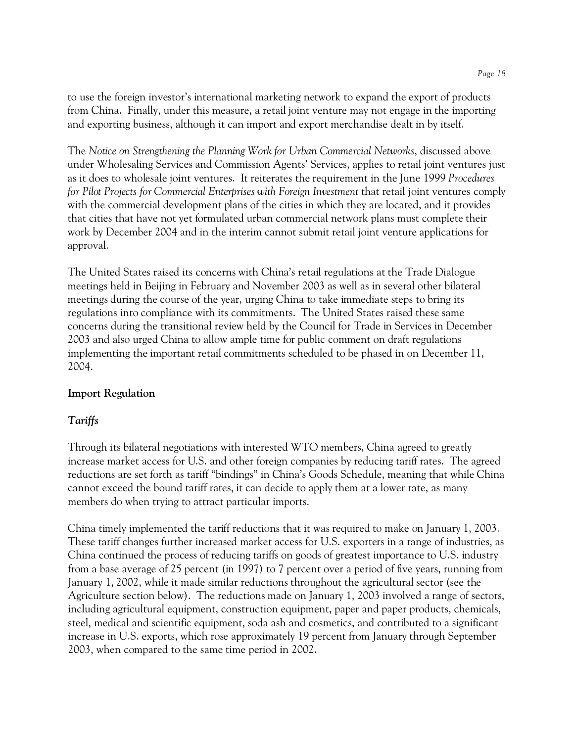to use the foreign investor's international marketing network to expand the export of products from China. Finally, under this measure, a retail joint venture may not engage in the importing and exporting business, although it can import and export merchandise dealt in by itself.

The *Notice on Strengthening the Planning Work for Urban Commercial Networks*, discussed above under Wholesaling Services and Commission Agents' Services, applies to retail joint ventures just as it does to wholesale joint ventures. It reiterates the requirement in the June 1999 *Procedures for Pilot Projects for Commercial Enterprises with Foreign Investment* that retail joint ventures comply with the commercial development plans of the cities in which they are located, and it provides that cities that have not yet formulated urban commercial network plans must complete their work by December 2004 and in the interim cannot submit retail joint venture applications for approval.

The United States raised its concerns with China's retail regulations at the Trade Dialogue meetings held in Beijing in February and November 2003 as well as in several other bilateral meetings during the course of the year, urging China to take immediate steps to bring its regulations into compliance with its commitments. The United States raised these same concerns during the transitional review held by the Council for Trade in Services in December 2003 and also urged China to allow ample time for public comment on draft regulations implementing the important retail commitments scheduled to be phased in on December 11, 2004.

**Import Regulation**

***Tariffs***

Through its bilateral negotiations with interested WTO members, China agreed to greatly increase market access for U.S. and other foreign companies by reducing tariff rates. The agreed reductions are set forth as tariff "bindings" in China's Goods Schedule, meaning that while China cannot exceed the bound tariff rates, it can decide to apply them at a lower rate, as many members do when trying to attract particular imports.

China timely implemented the tariff reductions that it was required to make on January 1, 2003. These tariff changes further increased market access for U.S. exporters in a range of industries, as China continued the process of reducing tariffs on goods of greatest importance to U.S. industry from a base average of 25 percent (in 1997) to 7 percent over a period of five years, running from January 1, 2002, while it made similar reductions throughout the agricultural sector (see the Agriculture section below). The reductions made on January 1, 2003 involved a range of sectors, including agricultural equipment, construction equipment, paper and paper products, chemicals, steel, medical and scientific equipment, soda ash and cosmetics, and contributed to a significant increase in U.S. exports, which rose approximately 19 percent from January through September 2003, when compared to the same time period in 2002.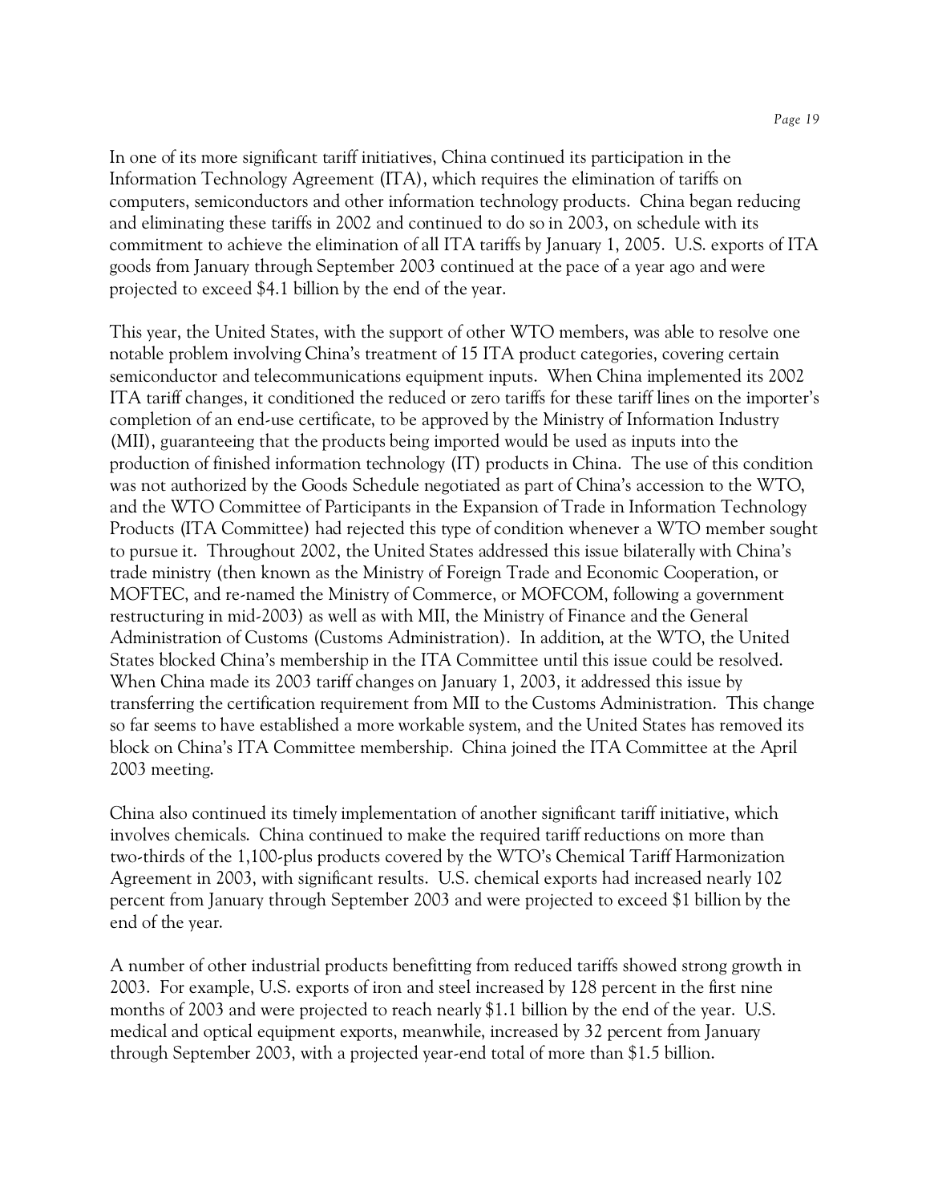In one of its more significant tariff initiatives, China continued its participation in the Information Technology Agreement (ITA), which requires the elimination of tariffs on computers, semiconductors and other information technology products. China began reducing and eliminating these tariffs in 2002 and continued to do so in 2003, on schedule with its commitment to achieve the elimination of all ITA tariffs by January 1, 2005. U.S. exports of ITA goods from January through September 2003 continued at the pace of a year ago and were projected to exceed $4.1 billion by the end of the year.

This year, the United States, with the support of other WTO members, was able to resolve one notable problem involving China's treatment of 15 ITA product categories, covering certain semiconductor and telecommunications equipment inputs. When China implemented its 2002 ITA tariff changes, it conditioned the reduced or zero tariffs for these tariff lines on the importer's completion of an end-use certificate, to be approved by the Ministry of Information Industry (MII), guaranteeing that the products being imported would be used as inputs into the production of finished information technology (IT) products in China. The use of this condition was not authorized by the Goods Schedule negotiated as part of China's accession to the WTO, and the WTO Committee of Participants in the Expansion of Trade in Information Technology Products (ITA Committee) had rejected this type of condition whenever a WTO member sought to pursue it. Throughout 2002, the United States addressed this issue bilaterally with China's trade ministry (then known as the Ministry of Foreign Trade and Economic Cooperation, or MOFTEC, and re-named the Ministry of Commerce, or MOFCOM, following a government restructuring in mid-2003) as well as with MII, the Ministry of Finance and the General Administration of Customs (Customs Administration). In addition, at the WTO, the United States blocked China's membership in the ITA Committee until this issue could be resolved. When China made its 2003 tariff changes on January 1, 2003, it addressed this issue by transferring the certification requirement from MII to the Customs Administration. This change so far seems to have established a more workable system, and the United States has removed its block on China's ITA Committee membership. China joined the ITA Committee at the April 2003 meeting.

China also continued its timely implementation of another significant tariff initiative, which involves chemicals. China continued to make the required tariff reductions on more than two-thirds of the 1,100-plus products covered by the WTO's Chemical Tariff Harmonization Agreement in 2003, with significant results. U.S. chemical exports had increased nearly 102 percent from January through September 2003 and were projected to exceed $1 billion by the end of the year.

A number of other industrial products benefitting from reduced tariffs showed strong growth in 2003. For example, U.S. exports of iron and steel increased by 128 percent in the first nine months of 2003 and were projected to reach nearly $1.1 billion by the end of the year. U.S. medical and optical equipment exports, meanwhile, increased by 32 percent from January through September 2003, with a projected year-end total of more than $1.5 billion.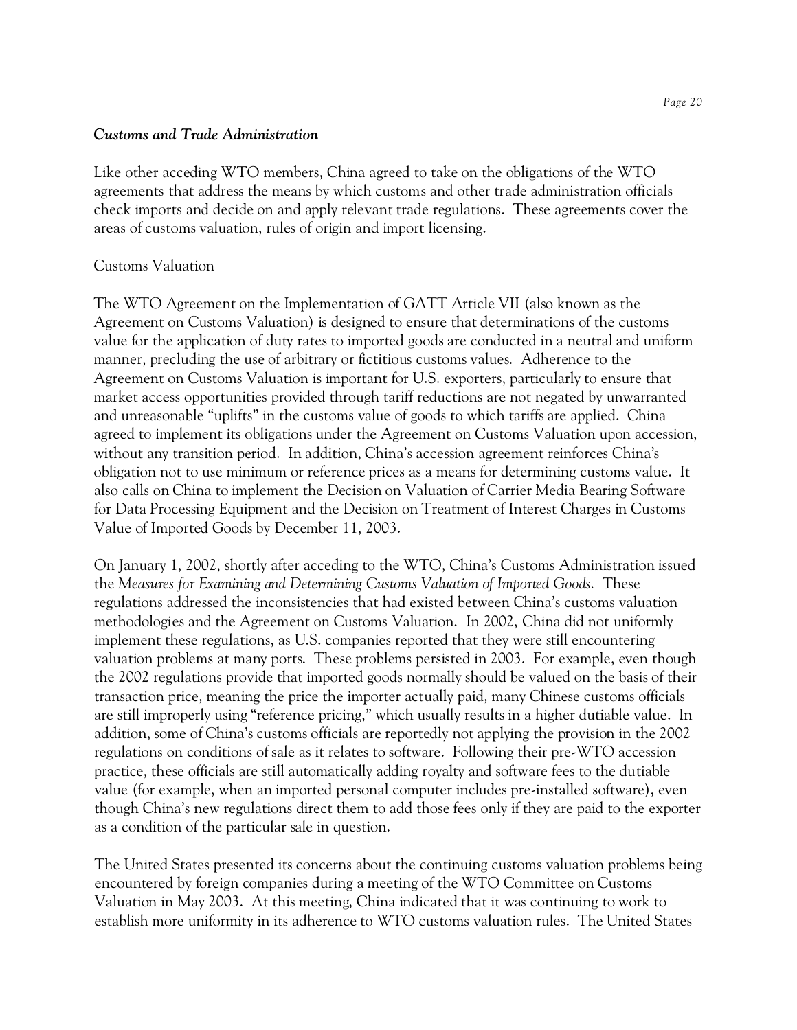### *Customs and Trade Administration*

Like other acceding WTO members, China agreed to take on the obligations of the WTO agreements that address the means by which customs and other trade administration officials check imports and decide on and apply relevant trade regulations. These agreements cover the areas of customs valuation, rules of origin and import licensing.

#### Customs Valuation

The WTO Agreement on the Implementation of GATT Article VII (also known as the Agreement on Customs Valuation) is designed to ensure that determinations of the customs value for the application of duty rates to imported goods are conducted in a neutral and uniform manner, precluding the use of arbitrary or fictitious customs values. Adherence to the Agreement on Customs Valuation is important for U.S. exporters, particularly to ensure that market access opportunities provided through tariff reductions are not negated by unwarranted and unreasonable "uplifts" in the customs value of goods to which tariffs are applied. China agreed to implement its obligations under the Agreement on Customs Valuation upon accession, without any transition period. In addition, China's accession agreement reinforces China's obligation not to use minimum or reference prices as a means for determining customs value. It also calls on China to implement the Decision on Valuation of Carrier Media Bearing Software for Data Processing Equipment and the Decision on Treatment of Interest Charges in Customs Value of Imported Goods by December 11, 2003.

On January 1, 2002, shortly after acceding to the WTO, China's Customs Administration issued the *Measures for Examining and Determining Customs Valuation of Imported Goods.* These regulations addressed the inconsistencies that had existed between China's customs valuation methodologies and the Agreement on Customs Valuation. In 2002, China did not uniformly implement these regulations, as U.S. companies reported that they were still encountering valuation problems at many ports. These problems persisted in 2003. For example, even though the 2002 regulations provide that imported goods normally should be valued on the basis of their transaction price, meaning the price the importer actually paid, many Chinese customs officials are still improperly using "reference pricing," which usually results in a higher dutiable value. In addition, some of China's customs officials are reportedly not applying the provision in the 2002 regulations on conditions of sale as it relates to software. Following their pre-WTO accession practice, these officials are still automatically adding royalty and software fees to the dutiable value (for example, when an imported personal computer includes pre-installed software), even though China's new regulations direct them to add those fees only if they are paid to the exporter as a condition of the particular sale in question.

The United States presented its concerns about the continuing customs valuation problems being encountered by foreign companies during a meeting of the WTO Committee on Customs Valuation in May 2003. At this meeting, China indicated that it was continuing to work to establish more uniformity in its adherence to WTO customs valuation rules. The United States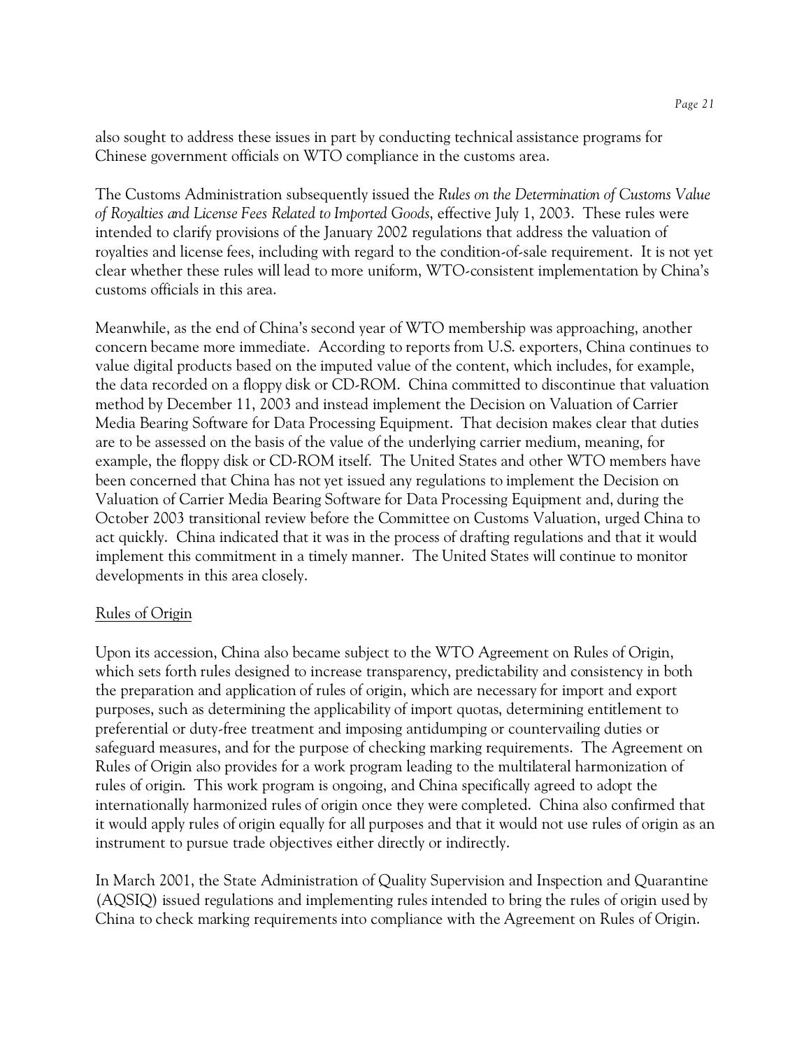also sought to address these issues in part by conducting technical assistance programs for Chinese government officials on WTO compliance in the customs area.

The Customs Administration subsequently issued the *Rules on the Determination of Customs Value of Royalties and License Fees Related to Imported Goods*, effective July 1, 2003. These rules were intended to clarify provisions of the January 2002 regulations that address the valuation of royalties and license fees, including with regard to the condition-of-sale requirement. It is not yet clear whether these rules will lead to more uniform, WTO-consistent implementation by China's customs officials in this area.

Meanwhile, as the end of China's second year of WTO membership was approaching, another concern became more immediate. According to reports from U.S. exporters, China continues to value digital products based on the imputed value of the content, which includes, for example, the data recorded on a floppy disk or CD-ROM. China committed to discontinue that valuation method by December 11, 2003 and instead implement the Decision on Valuation of Carrier Media Bearing Software for Data Processing Equipment. That decision makes clear that duties are to be assessed on the basis of the value of the underlying carrier medium, meaning, for example, the floppy disk or CD-ROM itself. The United States and other WTO members have been concerned that China has not yet issued any regulations to implement the Decision on Valuation of Carrier Media Bearing Software for Data Processing Equipment and, during the October 2003 transitional review before the Committee on Customs Valuation, urged China to act quickly. China indicated that it was in the process of drafting regulations and that it would implement this commitment in a timely manner. The United States will continue to monitor developments in this area closely.

<u>Rules of Origin</u>

Upon its accession, China also became subject to the WTO Agreement on Rules of Origin, which sets forth rules designed to increase transparency, predictability and consistency in both the preparation and application of rules of origin, which are necessary for import and export purposes, such as determining the applicability of import quotas, determining entitlement to preferential or duty-free treatment and imposing antidumping or countervailing duties or safeguard measures, and for the purpose of checking marking requirements. The Agreement on Rules of Origin also provides for a work program leading to the multilateral harmonization of rules of origin. This work program is ongoing, and China specifically agreed to adopt the internationally harmonized rules of origin once they were completed. China also confirmed that it would apply rules of origin equally for all purposes and that it would not use rules of origin as an instrument to pursue trade objectives either directly or indirectly.

In March 2001, the State Administration of Quality Supervision and Inspection and Quarantine (AQSIQ) issued regulations and implementing rules intended to bring the rules of origin used by China to check marking requirements into compliance with the Agreement on Rules of Origin.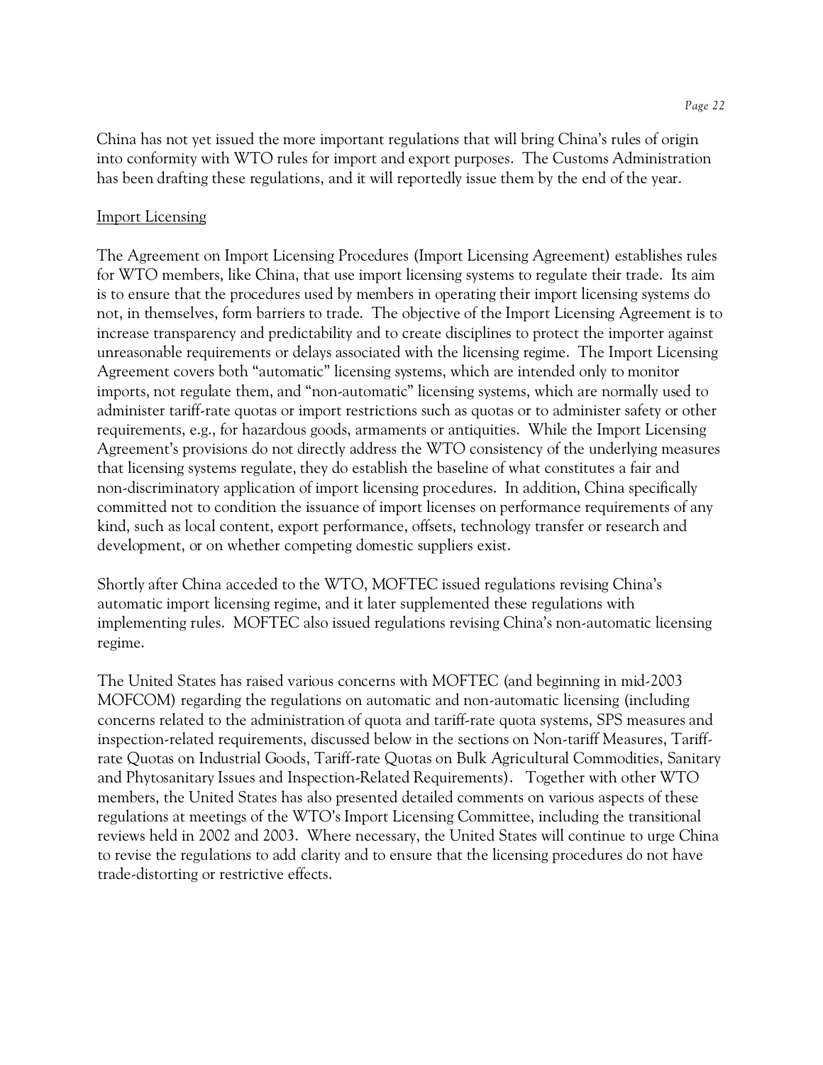China has not yet issued the more important regulations that will bring China's rules of origin into conformity with WTO rules for import and export purposes. The Customs Administration has been drafting these regulations, and it will reportedly issue them by the end of the year.

<u>Import Licensing</u>

The Agreement on Import Licensing Procedures (Import Licensing Agreement) establishes rules for WTO members, like China, that use import licensing systems to regulate their trade. Its aim is to ensure that the procedures used by members in operating their import licensing systems do not, in themselves, form barriers to trade. The objective of the Import Licensing Agreement is to increase transparency and predictability and to create disciplines to protect the importer against unreasonable requirements or delays associated with the licensing regime. The Import Licensing Agreement covers both "automatic" licensing systems, which are intended only to monitor imports, not regulate them, and "non-automatic" licensing systems, which are normally used to administer tariff-rate quotas or import restrictions such as quotas or to administer safety or other requirements, e.g., for hazardous goods, armaments or antiquities. While the Import Licensing Agreement's provisions do not directly address the WTO consistency of the underlying measures that licensing systems regulate, they do establish the baseline of what constitutes a fair and non-discriminatory application of import licensing procedures. In addition, China specifically committed not to condition the issuance of import licenses on performance requirements of any kind, such as local content, export performance, offsets, technology transfer or research and development, or on whether competing domestic suppliers exist.

Shortly after China acceded to the WTO, MOFTEC issued regulations revising China's automatic import licensing regime, and it later supplemented these regulations with implementing rules. MOFTEC also issued regulations revising China's non-automatic licensing regime.

The United States has raised various concerns with MOFTEC (and beginning in mid-2003 MOFCOM) regarding the regulations on automatic and non-automatic licensing (including concerns related to the administration of quota and tariff-rate quota systems, SPS measures and inspection-related requirements, discussed below in the sections on Non-tariff Measures, Tariff-rate Quotas on Industrial Goods, Tariff-rate Quotas on Bulk Agricultural Commodities, Sanitary and Phytosanitary Issues and Inspection-Related Requirements). Together with other WTO members, the United States has also presented detailed comments on various aspects of these regulations at meetings of the WTO's Import Licensing Committee, including the transitional reviews held in 2002 and 2003. Where necessary, the United States will continue to urge China to revise the regulations to add clarity and to ensure that the licensing procedures do not have trade-distorting or restrictive effects.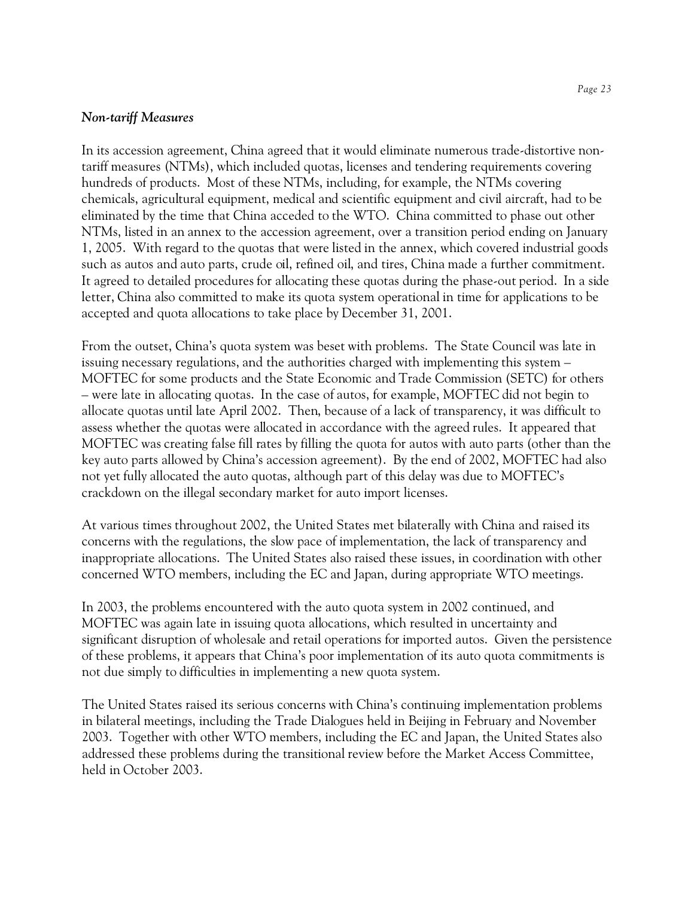*Non-tariff Measures*

In its accession agreement, China agreed that it would eliminate numerous trade-distortive non-tariff measures (NTMs), which included quotas, licenses and tendering requirements covering hundreds of products. Most of these NTMs, including, for example, the NTMs covering chemicals, agricultural equipment, medical and scientific equipment and civil aircraft, had to be eliminated by the time that China acceded to the WTO. China committed to phase out other NTMs, listed in an annex to the accession agreement, over a transition period ending on January 1, 2005. With regard to the quotas that were listed in the annex, which covered industrial goods such as autos and auto parts, crude oil, refined oil, and tires, China made a further commitment. It agreed to detailed procedures for allocating these quotas during the phase-out period. In a side letter, China also committed to make its quota system operational in time for applications to be accepted and quota allocations to take place by December 31, 2001.

From the outset, China's quota system was beset with problems. The State Council was late in issuing necessary regulations, and the authorities charged with implementing this system – MOFTEC for some products and the State Economic and Trade Commission (SETC) for others – were late in allocating quotas. In the case of autos, for example, MOFTEC did not begin to allocate quotas until late April 2002. Then, because of a lack of transparency, it was difficult to assess whether the quotas were allocated in accordance with the agreed rules. It appeared that MOFTEC was creating false fill rates by filling the quota for autos with auto parts (other than the key auto parts allowed by China's accession agreement). By the end of 2002, MOFTEC had also not yet fully allocated the auto quotas, although part of this delay was due to MOFTEC's crackdown on the illegal secondary market for auto import licenses.

At various times throughout 2002, the United States met bilaterally with China and raised its concerns with the regulations, the slow pace of implementation, the lack of transparency and inappropriate allocations. The United States also raised these issues, in coordination with other concerned WTO members, including the EC and Japan, during appropriate WTO meetings.

In 2003, the problems encountered with the auto quota system in 2002 continued, and MOFTEC was again late in issuing quota allocations, which resulted in uncertainty and significant disruption of wholesale and retail operations for imported autos. Given the persistence of these problems, it appears that China's poor implementation of its auto quota commitments is not due simply to difficulties in implementing a new quota system.

The United States raised its serious concerns with China's continuing implementation problems in bilateral meetings, including the Trade Dialogues held in Beijing in February and November 2003. Together with other WTO members, including the EC and Japan, the United States also addressed these problems during the transitional review before the Market Access Committee, held in October 2003.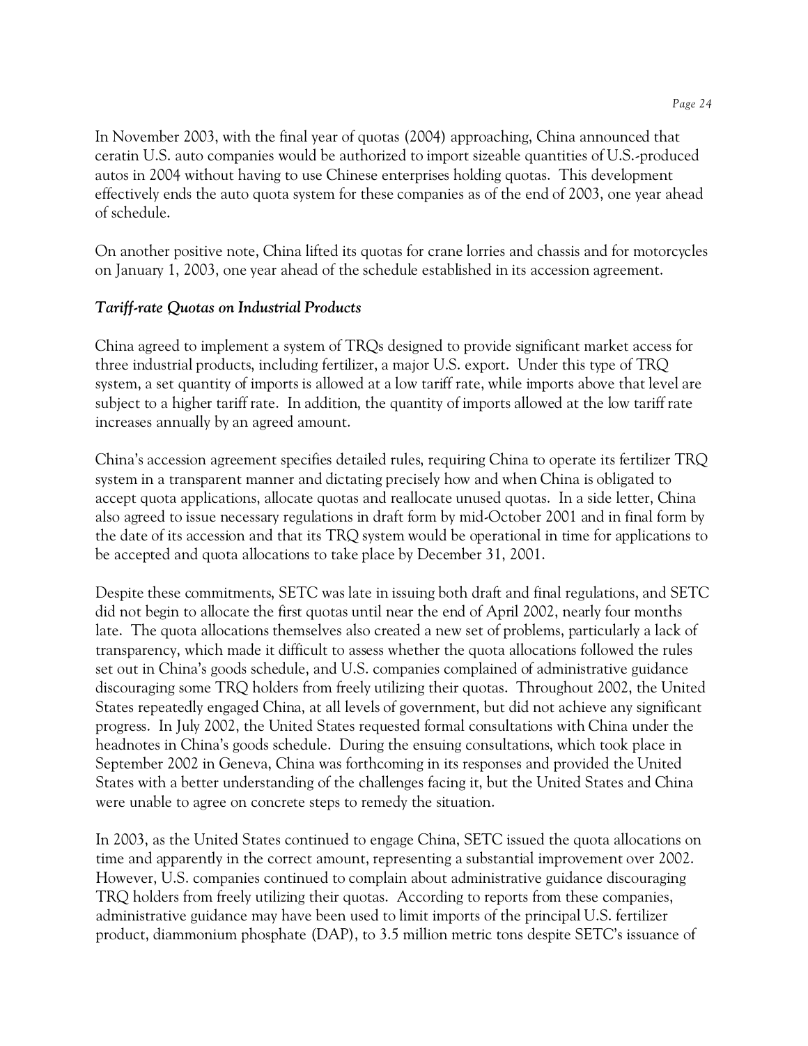In November 2003, with the final year of quotas (2004) approaching, China announced that ceratin U.S. auto companies would be authorized to import sizeable quantities of U.S.-produced autos in 2004 without having to use Chinese enterprises holding quotas. This development effectively ends the auto quota system for these companies as of the end of 2003, one year ahead of schedule.

On another positive note, China lifted its quotas for crane lorries and chassis and for motorcycles on January 1, 2003, one year ahead of the schedule established in its accession agreement.

***Tariff-rate Quotas on Industrial Products***

China agreed to implement a system of TRQs designed to provide significant market access for three industrial products, including fertilizer, a major U.S. export. Under this type of TRQ system, a set quantity of imports is allowed at a low tariff rate, while imports above that level are subject to a higher tariff rate. In addition, the quantity of imports allowed at the low tariff rate increases annually by an agreed amount.

China's accession agreement specifies detailed rules, requiring China to operate its fertilizer TRQ system in a transparent manner and dictating precisely how and when China is obligated to accept quota applications, allocate quotas and reallocate unused quotas. In a side letter, China also agreed to issue necessary regulations in draft form by mid-October 2001 and in final form by the date of its accession and that its TRQ system would be operational in time for applications to be accepted and quota allocations to take place by December 31, 2001.

Despite these commitments, SETC was late in issuing both draft and final regulations, and SETC did not begin to allocate the first quotas until near the end of April 2002, nearly four months late. The quota allocations themselves also created a new set of problems, particularly a lack of transparency, which made it difficult to assess whether the quota allocations followed the rules set out in China's goods schedule, and U.S. companies complained of administrative guidance discouraging some TRQ holders from freely utilizing their quotas. Throughout 2002, the United States repeatedly engaged China, at all levels of government, but did not achieve any significant progress. In July 2002, the United States requested formal consultations with China under the headnotes in China's goods schedule. During the ensuing consultations, which took place in September 2002 in Geneva, China was forthcoming in its responses and provided the United States with a better understanding of the challenges facing it, but the United States and China were unable to agree on concrete steps to remedy the situation.

In 2003, as the United States continued to engage China, SETC issued the quota allocations on time and apparently in the correct amount, representing a substantial improvement over 2002. However, U.S. companies continued to complain about administrative guidance discouraging TRQ holders from freely utilizing their quotas. According to reports from these companies, administrative guidance may have been used to limit imports of the principal U.S. fertilizer product, diammonium phosphate (DAP), to 3.5 million metric tons despite SETC's issuance of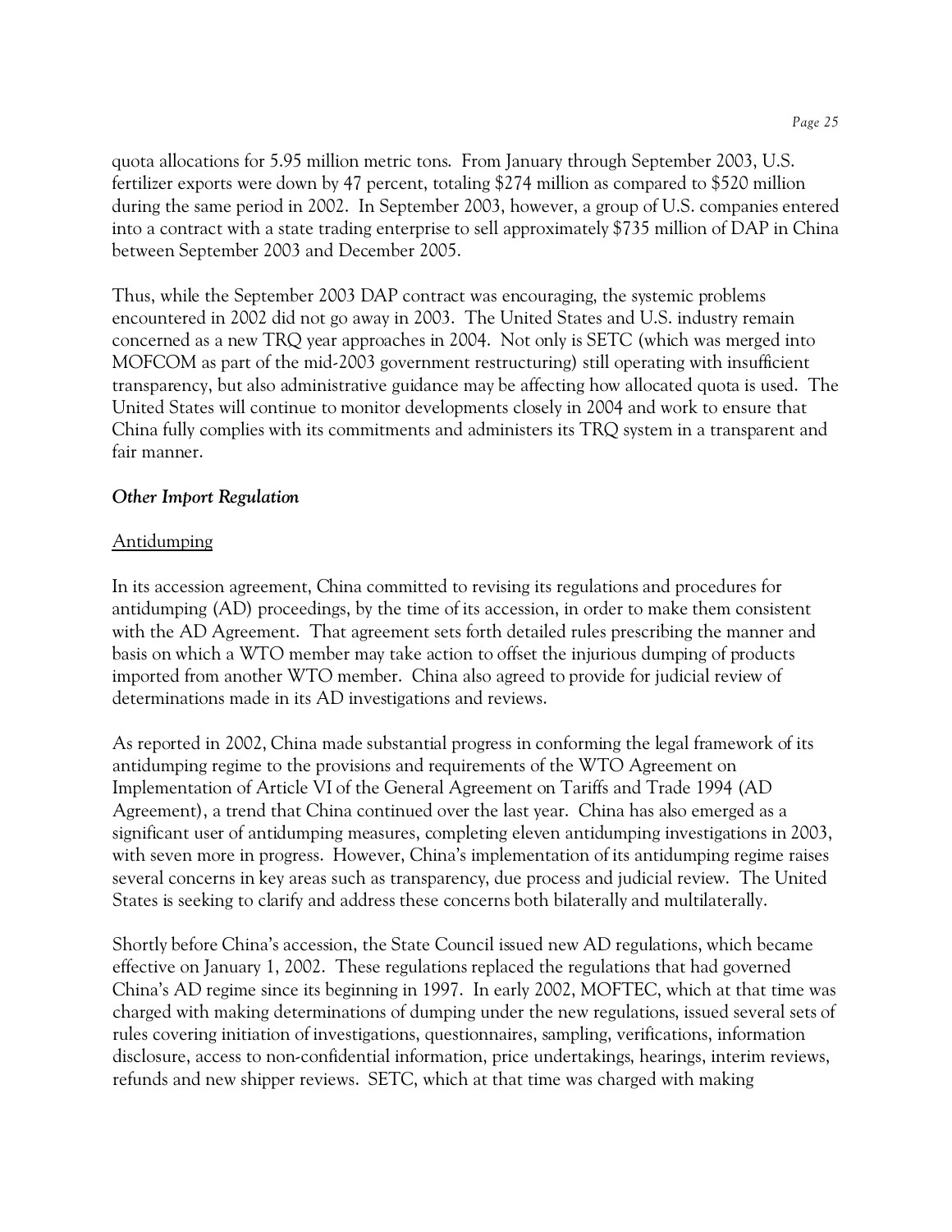quota allocations for 5.95 million metric tons. From January through September 2003, U.S. fertilizer exports were down by 47 percent, totaling $274 million as compared to $520 million during the same period in 2002. In September 2003, however, a group of U.S. companies entered into a contract with a state trading enterprise to sell approximately $735 million of DAP in China between September 2003 and December 2005.

Thus, while the September 2003 DAP contract was encouraging, the systemic problems encountered in 2002 did not go away in 2003. The United States and U.S. industry remain concerned as a new TRQ year approaches in 2004. Not only is SETC (which was merged into MOFCOM as part of the mid-2003 government restructuring) still operating with insufficient transparency, but also administrative guidance may be affecting how allocated quota is used. The United States will continue to monitor developments closely in 2004 and work to ensure that China fully complies with its commitments and administers its TRQ system in a transparent and fair manner.

### *Other Import Regulation*

#### Antidumping

In its accession agreement, China committed to revising its regulations and procedures for antidumping (AD) proceedings, by the time of its accession, in order to make them consistent with the AD Agreement. That agreement sets forth detailed rules prescribing the manner and basis on which a WTO member may take action to offset the injurious dumping of products imported from another WTO member. China also agreed to provide for judicial review of determinations made in its AD investigations and reviews.

As reported in 2002, China made substantial progress in conforming the legal framework of its antidumping regime to the provisions and requirements of the WTO Agreement on Implementation of Article VI of the General Agreement on Tariffs and Trade 1994 (AD Agreement), a trend that China continued over the last year. China has also emerged as a significant user of antidumping measures, completing eleven antidumping investigations in 2003, with seven more in progress. However, China's implementation of its antidumping regime raises several concerns in key areas such as transparency, due process and judicial review. The United States is seeking to clarify and address these concerns both bilaterally and multilaterally.

Shortly before China's accession, the State Council issued new AD regulations, which became effective on January 1, 2002. These regulations replaced the regulations that had governed China's AD regime since its beginning in 1997. In early 2002, MOFTEC, which at that time was charged with making determinations of dumping under the new regulations, issued several sets of rules covering initiation of investigations, questionnaires, sampling, verifications, information disclosure, access to non-confidential information, price undertakings, hearings, interim reviews, refunds and new shipper reviews. SETC, which at that time was charged with making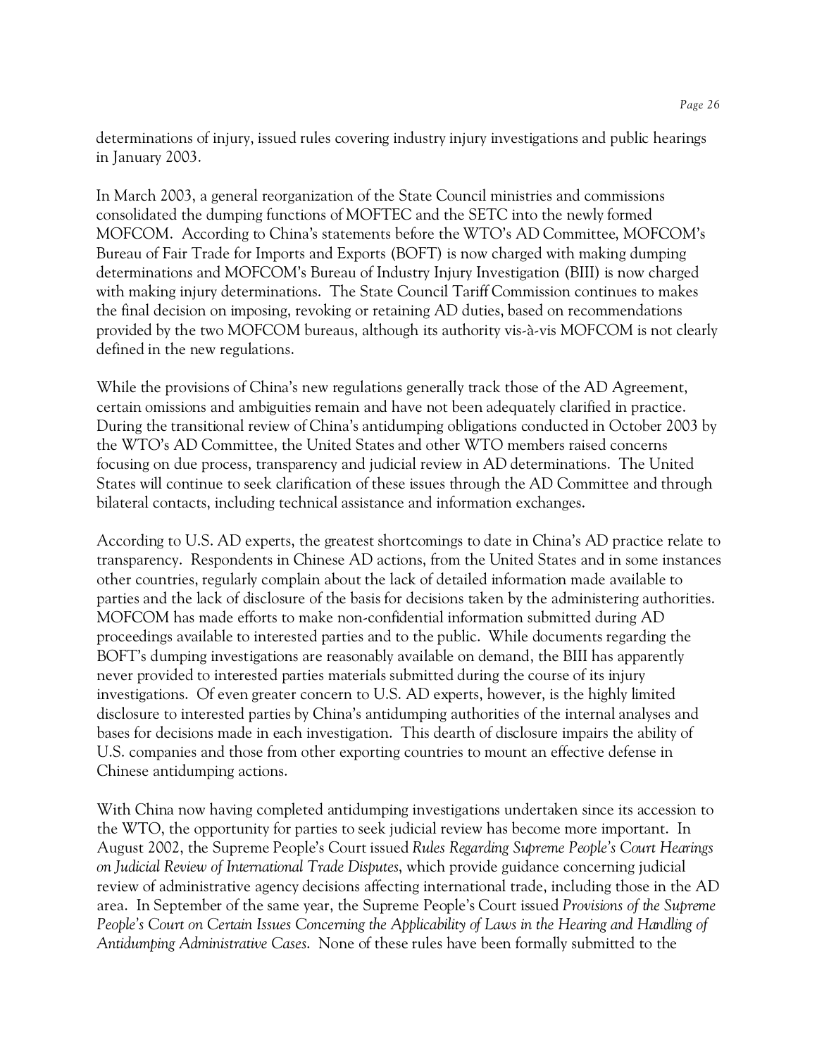determinations of injury, issued rules covering industry injury investigations and public hearings in January 2003.

In March 2003, a general reorganization of the State Council ministries and commissions consolidated the dumping functions of MOFTEC and the SETC into the newly formed MOFCOM. According to China's statements before the WTO's AD Committee, MOFCOM's Bureau of Fair Trade for Imports and Exports (BOFT) is now charged with making dumping determinations and MOFCOM's Bureau of Industry Injury Investigation (BIII) is now charged with making injury determinations. The State Council Tariff Commission continues to makes the final decision on imposing, revoking or retaining AD duties, based on recommendations provided by the two MOFCOM bureaus, although its authority vis-à-vis MOFCOM is not clearly defined in the new regulations.

While the provisions of China's new regulations generally track those of the AD Agreement, certain omissions and ambiguities remain and have not been adequately clarified in practice. During the transitional review of China's antidumping obligations conducted in October 2003 by the WTO's AD Committee, the United States and other WTO members raised concerns focusing on due process, transparency and judicial review in AD determinations. The United States will continue to seek clarification of these issues through the AD Committee and through bilateral contacts, including technical assistance and information exchanges.

According to U.S. AD experts, the greatest shortcomings to date in China's AD practice relate to transparency. Respondents in Chinese AD actions, from the United States and in some instances other countries, regularly complain about the lack of detailed information made available to parties and the lack of disclosure of the basis for decisions taken by the administering authorities. MOFCOM has made efforts to make non-confidential information submitted during AD proceedings available to interested parties and to the public. While documents regarding the BOFT's dumping investigations are reasonably available on demand, the BIII has apparently never provided to interested parties materials submitted during the course of its injury investigations. Of even greater concern to U.S. AD experts, however, is the highly limited disclosure to interested parties by China's antidumping authorities of the internal analyses and bases for decisions made in each investigation. This dearth of disclosure impairs the ability of U.S. companies and those from other exporting countries to mount an effective defense in Chinese antidumping actions.

With China now having completed antidumping investigations undertaken since its accession to the WTO, the opportunity for parties to seek judicial review has become more important. In August 2002, the Supreme People's Court issued *Rules Regarding Supreme People's Court Hearings on Judicial Review of International Trade Disputes*, which provide guidance concerning judicial review of administrative agency decisions affecting international trade, including those in the AD area. In September of the same year, the Supreme People's Court issued *Provisions of the Supreme People's Court on Certain Issues Concerning the Applicability of Laws in the Hearing and Handling of Antidumping Administrative Cases*. None of these rules have been formally submitted to the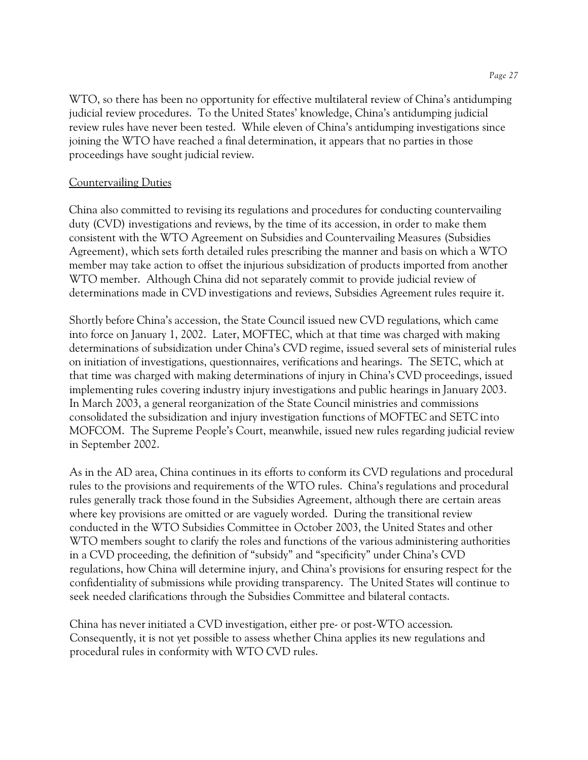WTO, so there has been no opportunity for effective multilateral review of China's antidumping judicial review procedures. To the United States' knowledge, China's antidumping judicial review rules have never been tested. While eleven of China's antidumping investigations since joining the WTO have reached a final determination, it appears that no parties in those proceedings have sought judicial review.

## Countervailing Duties

China also committed to revising its regulations and procedures for conducting countervailing duty (CVD) investigations and reviews, by the time of its accession, in order to make them consistent with the WTO Agreement on Subsidies and Countervailing Measures (Subsidies Agreement), which sets forth detailed rules prescribing the manner and basis on which a WTO member may take action to offset the injurious subsidization of products imported from another WTO member. Although China did not separately commit to provide judicial review of determinations made in CVD investigations and reviews, Subsidies Agreement rules require it.

Shortly before China's accession, the State Council issued new CVD regulations, which came into force on January 1, 2002. Later, MOFTEC, which at that time was charged with making determinations of subsidization under China's CVD regime, issued several sets of ministerial rules on initiation of investigations, questionnaires, verifications and hearings. The SETC, which at that time was charged with making determinations of injury in China's CVD proceedings, issued implementing rules covering industry injury investigations and public hearings in January 2003. In March 2003, a general reorganization of the State Council ministries and commissions consolidated the subsidization and injury investigation functions of MOFTEC and SETC into MOFCOM. The Supreme People's Court, meanwhile, issued new rules regarding judicial review in September 2002.

As in the AD area, China continues in its efforts to conform its CVD regulations and procedural rules to the provisions and requirements of the WTO rules. China's regulations and procedural rules generally track those found in the Subsidies Agreement, although there are certain areas where key provisions are omitted or are vaguely worded. During the transitional review conducted in the WTO Subsidies Committee in October 2003, the United States and other WTO members sought to clarify the roles and functions of the various administering authorities in a CVD proceeding, the definition of "subsidy" and "specificity" under China's CVD regulations, how China will determine injury, and China's provisions for ensuring respect for the confidentiality of submissions while providing transparency. The United States will continue to seek needed clarifications through the Subsidies Committee and bilateral contacts.

China has never initiated a CVD investigation, either pre- or post-WTO accession. Consequently, it is not yet possible to assess whether China applies its new regulations and procedural rules in conformity with WTO CVD rules.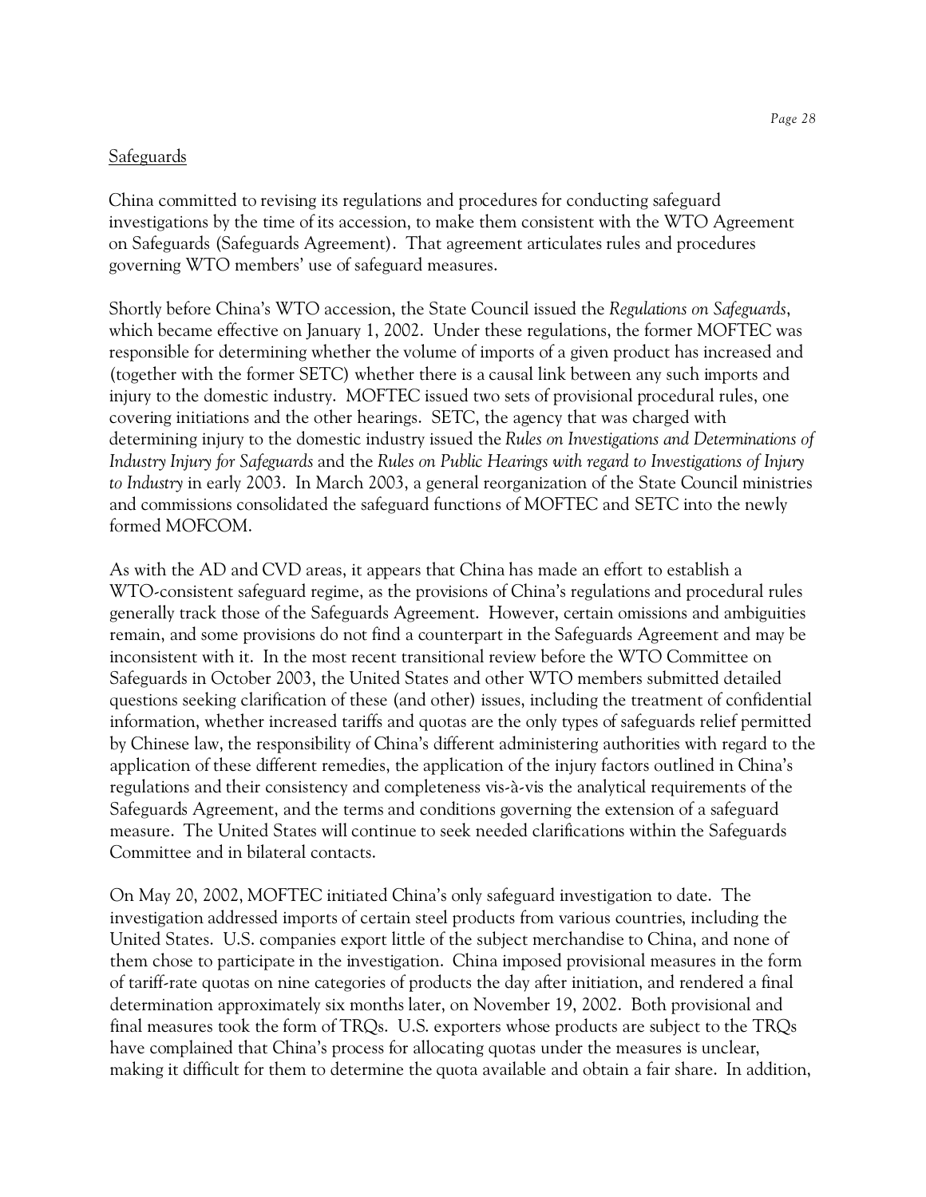Safeguards

China committed to revising its regulations and procedures for conducting safeguard investigations by the time of its accession, to make them consistent with the WTO Agreement on Safeguards (Safeguards Agreement). That agreement articulates rules and procedures governing WTO members' use of safeguard measures.

Shortly before China's WTO accession, the State Council issued the *Regulations on Safeguards*, which became effective on January 1, 2002. Under these regulations, the former MOFTEC was responsible for determining whether the volume of imports of a given product has increased and (together with the former SETC) whether there is a causal link between any such imports and injury to the domestic industry. MOFTEC issued two sets of provisional procedural rules, one covering initiations and the other hearings. SETC, the agency that was charged with determining injury to the domestic industry issued the *Rules on Investigations and Determinations of Industry Injury for Safeguards* and the *Rules on Public Hearings with regard to Investigations of Injury to Industry* in early 2003. In March 2003, a general reorganization of the State Council ministries and commissions consolidated the safeguard functions of MOFTEC and SETC into the newly formed MOFCOM.

As with the AD and CVD areas, it appears that China has made an effort to establish a WTO-consistent safeguard regime, as the provisions of China's regulations and procedural rules generally track those of the Safeguards Agreement. However, certain omissions and ambiguities remain, and some provisions do not find a counterpart in the Safeguards Agreement and may be inconsistent with it. In the most recent transitional review before the WTO Committee on Safeguards in October 2003, the United States and other WTO members submitted detailed questions seeking clarification of these (and other) issues, including the treatment of confidential information, whether increased tariffs and quotas are the only types of safeguards relief permitted by Chinese law, the responsibility of China's different administering authorities with regard to the application of these different remedies, the application of the injury factors outlined in China's regulations and their consistency and completeness vis-à-vis the analytical requirements of the Safeguards Agreement, and the terms and conditions governing the extension of a safeguard measure. The United States will continue to seek needed clarifications within the Safeguards Committee and in bilateral contacts.

On May 20, 2002, MOFTEC initiated China's only safeguard investigation to date. The investigation addressed imports of certain steel products from various countries, including the United States. U.S. companies export little of the subject merchandise to China, and none of them chose to participate in the investigation. China imposed provisional measures in the form of tariff-rate quotas on nine categories of products the day after initiation, and rendered a final determination approximately six months later, on November 19, 2002. Both provisional and final measures took the form of TRQs. U.S. exporters whose products are subject to the TRQs have complained that China's process for allocating quotas under the measures is unclear, making it difficult for them to determine the quota available and obtain a fair share. In addition,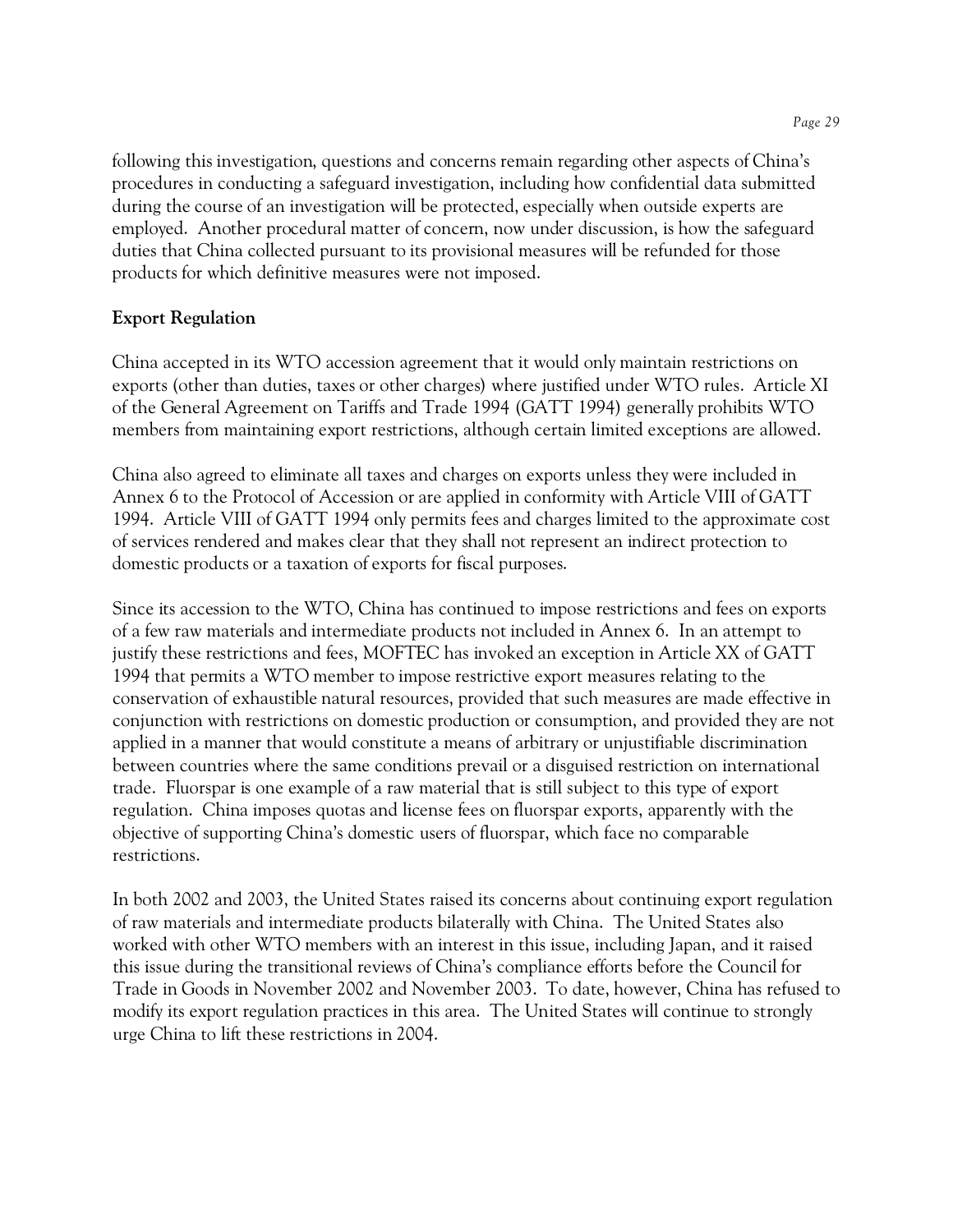following this investigation, questions and concerns remain regarding other aspects of China's procedures in conducting a safeguard investigation, including how confidential data submitted during the course of an investigation will be protected, especially when outside experts are employed. Another procedural matter of concern, now under discussion, is how the safeguard duties that China collected pursuant to its provisional measures will be refunded for those products for which definitive measures were not imposed.

**Export Regulation**

China accepted in its WTO accession agreement that it would only maintain restrictions on exports (other than duties, taxes or other charges) where justified under WTO rules. Article XI of the General Agreement on Tariffs and Trade 1994 (GATT 1994) generally prohibits WTO members from maintaining export restrictions, although certain limited exceptions are allowed.

China also agreed to eliminate all taxes and charges on exports unless they were included in Annex 6 to the Protocol of Accession or are applied in conformity with Article VIII of GATT 1994. Article VIII of GATT 1994 only permits fees and charges limited to the approximate cost of services rendered and makes clear that they shall not represent an indirect protection to domestic products or a taxation of exports for fiscal purposes.

Since its accession to the WTO, China has continued to impose restrictions and fees on exports of a few raw materials and intermediate products not included in Annex 6. In an attempt to justify these restrictions and fees, MOFTEC has invoked an exception in Article XX of GATT 1994 that permits a WTO member to impose restrictive export measures relating to the conservation of exhaustible natural resources, provided that such measures are made effective in conjunction with restrictions on domestic production or consumption, and provided they are not applied in a manner that would constitute a means of arbitrary or unjustifiable discrimination between countries where the same conditions prevail or a disguised restriction on international trade. Fluorspar is one example of a raw material that is still subject to this type of export regulation. China imposes quotas and license fees on fluorspar exports, apparently with the objective of supporting China's domestic users of fluorspar, which face no comparable restrictions.

In both 2002 and 2003, the United States raised its concerns about continuing export regulation of raw materials and intermediate products bilaterally with China. The United States also worked with other WTO members with an interest in this issue, including Japan, and it raised this issue during the transitional reviews of China's compliance efforts before the Council for Trade in Goods in November 2002 and November 2003. To date, however, China has refused to modify its export regulation practices in this area. The United States will continue to strongly urge China to lift these restrictions in 2004.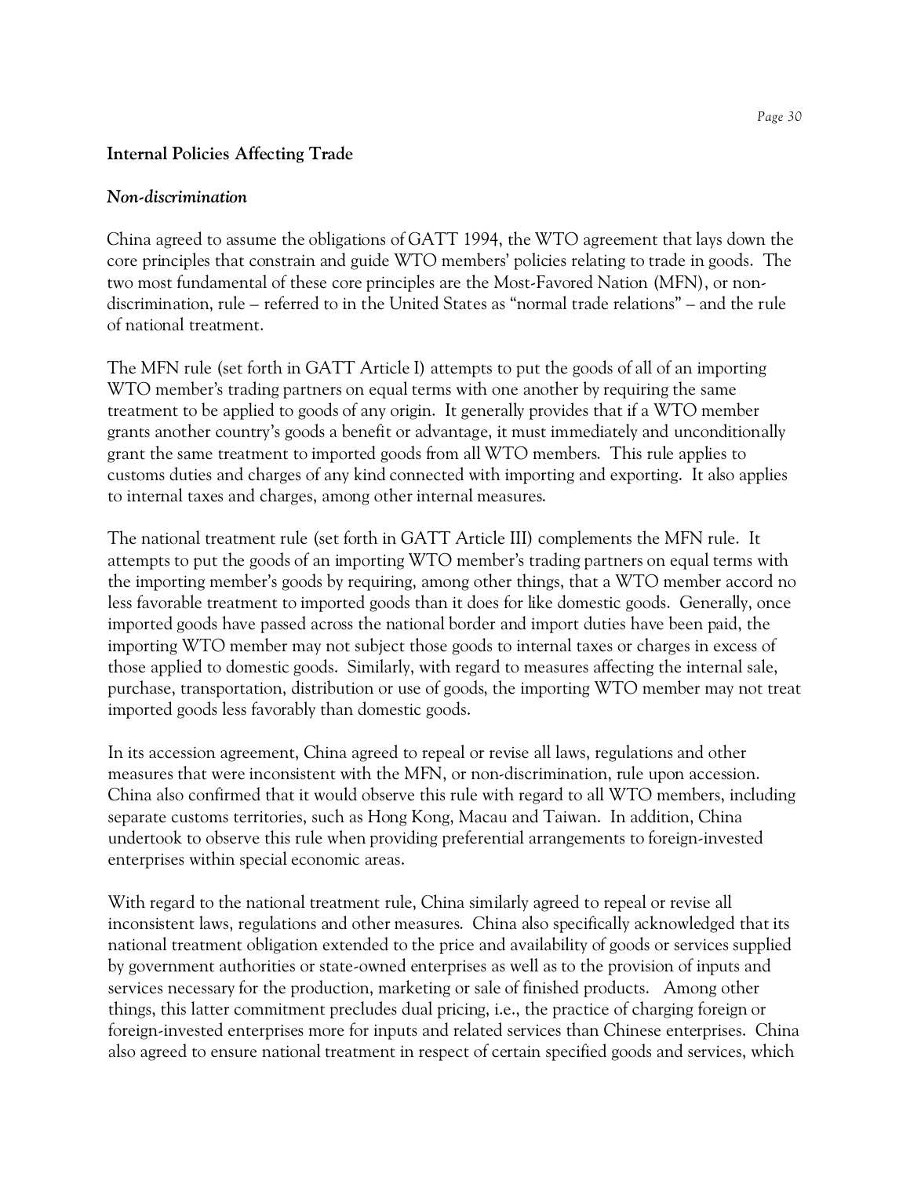## Internal Policies Affecting Trade

### *Non-discrimination*

China agreed to assume the obligations of GATT 1994, the WTO agreement that lays down the core principles that constrain and guide WTO members' policies relating to trade in goods. The two most fundamental of these core principles are the Most-Favored Nation (MFN), or non-discrimination, rule – referred to in the United States as "normal trade relations" – and the rule of national treatment.

The MFN rule (set forth in GATT Article I) attempts to put the goods of all of an importing WTO member's trading partners on equal terms with one another by requiring the same treatment to be applied to goods of any origin. It generally provides that if a WTO member grants another country's goods a benefit or advantage, it must immediately and unconditionally grant the same treatment to imported goods from all WTO members. This rule applies to customs duties and charges of any kind connected with importing and exporting. It also applies to internal taxes and charges, among other internal measures.

The national treatment rule (set forth in GATT Article III) complements the MFN rule. It attempts to put the goods of an importing WTO member's trading partners on equal terms with the importing member's goods by requiring, among other things, that a WTO member accord no less favorable treatment to imported goods than it does for like domestic goods. Generally, once imported goods have passed across the national border and import duties have been paid, the importing WTO member may not subject those goods to internal taxes or charges in excess of those applied to domestic goods. Similarly, with regard to measures affecting the internal sale, purchase, transportation, distribution or use of goods, the importing WTO member may not treat imported goods less favorably than domestic goods.

In its accession agreement, China agreed to repeal or revise all laws, regulations and other measures that were inconsistent with the MFN, or non-discrimination, rule upon accession. China also confirmed that it would observe this rule with regard to all WTO members, including separate customs territories, such as Hong Kong, Macau and Taiwan. In addition, China undertook to observe this rule when providing preferential arrangements to foreign-invested enterprises within special economic areas.

With regard to the national treatment rule, China similarly agreed to repeal or revise all inconsistent laws, regulations and other measures. China also specifically acknowledged that its national treatment obligation extended to the price and availability of goods or services supplied by government authorities or state-owned enterprises as well as to the provision of inputs and services necessary for the production, marketing or sale of finished products. Among other things, this latter commitment precludes dual pricing, i.e., the practice of charging foreign or foreign-invested enterprises more for inputs and related services than Chinese enterprises. China also agreed to ensure national treatment in respect of certain specified goods and services, which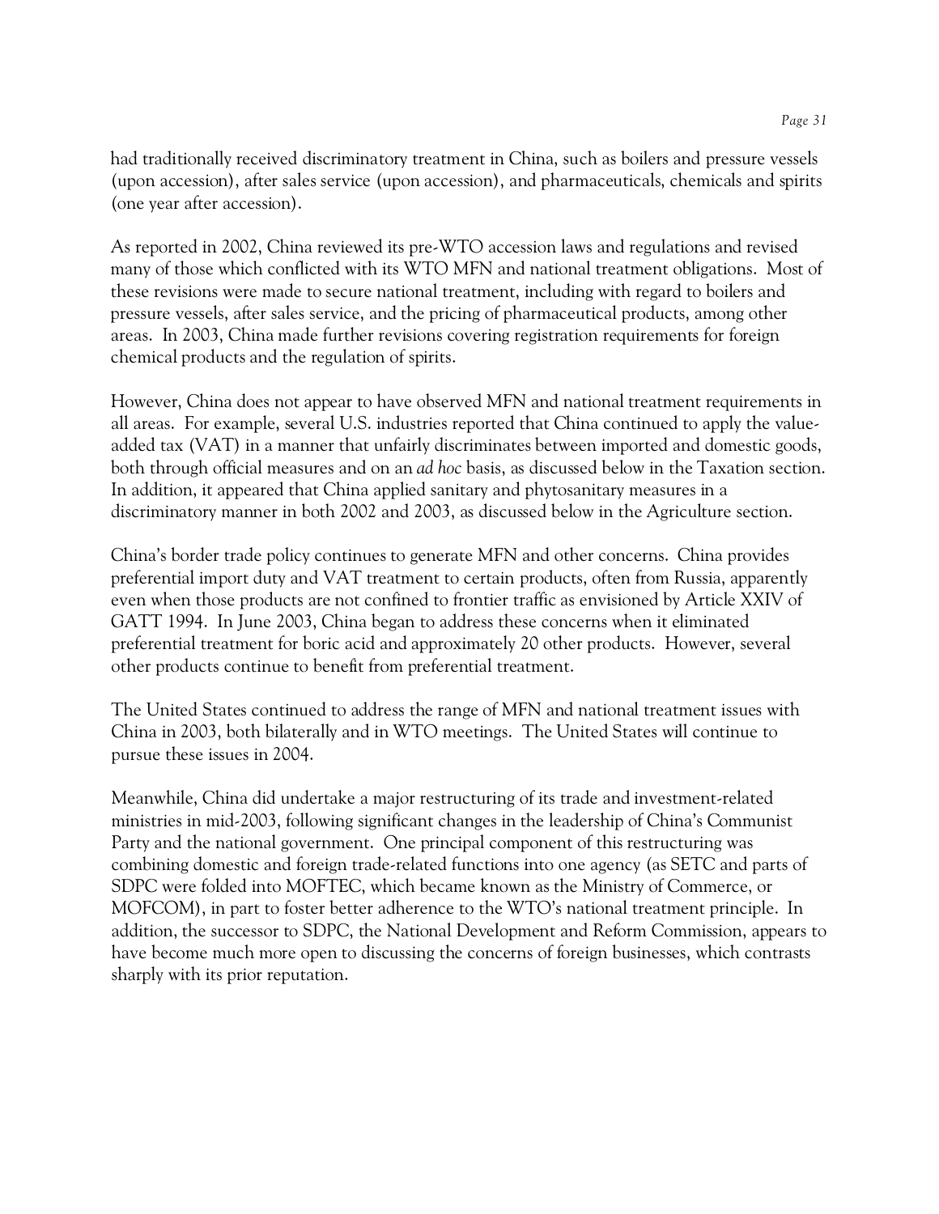had traditionally received discriminatory treatment in China, such as boilers and pressure vessels (upon accession), after sales service (upon accession), and pharmaceuticals, chemicals and spirits (one year after accession).

As reported in 2002, China reviewed its pre-WTO accession laws and regulations and revised many of those which conflicted with its WTO MFN and national treatment obligations. Most of these revisions were made to secure national treatment, including with regard to boilers and pressure vessels, after sales service, and the pricing of pharmaceutical products, among other areas. In 2003, China made further revisions covering registration requirements for foreign chemical products and the regulation of spirits.

However, China does not appear to have observed MFN and national treatment requirements in all areas. For example, several U.S. industries reported that China continued to apply the value-added tax (VAT) in a manner that unfairly discriminates between imported and domestic goods, both through official measures and on an *ad hoc* basis, as discussed below in the Taxation section. In addition, it appeared that China applied sanitary and phytosanitary measures in a discriminatory manner in both 2002 and 2003, as discussed below in the Agriculture section.

China's border trade policy continues to generate MFN and other concerns. China provides preferential import duty and VAT treatment to certain products, often from Russia, apparently even when those products are not confined to frontier traffic as envisioned by Article XXIV of GATT 1994. In June 2003, China began to address these concerns when it eliminated preferential treatment for boric acid and approximately 20 other products. However, several other products continue to benefit from preferential treatment.

The United States continued to address the range of MFN and national treatment issues with China in 2003, both bilaterally and in WTO meetings. The United States will continue to pursue these issues in 2004.

Meanwhile, China did undertake a major restructuring of its trade and investment-related ministries in mid-2003, following significant changes in the leadership of China's Communist Party and the national government. One principal component of this restructuring was combining domestic and foreign trade-related functions into one agency (as SETC and parts of SDPC were folded into MOFTEC, which became known as the Ministry of Commerce, or MOFCOM), in part to foster better adherence to the WTO's national treatment principle. In addition, the successor to SDPC, the National Development and Reform Commission, appears to have become much more open to discussing the concerns of foreign businesses, which contrasts sharply with its prior reputation.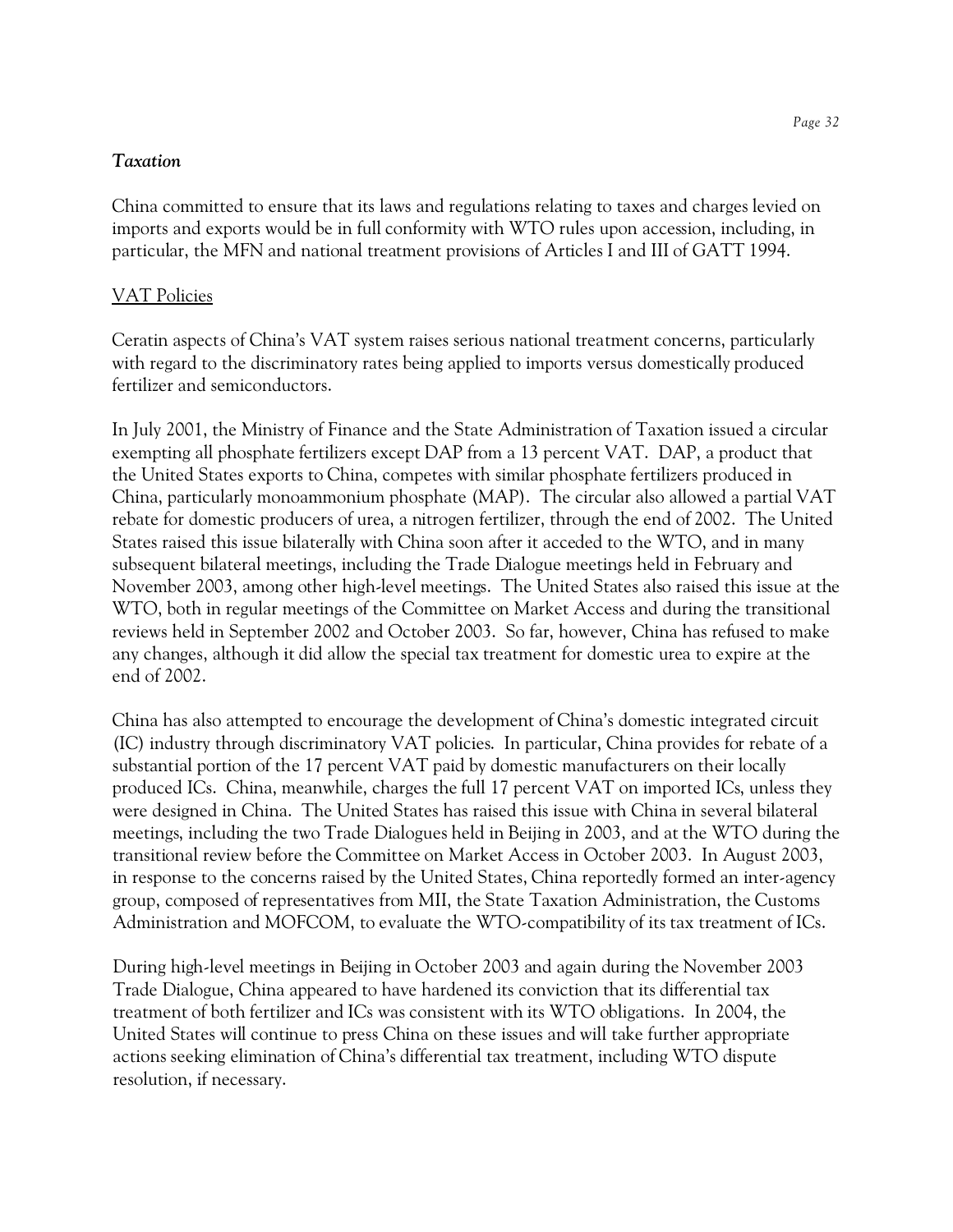### *Taxation*

China committed to ensure that its laws and regulations relating to taxes and charges levied on imports and exports would be in full conformity with WTO rules upon accession, including, in particular, the MFN and national treatment provisions of Articles I and III of GATT 1994.

#### VAT Policies

Ceratin aspects of China's VAT system raises serious national treatment concerns, particularly with regard to the discriminatory rates being applied to imports versus domestically produced fertilizer and semiconductors.

In July 2001, the Ministry of Finance and the State Administration of Taxation issued a circular exempting all phosphate fertilizers except DAP from a 13 percent VAT. DAP, a product that the United States exports to China, competes with similar phosphate fertilizers produced in China, particularly monoammonium phosphate (MAP). The circular also allowed a partial VAT rebate for domestic producers of urea, a nitrogen fertilizer, through the end of 2002. The United States raised this issue bilaterally with China soon after it acceded to the WTO, and in many subsequent bilateral meetings, including the Trade Dialogue meetings held in February and November 2003, among other high-level meetings. The United States also raised this issue at the WTO, both in regular meetings of the Committee on Market Access and during the transitional reviews held in September 2002 and October 2003. So far, however, China has refused to make any changes, although it did allow the special tax treatment for domestic urea to expire at the end of 2002.

China has also attempted to encourage the development of China's domestic integrated circuit (IC) industry through discriminatory VAT policies. In particular, China provides for rebate of a substantial portion of the 17 percent VAT paid by domestic manufacturers on their locally produced ICs. China, meanwhile, charges the full 17 percent VAT on imported ICs, unless they were designed in China. The United States has raised this issue with China in several bilateral meetings, including the two Trade Dialogues held in Beijing in 2003, and at the WTO during the transitional review before the Committee on Market Access in October 2003. In August 2003, in response to the concerns raised by the United States, China reportedly formed an inter-agency group, composed of representatives from MII, the State Taxation Administration, the Customs Administration and MOFCOM, to evaluate the WTO-compatibility of its tax treatment of ICs.

During high-level meetings in Beijing in October 2003 and again during the November 2003 Trade Dialogue, China appeared to have hardened its conviction that its differential tax treatment of both fertilizer and ICs was consistent with its WTO obligations. In 2004, the United States will continue to press China on these issues and will take further appropriate actions seeking elimination of China's differential tax treatment, including WTO dispute resolution, if necessary.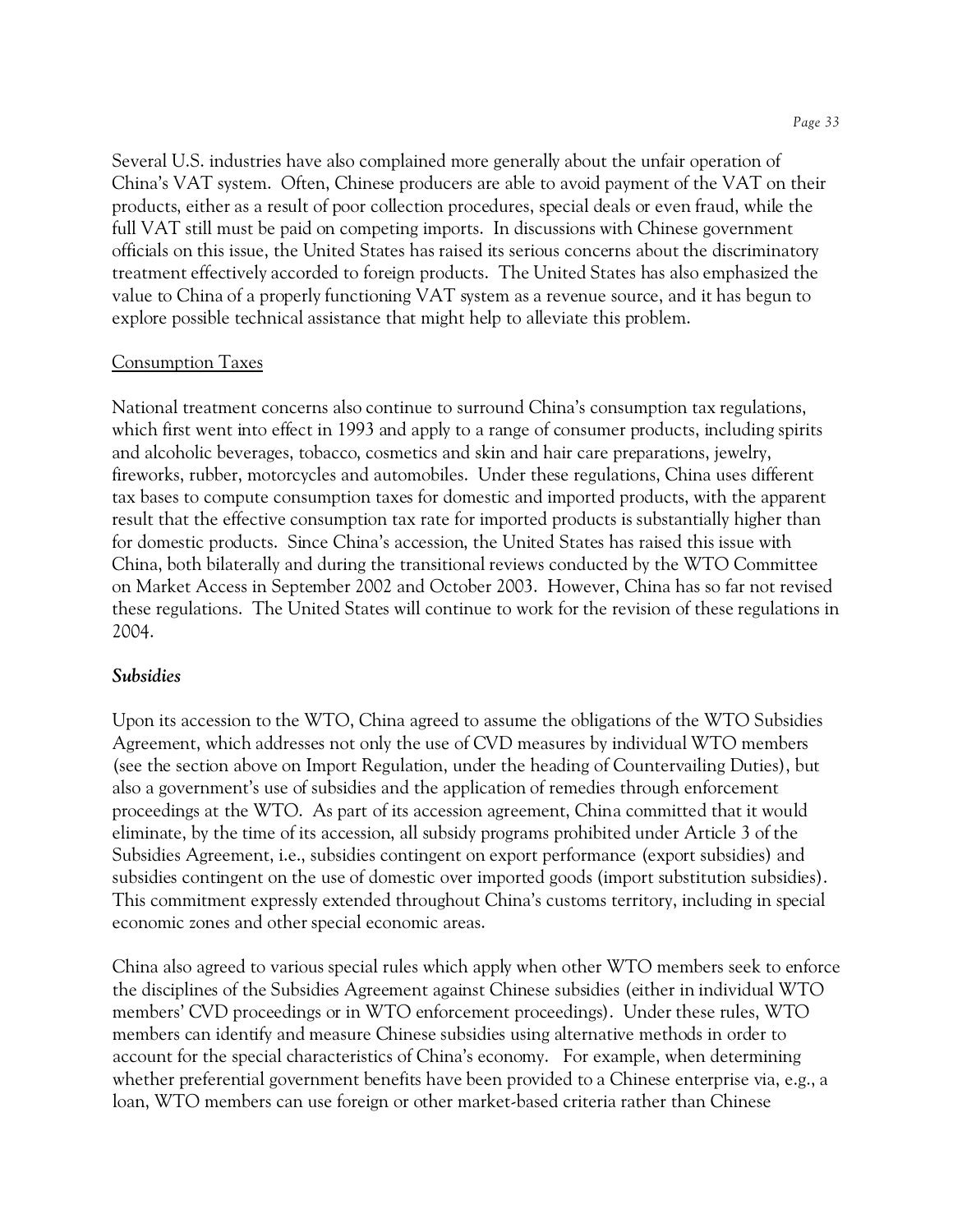Several U.S. industries have also complained more generally about the unfair operation of China's VAT system. Often, Chinese producers are able to avoid payment of the VAT on their products, either as a result of poor collection procedures, special deals or even fraud, while the full VAT still must be paid on competing imports. In discussions with Chinese government officials on this issue, the United States has raised its serious concerns about the discriminatory treatment effectively accorded to foreign products. The United States has also emphasized the value to China of a properly functioning VAT system as a revenue source, and it has begun to explore possible technical assistance that might help to alleviate this problem.

<u>Consumption Taxes</u>

National treatment concerns also continue to surround China's consumption tax regulations, which first went into effect in 1993 and apply to a range of consumer products, including spirits and alcoholic beverages, tobacco, cosmetics and skin and hair care preparations, jewelry, fireworks, rubber, motorcycles and automobiles. Under these regulations, China uses different tax bases to compute consumption taxes for domestic and imported products, with the apparent result that the effective consumption tax rate for imported products is substantially higher than for domestic products. Since China's accession, the United States has raised this issue with China, both bilaterally and during the transitional reviews conducted by the WTO Committee on Market Access in September 2002 and October 2003. However, China has so far not revised these regulations. The United States will continue to work for the revision of these regulations in 2004.

***Subsidies***

Upon its accession to the WTO, China agreed to assume the obligations of the WTO Subsidies Agreement, which addresses not only the use of CVD measures by individual WTO members (see the section above on Import Regulation, under the heading of Countervailing Duties), but also a government's use of subsidies and the application of remedies through enforcement proceedings at the WTO. As part of its accession agreement, China committed that it would eliminate, by the time of its accession, all subsidy programs prohibited under Article 3 of the Subsidies Agreement, i.e., subsidies contingent on export performance (export subsidies) and subsidies contingent on the use of domestic over imported goods (import substitution subsidies). This commitment expressly extended throughout China's customs territory, including in special economic zones and other special economic areas.

China also agreed to various special rules which apply when other WTO members seek to enforce the disciplines of the Subsidies Agreement against Chinese subsidies (either in individual WTO members' CVD proceedings or in WTO enforcement proceedings). Under these rules, WTO members can identify and measure Chinese subsidies using alternative methods in order to account for the special characteristics of China's economy. For example, when determining whether preferential government benefits have been provided to a Chinese enterprise via, e.g., a loan, WTO members can use foreign or other market-based criteria rather than Chinese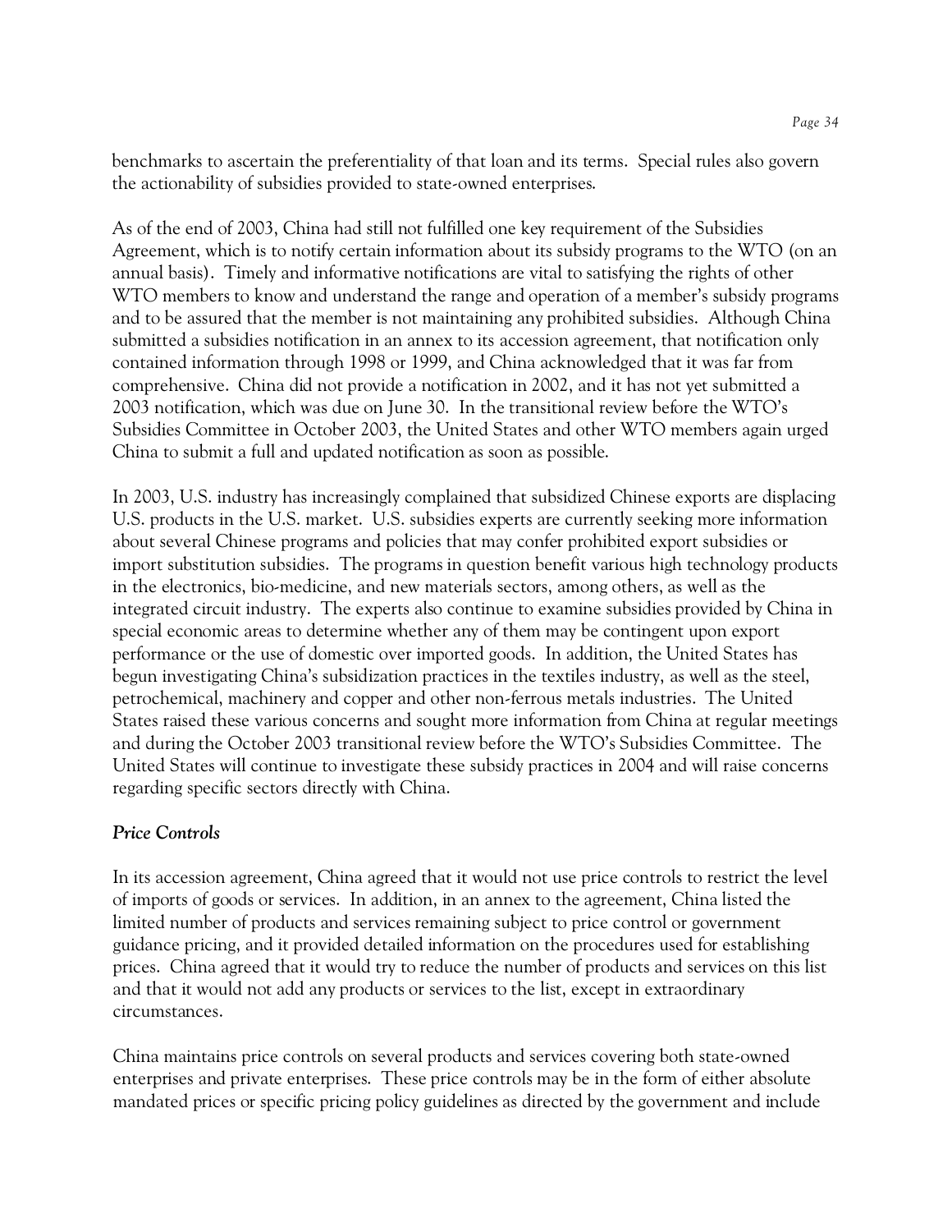benchmarks to ascertain the preferentiality of that loan and its terms. Special rules also govern the actionability of subsidies provided to state-owned enterprises.

As of the end of 2003, China had still not fulfilled one key requirement of the Subsidies Agreement, which is to notify certain information about its subsidy programs to the WTO (on an annual basis). Timely and informative notifications are vital to satisfying the rights of other WTO members to know and understand the range and operation of a member's subsidy programs and to be assured that the member is not maintaining any prohibited subsidies. Although China submitted a subsidies notification in an annex to its accession agreement, that notification only contained information through 1998 or 1999, and China acknowledged that it was far from comprehensive. China did not provide a notification in 2002, and it has not yet submitted a 2003 notification, which was due on June 30. In the transitional review before the WTO's Subsidies Committee in October 2003, the United States and other WTO members again urged China to submit a full and updated notification as soon as possible.

In 2003, U.S. industry has increasingly complained that subsidized Chinese exports are displacing U.S. products in the U.S. market. U.S. subsidies experts are currently seeking more information about several Chinese programs and policies that may confer prohibited export subsidies or import substitution subsidies. The programs in question benefit various high technology products in the electronics, bio-medicine, and new materials sectors, among others, as well as the integrated circuit industry. The experts also continue to examine subsidies provided by China in special economic areas to determine whether any of them may be contingent upon export performance or the use of domestic over imported goods. In addition, the United States has begun investigating China's subsidization practices in the textiles industry, as well as the steel, petrochemical, machinery and copper and other non-ferrous metals industries. The United States raised these various concerns and sought more information from China at regular meetings and during the October 2003 transitional review before the WTO's Subsidies Committee. The United States will continue to investigate these subsidy practices in 2004 and will raise concerns regarding specific sectors directly with China.

### *Price Controls*

In its accession agreement, China agreed that it would not use price controls to restrict the level of imports of goods or services. In addition, in an annex to the agreement, China listed the limited number of products and services remaining subject to price control or government guidance pricing, and it provided detailed information on the procedures used for establishing prices. China agreed that it would try to reduce the number of products and services on this list and that it would not add any products or services to the list, except in extraordinary circumstances.

China maintains price controls on several products and services covering both state-owned enterprises and private enterprises. These price controls may be in the form of either absolute mandated prices or specific pricing policy guidelines as directed by the government and include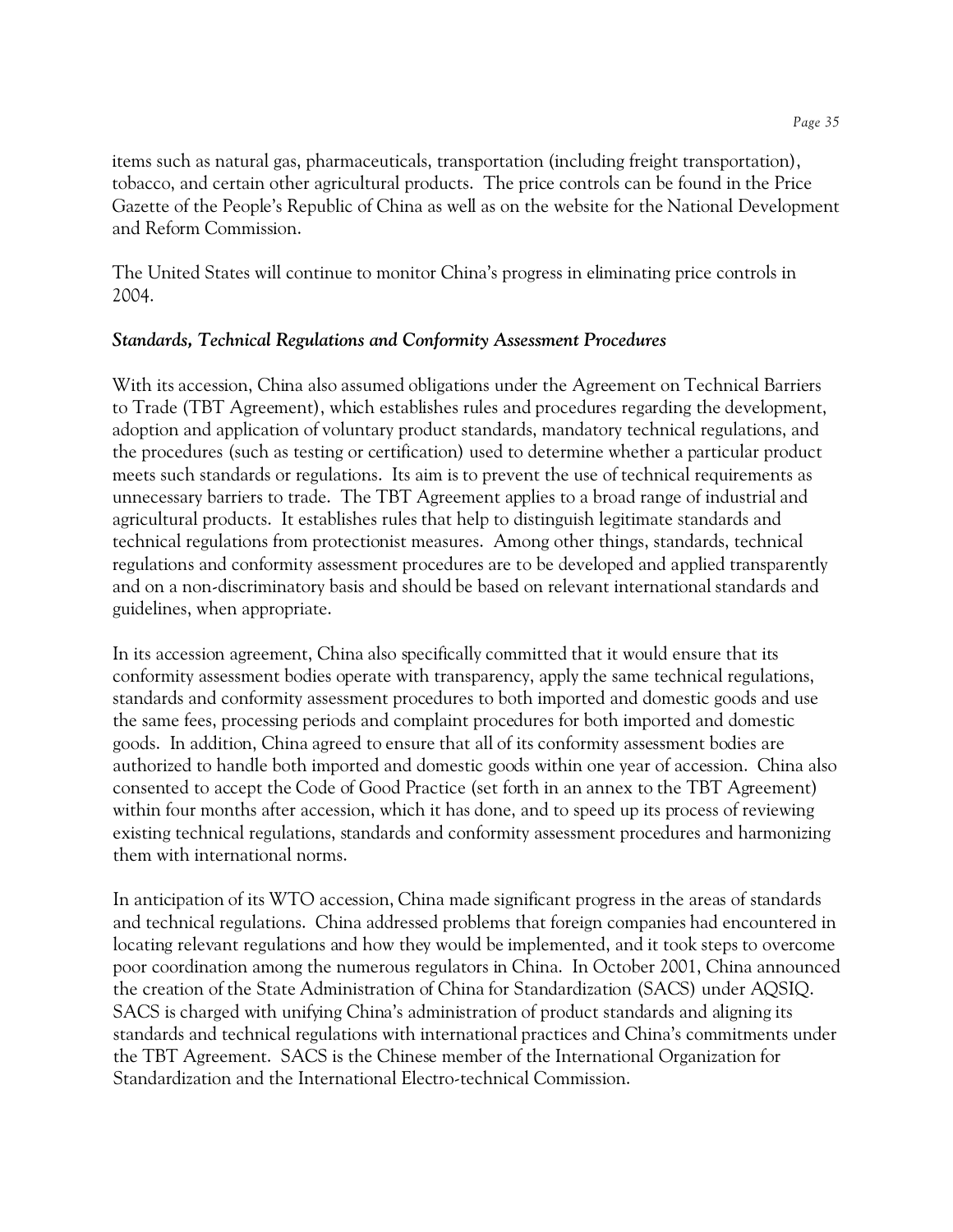items such as natural gas, pharmaceuticals, transportation (including freight transportation), tobacco, and certain other agricultural products. The price controls can be found in the Price Gazette of the People's Republic of China as well as on the website for the National Development and Reform Commission.

The United States will continue to monitor China's progress in eliminating price controls in 2004.

### *Standards, Technical Regulations and Conformity Assessment Procedures*

With its accession, China also assumed obligations under the Agreement on Technical Barriers to Trade (TBT Agreement), which establishes rules and procedures regarding the development, adoption and application of voluntary product standards, mandatory technical regulations, and the procedures (such as testing or certification) used to determine whether a particular product meets such standards or regulations. Its aim is to prevent the use of technical requirements as unnecessary barriers to trade. The TBT Agreement applies to a broad range of industrial and agricultural products. It establishes rules that help to distinguish legitimate standards and technical regulations from protectionist measures. Among other things, standards, technical regulations and conformity assessment procedures are to be developed and applied transparently and on a non-discriminatory basis and should be based on relevant international standards and guidelines, when appropriate.

In its accession agreement, China also specifically committed that it would ensure that its conformity assessment bodies operate with transparency, apply the same technical regulations, standards and conformity assessment procedures to both imported and domestic goods and use the same fees, processing periods and complaint procedures for both imported and domestic goods. In addition, China agreed to ensure that all of its conformity assessment bodies are authorized to handle both imported and domestic goods within one year of accession. China also consented to accept the Code of Good Practice (set forth in an annex to the TBT Agreement) within four months after accession, which it has done, and to speed up its process of reviewing existing technical regulations, standards and conformity assessment procedures and harmonizing them with international norms.

In anticipation of its WTO accession, China made significant progress in the areas of standards and technical regulations. China addressed problems that foreign companies had encountered in locating relevant regulations and how they would be implemented, and it took steps to overcome poor coordination among the numerous regulators in China. In October 2001, China announced the creation of the State Administration of China for Standardization (SACS) under AQSIQ. SACS is charged with unifying China's administration of product standards and aligning its standards and technical regulations with international practices and China's commitments under the TBT Agreement. SACS is the Chinese member of the International Organization for Standardization and the International Electro-technical Commission.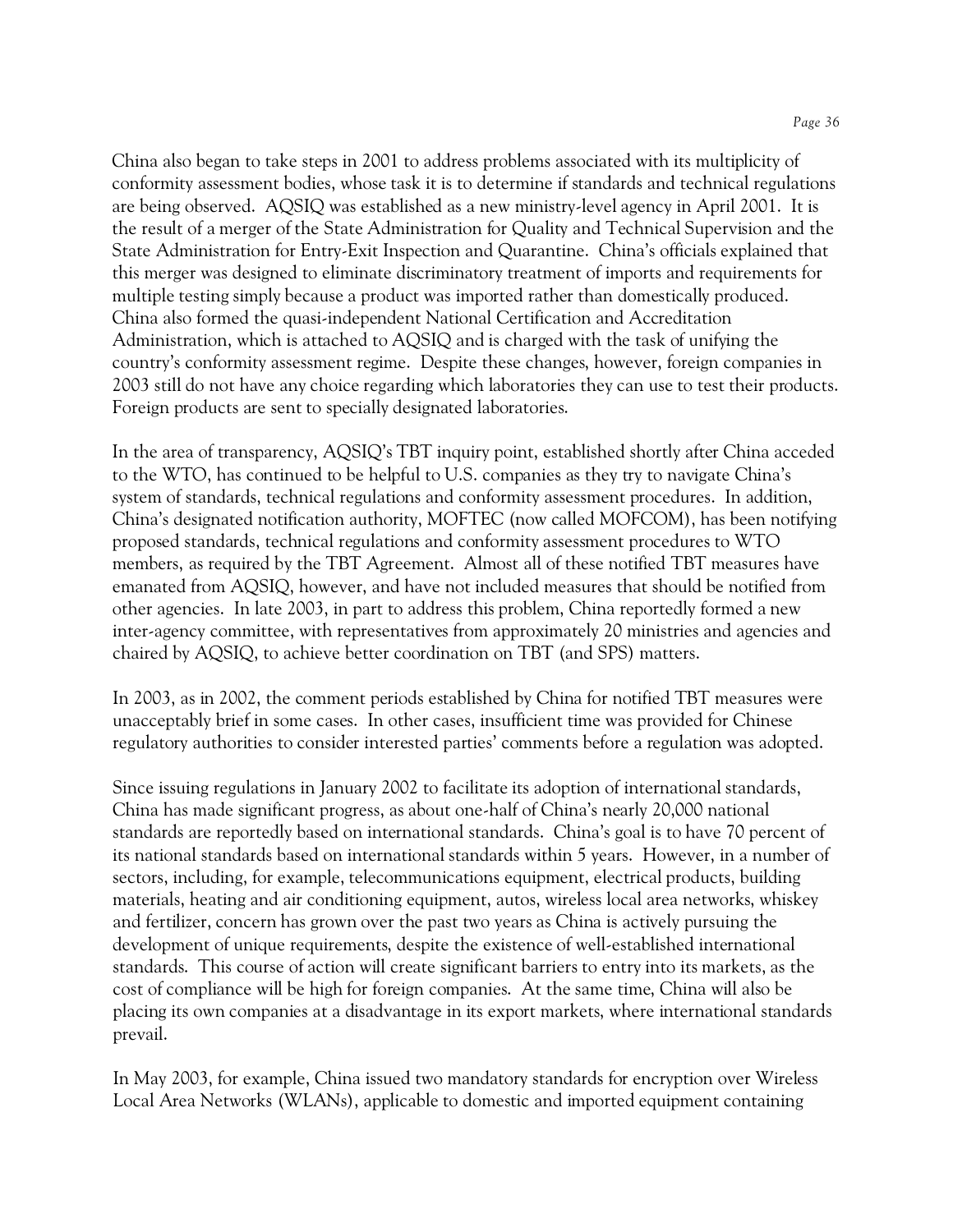China also began to take steps in 2001 to address problems associated with its multiplicity of conformity assessment bodies, whose task it is to determine if standards and technical regulations are being observed. AQSIQ was established as a new ministry-level agency in April 2001. It is the result of a merger of the State Administration for Quality and Technical Supervision and the State Administration for Entry-Exit Inspection and Quarantine. China's officials explained that this merger was designed to eliminate discriminatory treatment of imports and requirements for multiple testing simply because a product was imported rather than domestically produced. China also formed the quasi-independent National Certification and Accreditation Administration, which is attached to AQSIQ and is charged with the task of unifying the country's conformity assessment regime. Despite these changes, however, foreign companies in 2003 still do not have any choice regarding which laboratories they can use to test their products. Foreign products are sent to specially designated laboratories.

In the area of transparency, AQSIQ's TBT inquiry point, established shortly after China acceded to the WTO, has continued to be helpful to U.S. companies as they try to navigate China's system of standards, technical regulations and conformity assessment procedures. In addition, China's designated notification authority, MOFTEC (now called MOFCOM), has been notifying proposed standards, technical regulations and conformity assessment procedures to WTO members, as required by the TBT Agreement. Almost all of these notified TBT measures have emanated from AQSIQ, however, and have not included measures that should be notified from other agencies. In late 2003, in part to address this problem, China reportedly formed a new inter-agency committee, with representatives from approximately 20 ministries and agencies and chaired by AQSIQ, to achieve better coordination on TBT (and SPS) matters.

In 2003, as in 2002, the comment periods established by China for notified TBT measures were unacceptably brief in some cases. In other cases, insufficient time was provided for Chinese regulatory authorities to consider interested parties' comments before a regulation was adopted.

Since issuing regulations in January 2002 to facilitate its adoption of international standards, China has made significant progress, as about one-half of China's nearly 20,000 national standards are reportedly based on international standards. China's goal is to have 70 percent of its national standards based on international standards within 5 years. However, in a number of sectors, including, for example, telecommunications equipment, electrical products, building materials, heating and air conditioning equipment, autos, wireless local area networks, whiskey and fertilizer, concern has grown over the past two years as China is actively pursuing the development of unique requirements, despite the existence of well-established international standards. This course of action will create significant barriers to entry into its markets, as the cost of compliance will be high for foreign companies. At the same time, China will also be placing its own companies at a disadvantage in its export markets, where international standards prevail.

In May 2003, for example, China issued two mandatory standards for encryption over Wireless Local Area Networks (WLANs), applicable to domestic and imported equipment containing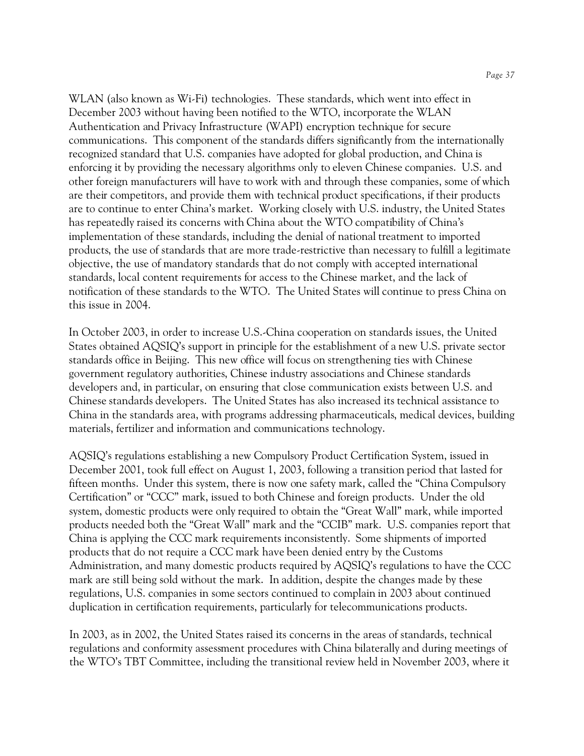WLAN (also known as Wi-Fi) technologies. These standards, which went into effect in December 2003 without having been notified to the WTO, incorporate the WLAN Authentication and Privacy Infrastructure (WAPI) encryption technique for secure communications. This component of the standards differs significantly from the internationally recognized standard that U.S. companies have adopted for global production, and China is enforcing it by providing the necessary algorithms only to eleven Chinese companies. U.S. and other foreign manufacturers will have to work with and through these companies, some of which are their competitors, and provide them with technical product specifications, if their products are to continue to enter China's market. Working closely with U.S. industry, the United States has repeatedly raised its concerns with China about the WTO compatibility of China's implementation of these standards, including the denial of national treatment to imported products, the use of standards that are more trade-restrictive than necessary to fulfill a legitimate objective, the use of mandatory standards that do not comply with accepted international standards, local content requirements for access to the Chinese market, and the lack of notification of these standards to the WTO. The United States will continue to press China on this issue in 2004.

In October 2003, in order to increase U.S.-China cooperation on standards issues, the United States obtained AQSIQ's support in principle for the establishment of a new U.S. private sector standards office in Beijing. This new office will focus on strengthening ties with Chinese government regulatory authorities, Chinese industry associations and Chinese standards developers and, in particular, on ensuring that close communication exists between U.S. and Chinese standards developers. The United States has also increased its technical assistance to China in the standards area, with programs addressing pharmaceuticals, medical devices, building materials, fertilizer and information and communications technology.

AQSIQ's regulations establishing a new Compulsory Product Certification System, issued in December 2001, took full effect on August 1, 2003, following a transition period that lasted for fifteen months. Under this system, there is now one safety mark, called the "China Compulsory Certification" or "CCC" mark, issued to both Chinese and foreign products. Under the old system, domestic products were only required to obtain the "Great Wall" mark, while imported products needed both the "Great Wall" mark and the "CCIB" mark. U.S. companies report that China is applying the CCC mark requirements inconsistently. Some shipments of imported products that do not require a CCC mark have been denied entry by the Customs Administration, and many domestic products required by AQSIQ's regulations to have the CCC mark are still being sold without the mark. In addition, despite the changes made by these regulations, U.S. companies in some sectors continued to complain in 2003 about continued duplication in certification requirements, particularly for telecommunications products.

In 2003, as in 2002, the United States raised its concerns in the areas of standards, technical regulations and conformity assessment procedures with China bilaterally and during meetings of the WTO's TBT Committee, including the transitional review held in November 2003, where it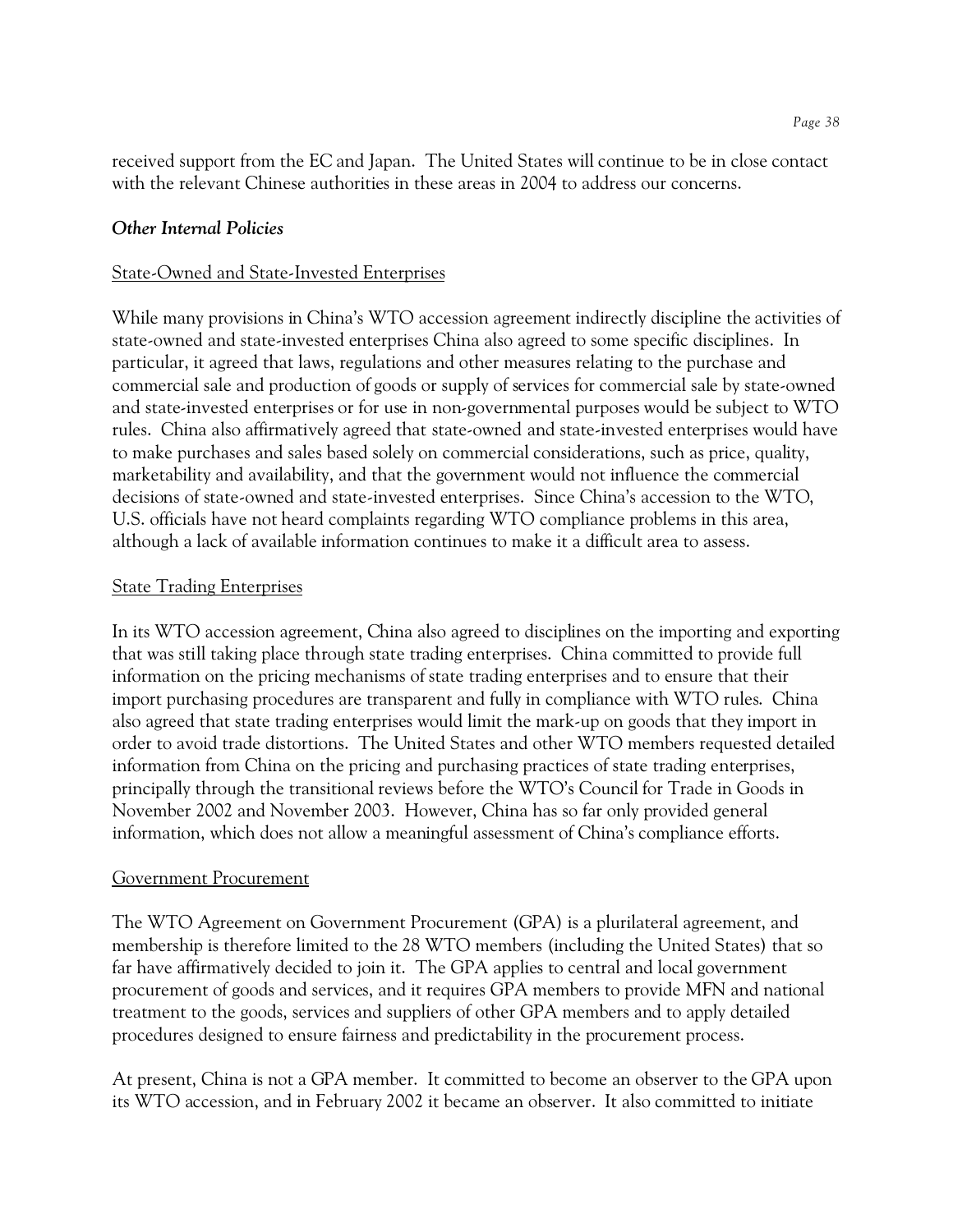received support from the EC and Japan. The United States will continue to be in close contact with the relevant Chinese authorities in these areas in 2004 to address our concerns.

### *Other Internal Policies*

#### State-Owned and State-Invested Enterprises

While many provisions in China's WTO accession agreement indirectly discipline the activities of state-owned and state-invested enterprises China also agreed to some specific disciplines. In particular, it agreed that laws, regulations and other measures relating to the purchase and commercial sale and production of goods or supply of services for commercial sale by state-owned and state-invested enterprises or for use in non-governmental purposes would be subject to WTO rules. China also affirmatively agreed that state-owned and state-invested enterprises would have to make purchases and sales based solely on commercial considerations, such as price, quality, marketability and availability, and that the government would not influence the commercial decisions of state-owned and state-invested enterprises. Since China's accession to the WTO, U.S. officials have not heard complaints regarding WTO compliance problems in this area, although a lack of available information continues to make it a difficult area to assess.

#### State Trading Enterprises

In its WTO accession agreement, China also agreed to disciplines on the importing and exporting that was still taking place through state trading enterprises. China committed to provide full information on the pricing mechanisms of state trading enterprises and to ensure that their import purchasing procedures are transparent and fully in compliance with WTO rules. China also agreed that state trading enterprises would limit the mark-up on goods that they import in order to avoid trade distortions. The United States and other WTO members requested detailed information from China on the pricing and purchasing practices of state trading enterprises, principally through the transitional reviews before the WTO's Council for Trade in Goods in November 2002 and November 2003. However, China has so far only provided general information, which does not allow a meaningful assessment of China's compliance efforts.

#### Government Procurement

The WTO Agreement on Government Procurement (GPA) is a plurilateral agreement, and membership is therefore limited to the 28 WTO members (including the United States) that so far have affirmatively decided to join it. The GPA applies to central and local government procurement of goods and services, and it requires GPA members to provide MFN and national treatment to the goods, services and suppliers of other GPA members and to apply detailed procedures designed to ensure fairness and predictability in the procurement process.

At present, China is not a GPA member. It committed to become an observer to the GPA upon its WTO accession, and in February 2002 it became an observer. It also committed to initiate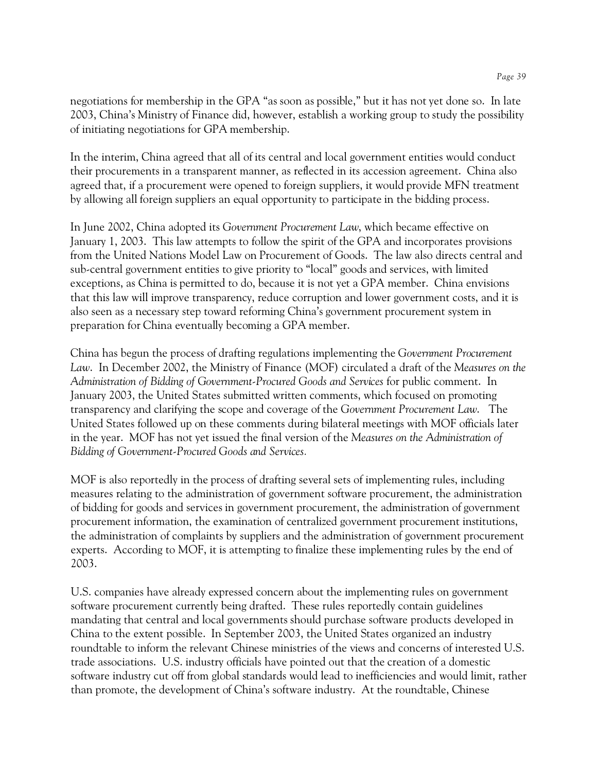negotiations for membership in the GPA "as soon as possible," but it has not yet done so. In late 2003, China's Ministry of Finance did, however, establish a working group to study the possibility of initiating negotiations for GPA membership.

In the interim, China agreed that all of its central and local government entities would conduct their procurements in a transparent manner, as reflected in its accession agreement. China also agreed that, if a procurement were opened to foreign suppliers, it would provide MFN treatment by allowing all foreign suppliers an equal opportunity to participate in the bidding process.

In June 2002, China adopted its *Government Procurement Law*, which became effective on January 1, 2003. This law attempts to follow the spirit of the GPA and incorporates provisions from the United Nations Model Law on Procurement of Goods. The law also directs central and sub-central government entities to give priority to "local" goods and services, with limited exceptions, as China is permitted to do, because it is not yet a GPA member. China envisions that this law will improve transparency, reduce corruption and lower government costs, and it is also seen as a necessary step toward reforming China's government procurement system in preparation for China eventually becoming a GPA member.

China has begun the process of drafting regulations implementing the *Government Procurement Law*. In December 2002, the Ministry of Finance (MOF) circulated a draft of the *Measures on the Administration of Bidding of Government-Procured Goods and Services* for public comment. In January 2003, the United States submitted written comments, which focused on promoting transparency and clarifying the scope and coverage of the *Government Procurement Law*. The United States followed up on these comments during bilateral meetings with MOF officials later in the year. MOF has not yet issued the final version of the *Measures on the Administration of Bidding of Government-Procured Goods and Services*.

MOF is also reportedly in the process of drafting several sets of implementing rules, including measures relating to the administration of government software procurement, the administration of bidding for goods and services in government procurement, the administration of government procurement information, the examination of centralized government procurement institutions, the administration of complaints by suppliers and the administration of government procurement experts. According to MOF, it is attempting to finalize these implementing rules by the end of 2003.

U.S. companies have already expressed concern about the implementing rules on government software procurement currently being drafted. These rules reportedly contain guidelines mandating that central and local governments should purchase software products developed in China to the extent possible. In September 2003, the United States organized an industry roundtable to inform the relevant Chinese ministries of the views and concerns of interested U.S. trade associations. U.S. industry officials have pointed out that the creation of a domestic software industry cut off from global standards would lead to inefficiencies and would limit, rather than promote, the development of China's software industry. At the roundtable, Chinese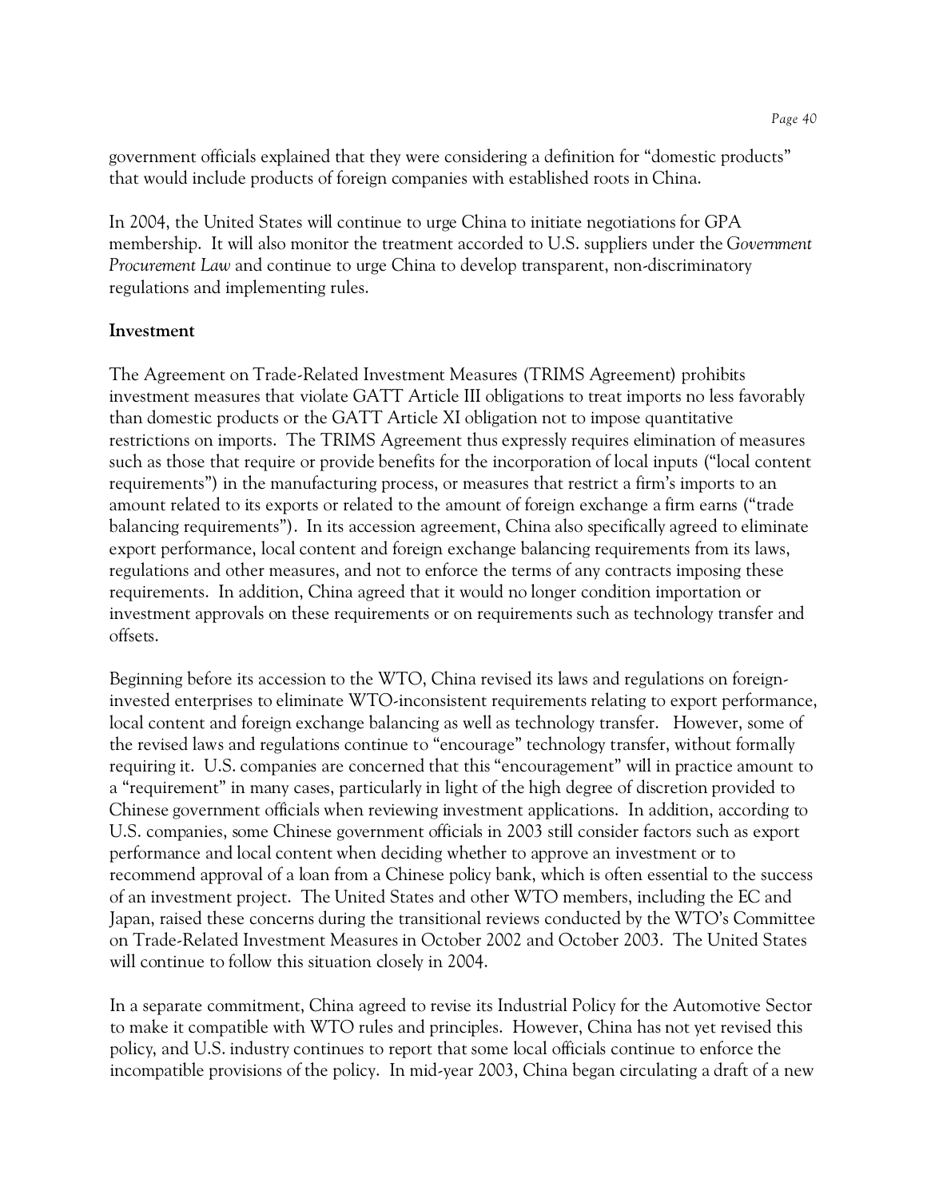government officials explained that they were considering a definition for "domestic products" that would include products of foreign companies with established roots in China.

In 2004, the United States will continue to urge China to initiate negotiations for GPA membership. It will also monitor the treatment accorded to U.S. suppliers under the *Government Procurement Law* and continue to urge China to develop transparent, non-discriminatory regulations and implementing rules.

**Investment**

The Agreement on Trade-Related Investment Measures (TRIMS Agreement) prohibits investment measures that violate GATT Article III obligations to treat imports no less favorably than domestic products or the GATT Article XI obligation not to impose quantitative restrictions on imports. The TRIMS Agreement thus expressly requires elimination of measures such as those that require or provide benefits for the incorporation of local inputs ("local content requirements") in the manufacturing process, or measures that restrict a firm's imports to an amount related to its exports or related to the amount of foreign exchange a firm earns ("trade balancing requirements"). In its accession agreement, China also specifically agreed to eliminate export performance, local content and foreign exchange balancing requirements from its laws, regulations and other measures, and not to enforce the terms of any contracts imposing these requirements. In addition, China agreed that it would no longer condition importation or investment approvals on these requirements or on requirements such as technology transfer and offsets.

Beginning before its accession to the WTO, China revised its laws and regulations on foreign-invested enterprises to eliminate WTO-inconsistent requirements relating to export performance, local content and foreign exchange balancing as well as technology transfer. However, some of the revised laws and regulations continue to "encourage" technology transfer, without formally requiring it. U.S. companies are concerned that this "encouragement" will in practice amount to a "requirement" in many cases, particularly in light of the high degree of discretion provided to Chinese government officials when reviewing investment applications. In addition, according to U.S. companies, some Chinese government officials in 2003 still consider factors such as export performance and local content when deciding whether to approve an investment or to recommend approval of a loan from a Chinese policy bank, which is often essential to the success of an investment project. The United States and other WTO members, including the EC and Japan, raised these concerns during the transitional reviews conducted by the WTO's Committee on Trade-Related Investment Measures in October 2002 and October 2003. The United States will continue to follow this situation closely in 2004.

In a separate commitment, China agreed to revise its Industrial Policy for the Automotive Sector to make it compatible with WTO rules and principles. However, China has not yet revised this policy, and U.S. industry continues to report that some local officials continue to enforce the incompatible provisions of the policy. In mid-year 2003, China began circulating a draft of a new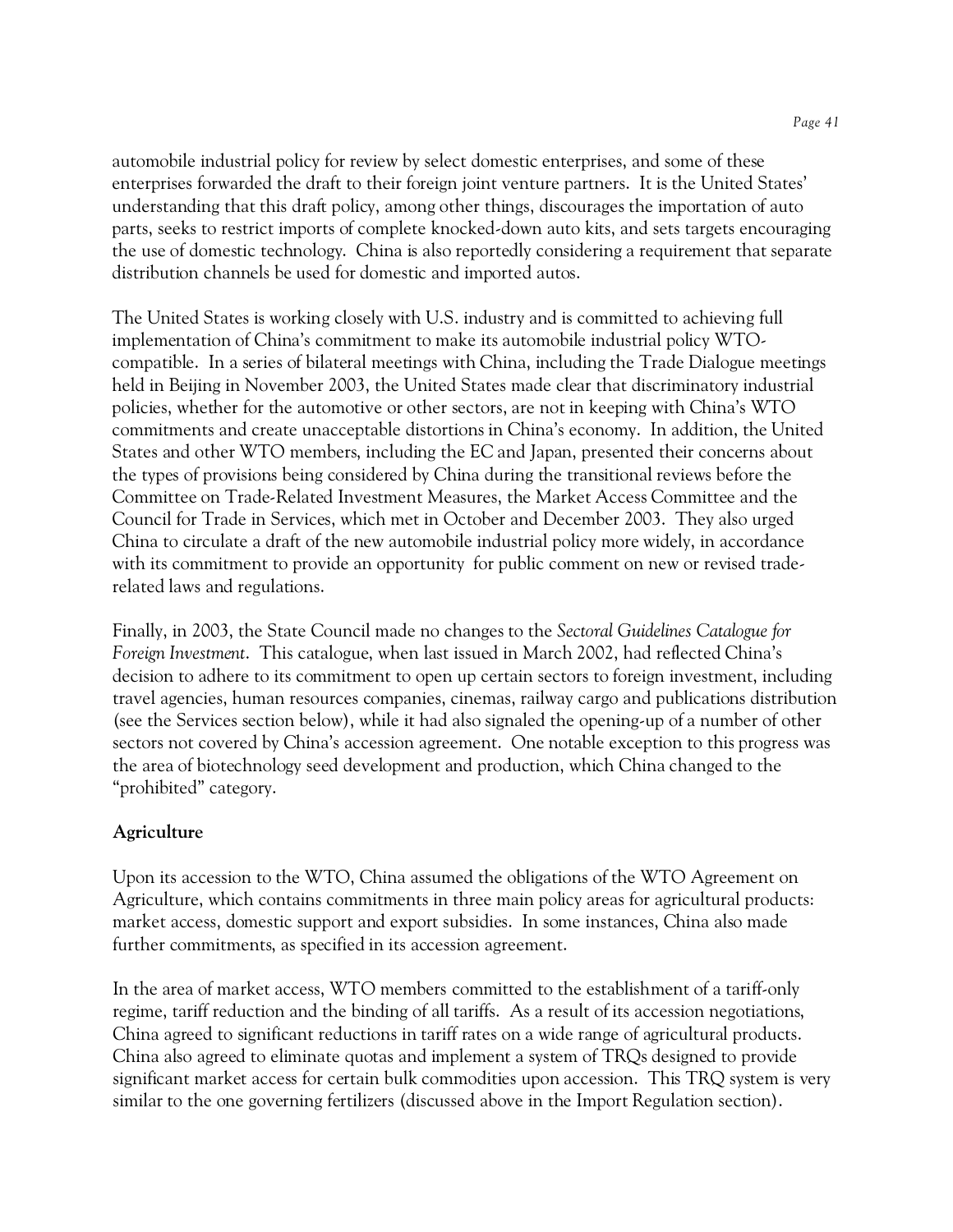automobile industrial policy for review by select domestic enterprises, and some of these enterprises forwarded the draft to their foreign joint venture partners. It is the United States' understanding that this draft policy, among other things, discourages the importation of auto parts, seeks to restrict imports of complete knocked-down auto kits, and sets targets encouraging the use of domestic technology. China is also reportedly considering a requirement that separate distribution channels be used for domestic and imported autos.

The United States is working closely with U.S. industry and is committed to achieving full implementation of China's commitment to make its automobile industrial policy WTO-compatible. In a series of bilateral meetings with China, including the Trade Dialogue meetings held in Beijing in November 2003, the United States made clear that discriminatory industrial policies, whether for the automotive or other sectors, are not in keeping with China's WTO commitments and create unacceptable distortions in China's economy. In addition, the United States and other WTO members, including the EC and Japan, presented their concerns about the types of provisions being considered by China during the transitional reviews before the Committee on Trade-Related Investment Measures, the Market Access Committee and the Council for Trade in Services, which met in October and December 2003. They also urged China to circulate a draft of the new automobile industrial policy more widely, in accordance with its commitment to provide an opportunity for public comment on new or revised trade-related laws and regulations.

Finally, in 2003, the State Council made no changes to the *Sectoral Guidelines Catalogue for Foreign Investment*. This catalogue, when last issued in March 2002, had reflected China's decision to adhere to its commitment to open up certain sectors to foreign investment, including travel agencies, human resources companies, cinemas, railway cargo and publications distribution (see the Services section below), while it had also signaled the opening-up of a number of other sectors not covered by China's accession agreement. One notable exception to this progress was the area of biotechnology seed development and production, which China changed to the "prohibited" category.

### Agriculture

Upon its accession to the WTO, China assumed the obligations of the WTO Agreement on Agriculture, which contains commitments in three main policy areas for agricultural products: market access, domestic support and export subsidies. In some instances, China also made further commitments, as specified in its accession agreement.

In the area of market access, WTO members committed to the establishment of a tariff-only regime, tariff reduction and the binding of all tariffs. As a result of its accession negotiations, China agreed to significant reductions in tariff rates on a wide range of agricultural products. China also agreed to eliminate quotas and implement a system of TRQs designed to provide significant market access for certain bulk commodities upon accession. This TRQ system is very similar to the one governing fertilizers (discussed above in the Import Regulation section).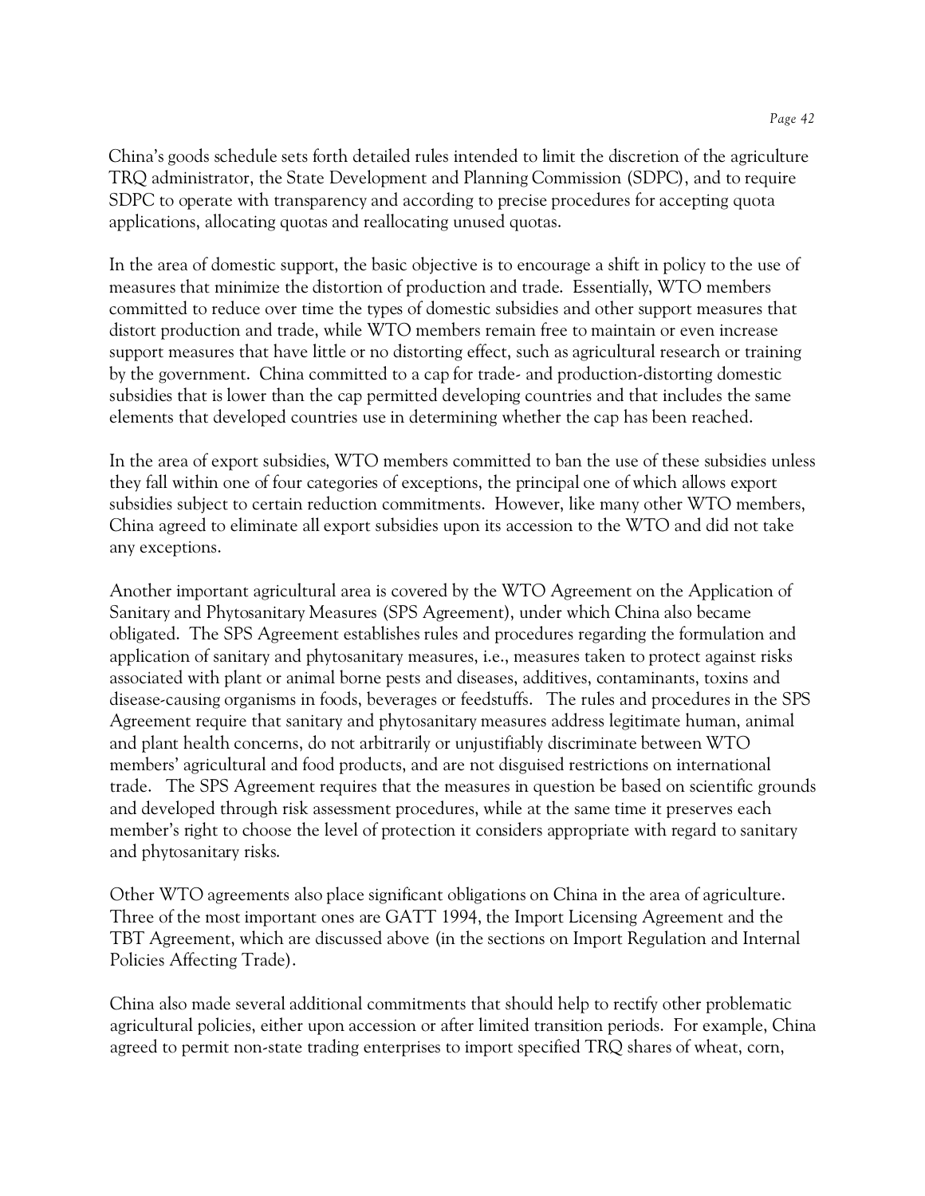China's goods schedule sets forth detailed rules intended to limit the discretion of the agriculture TRQ administrator, the State Development and Planning Commission (SDPC), and to require SDPC to operate with transparency and according to precise procedures for accepting quota applications, allocating quotas and reallocating unused quotas.

In the area of domestic support, the basic objective is to encourage a shift in policy to the use of measures that minimize the distortion of production and trade. Essentially, WTO members committed to reduce over time the types of domestic subsidies and other support measures that distort production and trade, while WTO members remain free to maintain or even increase support measures that have little or no distorting effect, such as agricultural research or training by the government. China committed to a cap for trade- and production-distorting domestic subsidies that is lower than the cap permitted developing countries and that includes the same elements that developed countries use in determining whether the cap has been reached.

In the area of export subsidies, WTO members committed to ban the use of these subsidies unless they fall within one of four categories of exceptions, the principal one of which allows export subsidies subject to certain reduction commitments. However, like many other WTO members, China agreed to eliminate all export subsidies upon its accession to the WTO and did not take any exceptions.

Another important agricultural area is covered by the WTO Agreement on the Application of Sanitary and Phytosanitary Measures (SPS Agreement), under which China also became obligated. The SPS Agreement establishes rules and procedures regarding the formulation and application of sanitary and phytosanitary measures, i.e., measures taken to protect against risks associated with plant or animal borne pests and diseases, additives, contaminants, toxins and disease-causing organisms in foods, beverages or feedstuffs. The rules and procedures in the SPS Agreement require that sanitary and phytosanitary measures address legitimate human, animal and plant health concerns, do not arbitrarily or unjustifiably discriminate between WTO members' agricultural and food products, and are not disguised restrictions on international trade. The SPS Agreement requires that the measures in question be based on scientific grounds and developed through risk assessment procedures, while at the same time it preserves each member's right to choose the level of protection it considers appropriate with regard to sanitary and phytosanitary risks.

Other WTO agreements also place significant obligations on China in the area of agriculture. Three of the most important ones are GATT 1994, the Import Licensing Agreement and the TBT Agreement, which are discussed above (in the sections on Import Regulation and Internal Policies Affecting Trade).

China also made several additional commitments that should help to rectify other problematic agricultural policies, either upon accession or after limited transition periods. For example, China agreed to permit non-state trading enterprises to import specified TRQ shares of wheat, corn,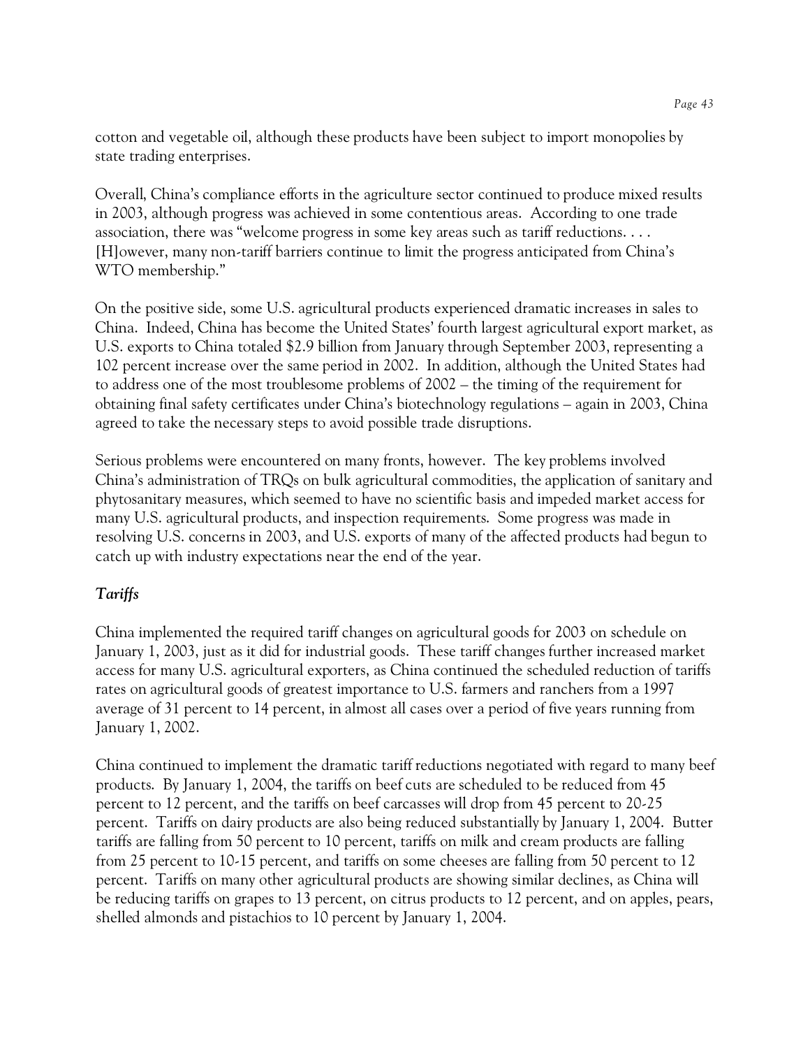cotton and vegetable oil, although these products have been subject to import monopolies by state trading enterprises.

Overall, China's compliance efforts in the agriculture sector continued to produce mixed results in 2003, although progress was achieved in some contentious areas. According to one trade association, there was "welcome progress in some key areas such as tariff reductions. . . . [H]owever, many non-tariff barriers continue to limit the progress anticipated from China's WTO membership."

On the positive side, some U.S. agricultural products experienced dramatic increases in sales to China. Indeed, China has become the United States' fourth largest agricultural export market, as U.S. exports to China totaled $2.9 billion from January through September 2003, representing a 102 percent increase over the same period in 2002. In addition, although the United States had to address one of the most troublesome problems of 2002 – the timing of the requirement for obtaining final safety certificates under China's biotechnology regulations – again in 2003, China agreed to take the necessary steps to avoid possible trade disruptions.

Serious problems were encountered on many fronts, however. The key problems involved China's administration of TRQs on bulk agricultural commodities, the application of sanitary and phytosanitary measures, which seemed to have no scientific basis and impeded market access for many U.S. agricultural products, and inspection requirements. Some progress was made in resolving U.S. concerns in 2003, and U.S. exports of many of the affected products had begun to catch up with industry expectations near the end of the year.

### *Tariffs*

China implemented the required tariff changes on agricultural goods for 2003 on schedule on January 1, 2003, just as it did for industrial goods. These tariff changes further increased market access for many U.S. agricultural exporters, as China continued the scheduled reduction of tariffs rates on agricultural goods of greatest importance to U.S. farmers and ranchers from a 1997 average of 31 percent to 14 percent, in almost all cases over a period of five years running from January 1, 2002.

China continued to implement the dramatic tariff reductions negotiated with regard to many beef products. By January 1, 2004, the tariffs on beef cuts are scheduled to be reduced from 45 percent to 12 percent, and the tariffs on beef carcasses will drop from 45 percent to 20-25 percent. Tariffs on dairy products are also being reduced substantially by January 1, 2004. Butter tariffs are falling from 50 percent to 10 percent, tariffs on milk and cream products are falling from 25 percent to 10-15 percent, and tariffs on some cheeses are falling from 50 percent to 12 percent. Tariffs on many other agricultural products are showing similar declines, as China will be reducing tariffs on grapes to 13 percent, on citrus products to 12 percent, and on apples, pears, shelled almonds and pistachios to 10 percent by January 1, 2004.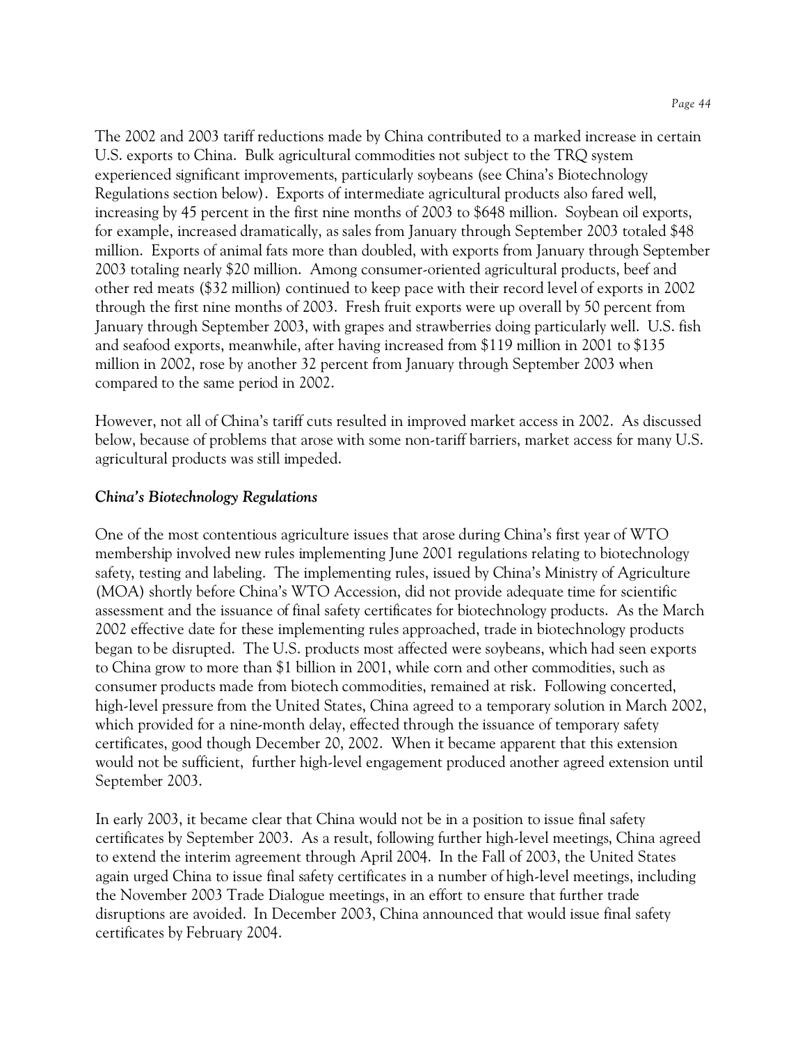The 2002 and 2003 tariff reductions made by China contributed to a marked increase in certain U.S. exports to China. Bulk agricultural commodities not subject to the TRQ system experienced significant improvements, particularly soybeans (see China's Biotechnology Regulations section below). Exports of intermediate agricultural products also fared well, increasing by 45 percent in the first nine months of 2003 to $648 million. Soybean oil exports, for example, increased dramatically, as sales from January through September 2003 totaled $48 million. Exports of animal fats more than doubled, with exports from January through September 2003 totaling nearly $20 million. Among consumer-oriented agricultural products, beef and other red meats ($32 million) continued to keep pace with their record level of exports in 2002 through the first nine months of 2003. Fresh fruit exports were up overall by 50 percent from January through September 2003, with grapes and strawberries doing particularly well. U.S. fish and seafood exports, meanwhile, after having increased from $119 million in 2001 to $135 million in 2002, rose by another 32 percent from January through September 2003 when compared to the same period in 2002.

However, not all of China's tariff cuts resulted in improved market access in 2002. As discussed below, because of problems that arose with some non-tariff barriers, market access for many U.S. agricultural products was still impeded.

***China's Biotechnology Regulations***

One of the most contentious agriculture issues that arose during China's first year of WTO membership involved new rules implementing June 2001 regulations relating to biotechnology safety, testing and labeling. The implementing rules, issued by China's Ministry of Agriculture (MOA) shortly before China's WTO Accession, did not provide adequate time for scientific assessment and the issuance of final safety certificates for biotechnology products. As the March 2002 effective date for these implementing rules approached, trade in biotechnology products began to be disrupted. The U.S. products most affected were soybeans, which had seen exports to China grow to more than $1 billion in 2001, while corn and other commodities, such as consumer products made from biotech commodities, remained at risk. Following concerted, high-level pressure from the United States, China agreed to a temporary solution in March 2002, which provided for a nine-month delay, effected through the issuance of temporary safety certificates, good though December 20, 2002. When it became apparent that this extension would not be sufficient, further high-level engagement produced another agreed extension until September 2003.

In early 2003, it became clear that China would not be in a position to issue final safety certificates by September 2003. As a result, following further high-level meetings, China agreed to extend the interim agreement through April 2004. In the Fall of 2003, the United States again urged China to issue final safety certificates in a number of high-level meetings, including the November 2003 Trade Dialogue meetings, in an effort to ensure that further trade disruptions are avoided. In December 2003, China announced that would issue final safety certificates by February 2004.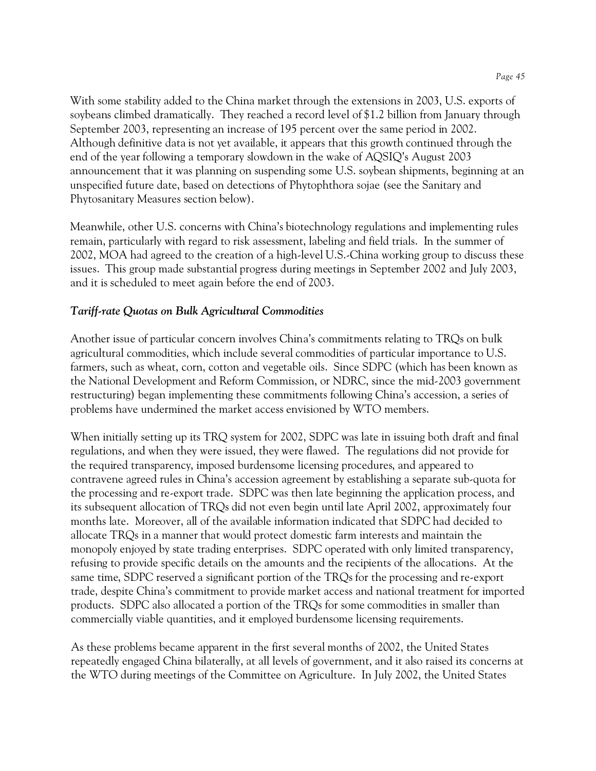With some stability added to the China market through the extensions in 2003, U.S. exports of soybeans climbed dramatically. They reached a record level of $1.2 billion from January through September 2003, representing an increase of 195 percent over the same period in 2002. Although definitive data is not yet available, it appears that this growth continued through the end of the year following a temporary slowdown in the wake of AQSIQ's August 2003 announcement that it was planning on suspending some U.S. soybean shipments, beginning at an unspecified future date, based on detections of Phytophthora sojae (see the Sanitary and Phytosanitary Measures section below).

Meanwhile, other U.S. concerns with China's biotechnology regulations and implementing rules remain, particularly with regard to risk assessment, labeling and field trials. In the summer of 2002, MOA had agreed to the creation of a high-level U.S.-China working group to discuss these issues. This group made substantial progress during meetings in September 2002 and July 2003, and it is scheduled to meet again before the end of 2003.

### *Tariff-rate Quotas on Bulk Agricultural Commodities*

Another issue of particular concern involves China's commitments relating to TRQs on bulk agricultural commodities, which include several commodities of particular importance to U.S. farmers, such as wheat, corn, cotton and vegetable oils. Since SDPC (which has been known as the National Development and Reform Commission, or NDRC, since the mid-2003 government restructuring) began implementing these commitments following China's accession, a series of problems have undermined the market access envisioned by WTO members.

When initially setting up its TRQ system for 2002, SDPC was late in issuing both draft and final regulations, and when they were issued, they were flawed. The regulations did not provide for the required transparency, imposed burdensome licensing procedures, and appeared to contravene agreed rules in China's accession agreement by establishing a separate sub-quota for the processing and re-export trade. SDPC was then late beginning the application process, and its subsequent allocation of TRQs did not even begin until late April 2002, approximately four months late. Moreover, all of the available information indicated that SDPC had decided to allocate TRQs in a manner that would protect domestic farm interests and maintain the monopoly enjoyed by state trading enterprises. SDPC operated with only limited transparency, refusing to provide specific details on the amounts and the recipients of the allocations. At the same time, SDPC reserved a significant portion of the TRQs for the processing and re-export trade, despite China's commitment to provide market access and national treatment for imported products. SDPC also allocated a portion of the TRQs for some commodities in smaller than commercially viable quantities, and it employed burdensome licensing requirements.

As these problems became apparent in the first several months of 2002, the United States repeatedly engaged China bilaterally, at all levels of government, and it also raised its concerns at the WTO during meetings of the Committee on Agriculture. In July 2002, the United States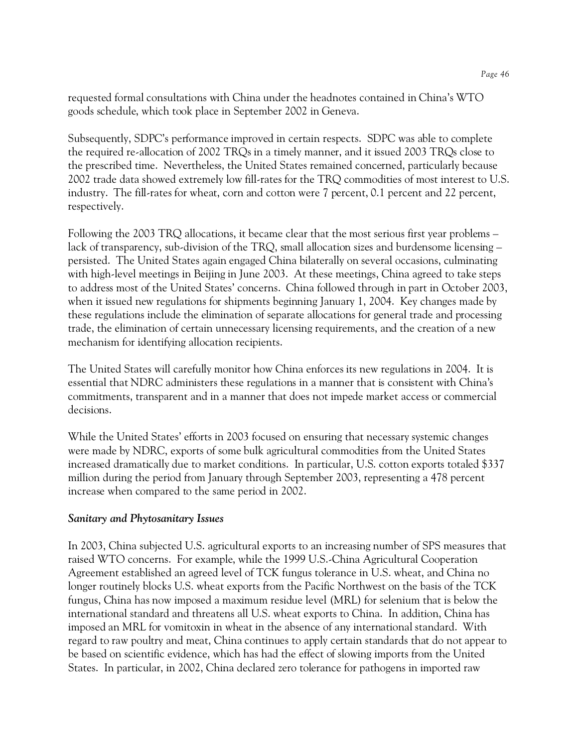requested formal consultations with China under the headnotes contained in China's WTO goods schedule, which took place in September 2002 in Geneva.

Subsequently, SDPC's performance improved in certain respects. SDPC was able to complete the required re-allocation of 2002 TRQs in a timely manner, and it issued 2003 TRQs close to the prescribed time. Nevertheless, the United States remained concerned, particularly because 2002 trade data showed extremely low fill-rates for the TRQ commodities of most interest to U.S. industry. The fill-rates for wheat, corn and cotton were 7 percent, 0.1 percent and 22 percent, respectively.

Following the 2003 TRQ allocations, it became clear that the most serious first year problems – lack of transparency, sub-division of the TRQ, small allocation sizes and burdensome licensing – persisted. The United States again engaged China bilaterally on several occasions, culminating with high-level meetings in Beijing in June 2003. At these meetings, China agreed to take steps to address most of the United States' concerns. China followed through in part in October 2003, when it issued new regulations for shipments beginning January 1, 2004. Key changes made by these regulations include the elimination of separate allocations for general trade and processing trade, the elimination of certain unnecessary licensing requirements, and the creation of a new mechanism for identifying allocation recipients.

The United States will carefully monitor how China enforces its new regulations in 2004. It is essential that NDRC administers these regulations in a manner that is consistent with China's commitments, transparent and in a manner that does not impede market access or commercial decisions.

While the United States' efforts in 2003 focused on ensuring that necessary systemic changes were made by NDRC, exports of some bulk agricultural commodities from the United States increased dramatically due to market conditions. In particular, U.S. cotton exports totaled $337 million during the period from January through September 2003, representing a 478 percent increase when compared to the same period in 2002.

***Sanitary and Phytosanitary Issues***

In 2003, China subjected U.S. agricultural exports to an increasing number of SPS measures that raised WTO concerns. For example, while the 1999 U.S.-China Agricultural Cooperation Agreement established an agreed level of TCK fungus tolerance in U.S. wheat, and China no longer routinely blocks U.S. wheat exports from the Pacific Northwest on the basis of the TCK fungus, China has now imposed a maximum residue level (MRL) for selenium that is below the international standard and threatens all U.S. wheat exports to China. In addition, China has imposed an MRL for vomitoxin in wheat in the absence of any international standard. With regard to raw poultry and meat, China continues to apply certain standards that do not appear to be based on scientific evidence, which has had the effect of slowing imports from the United States. In particular, in 2002, China declared zero tolerance for pathogens in imported raw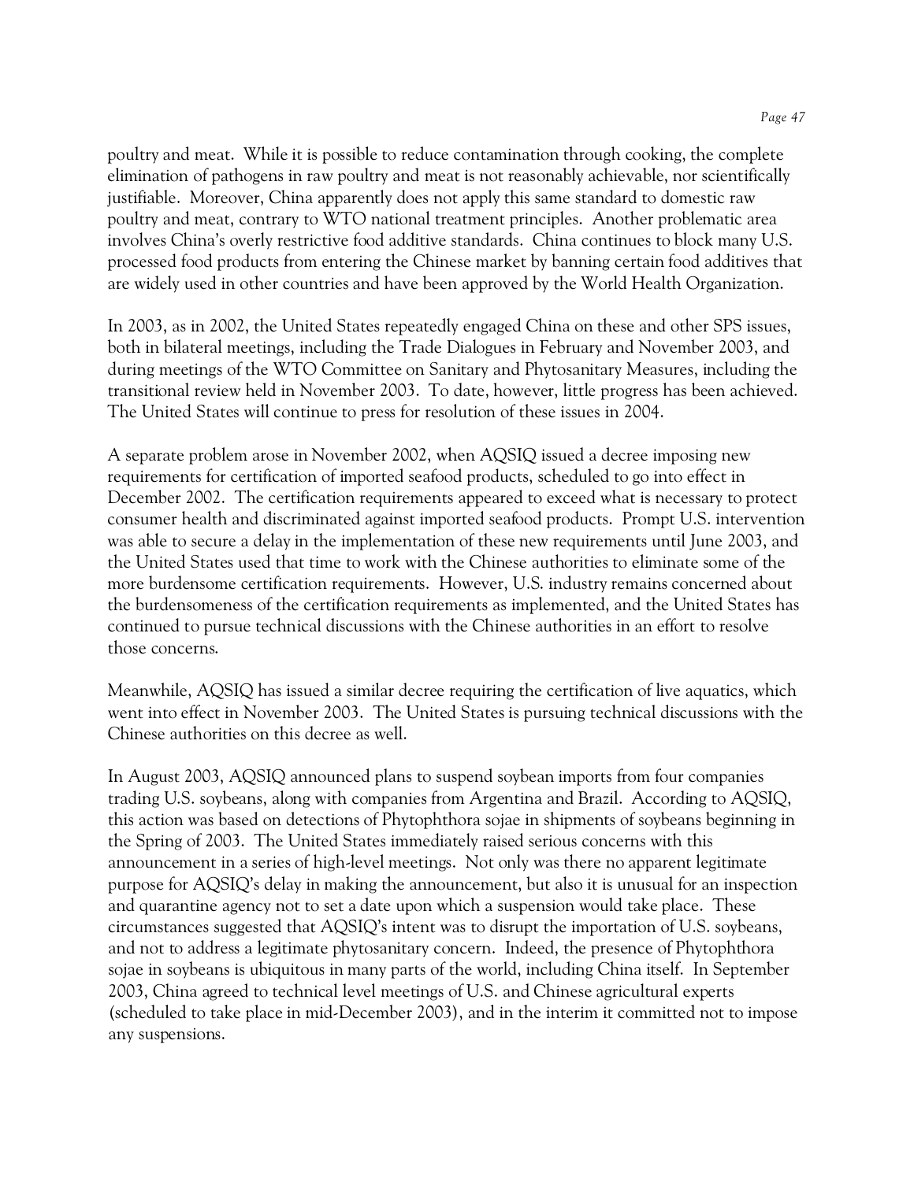poultry and meat. While it is possible to reduce contamination through cooking, the complete elimination of pathogens in raw poultry and meat is not reasonably achievable, nor scientifically justifiable. Moreover, China apparently does not apply this same standard to domestic raw poultry and meat, contrary to WTO national treatment principles. Another problematic area involves China's overly restrictive food additive standards. China continues to block many U.S. processed food products from entering the Chinese market by banning certain food additives that are widely used in other countries and have been approved by the World Health Organization.

In 2003, as in 2002, the United States repeatedly engaged China on these and other SPS issues, both in bilateral meetings, including the Trade Dialogues in February and November 2003, and during meetings of the WTO Committee on Sanitary and Phytosanitary Measures, including the transitional review held in November 2003. To date, however, little progress has been achieved. The United States will continue to press for resolution of these issues in 2004.

A separate problem arose in November 2002, when AQSIQ issued a decree imposing new requirements for certification of imported seafood products, scheduled to go into effect in December 2002. The certification requirements appeared to exceed what is necessary to protect consumer health and discriminated against imported seafood products. Prompt U.S. intervention was able to secure a delay in the implementation of these new requirements until June 2003, and the United States used that time to work with the Chinese authorities to eliminate some of the more burdensome certification requirements. However, U.S. industry remains concerned about the burdensomeness of the certification requirements as implemented, and the United States has continued to pursue technical discussions with the Chinese authorities in an effort to resolve those concerns.

Meanwhile, AQSIQ has issued a similar decree requiring the certification of live aquatics, which went into effect in November 2003. The United States is pursuing technical discussions with the Chinese authorities on this decree as well.

In August 2003, AQSIQ announced plans to suspend soybean imports from four companies trading U.S. soybeans, along with companies from Argentina and Brazil. According to AQSIQ, this action was based on detections of Phytophthora sojae in shipments of soybeans beginning in the Spring of 2003. The United States immediately raised serious concerns with this announcement in a series of high-level meetings. Not only was there no apparent legitimate purpose for AQSIQ's delay in making the announcement, but also it is unusual for an inspection and quarantine agency not to set a date upon which a suspension would take place. These circumstances suggested that AQSIQ's intent was to disrupt the importation of U.S. soybeans, and not to address a legitimate phytosanitary concern. Indeed, the presence of Phytophthora sojae in soybeans is ubiquitous in many parts of the world, including China itself. In September 2003, China agreed to technical level meetings of U.S. and Chinese agricultural experts (scheduled to take place in mid-December 2003), and in the interim it committed not to impose any suspensions.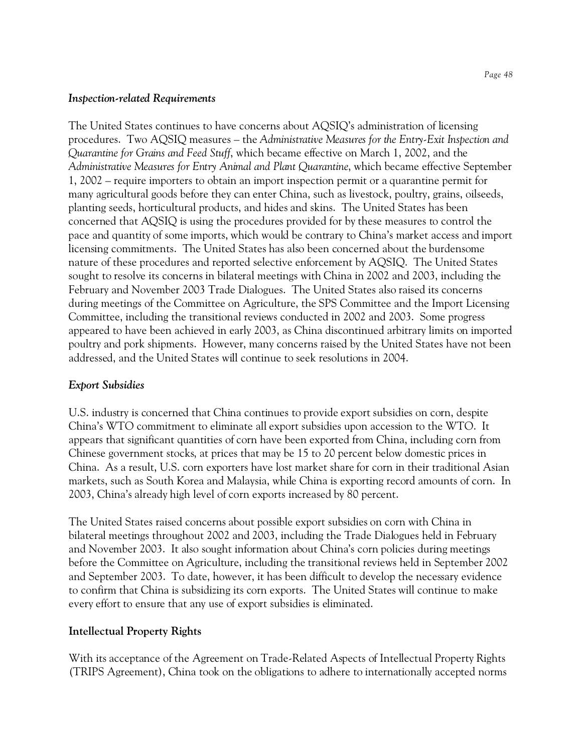### *Inspection-related Requirements*

The United States continues to have concerns about AQSIQ's administration of licensing procedures. Two AQSIQ measures – the *Administrative Measures for the Entry-Exit Inspection and Quarantine for Grains and Feed Stuff*, which became effective on March 1, 2002, and the *Administrative Measures for Entry Animal and Plant Quarantine*, which became effective September 1, 2002 – require importers to obtain an import inspection permit or a quarantine permit for many agricultural goods before they can enter China, such as livestock, poultry, grains, oilseeds, planting seeds, horticultural products, and hides and skins. The United States has been concerned that AQSIQ is using the procedures provided for by these measures to control the pace and quantity of some imports, which would be contrary to China's market access and import licensing commitments. The United States has also been concerned about the burdensome nature of these procedures and reported selective enforcement by AQSIQ. The United States sought to resolve its concerns in bilateral meetings with China in 2002 and 2003, including the February and November 2003 Trade Dialogues. The United States also raised its concerns during meetings of the Committee on Agriculture, the SPS Committee and the Import Licensing Committee, including the transitional reviews conducted in 2002 and 2003. Some progress appeared to have been achieved in early 2003, as China discontinued arbitrary limits on imported poultry and pork shipments. However, many concerns raised by the United States have not been addressed, and the United States will continue to seek resolutions in 2004.

### *Export Subsidies*

U.S. industry is concerned that China continues to provide export subsidies on corn, despite China's WTO commitment to eliminate all export subsidies upon accession to the WTO. It appears that significant quantities of corn have been exported from China, including corn from Chinese government stocks, at prices that may be 15 to 20 percent below domestic prices in China. As a result, U.S. corn exporters have lost market share for corn in their traditional Asian markets, such as South Korea and Malaysia, while China is exporting record amounts of corn. In 2003, China's already high level of corn exports increased by 80 percent.

The United States raised concerns about possible export subsidies on corn with China in bilateral meetings throughout 2002 and 2003, including the Trade Dialogues held in February and November 2003. It also sought information about China's corn policies during meetings before the Committee on Agriculture, including the transitional reviews held in September 2002 and September 2003. To date, however, it has been difficult to develop the necessary evidence to confirm that China is subsidizing its corn exports. The United States will continue to make every effort to ensure that any use of export subsidies is eliminated.

## **Intellectual Property Rights**

With its acceptance of the Agreement on Trade-Related Aspects of Intellectual Property Rights (TRIPS Agreement), China took on the obligations to adhere to internationally accepted norms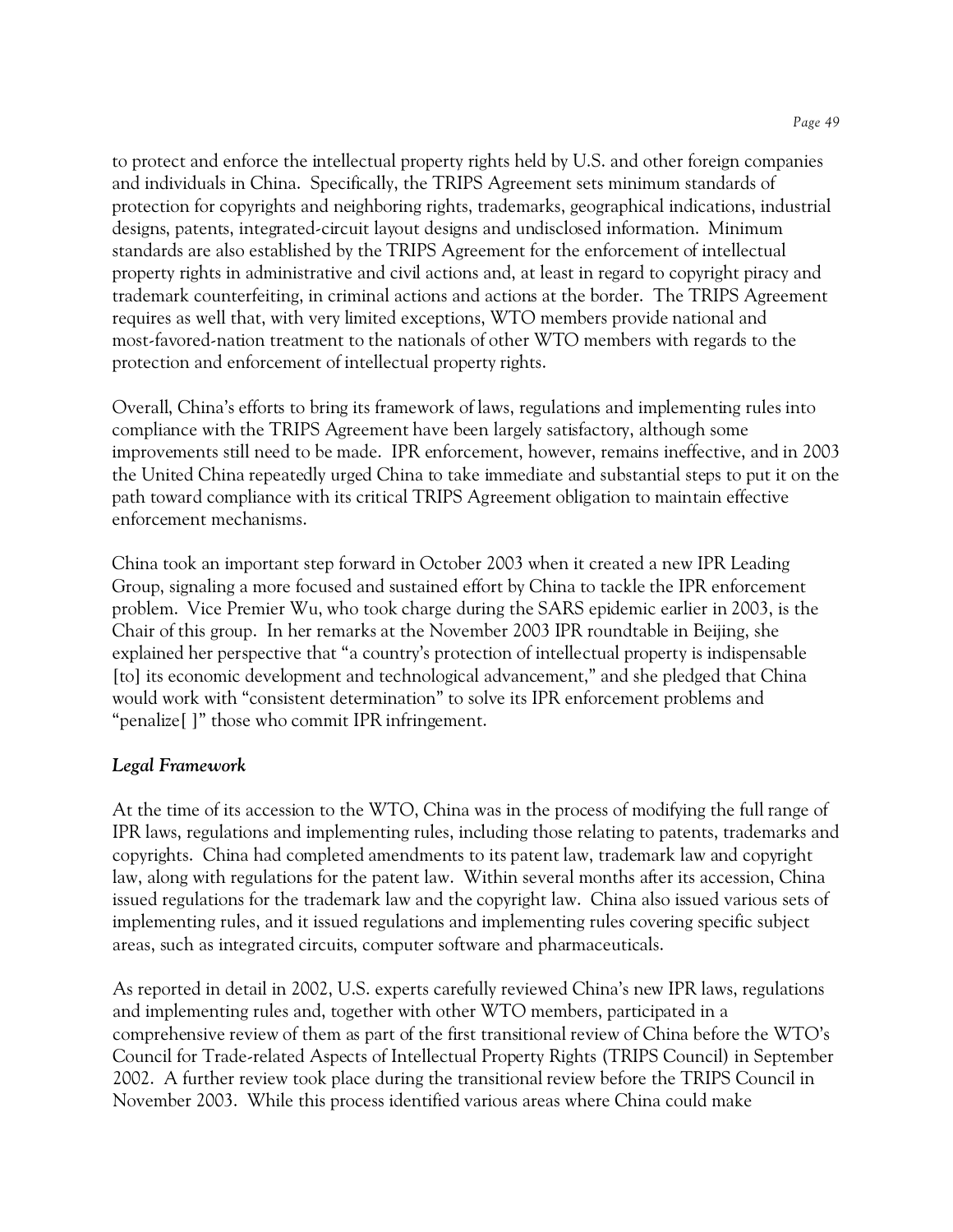to protect and enforce the intellectual property rights held by U.S. and other foreign companies and individuals in China. Specifically, the TRIPS Agreement sets minimum standards of protection for copyrights and neighboring rights, trademarks, geographical indications, industrial designs, patents, integrated-circuit layout designs and undisclosed information. Minimum standards are also established by the TRIPS Agreement for the enforcement of intellectual property rights in administrative and civil actions and, at least in regard to copyright piracy and trademark counterfeiting, in criminal actions and actions at the border. The TRIPS Agreement requires as well that, with very limited exceptions, WTO members provide national and most-favored-nation treatment to the nationals of other WTO members with regards to the protection and enforcement of intellectual property rights.

Overall, China's efforts to bring its framework of laws, regulations and implementing rules into compliance with the TRIPS Agreement have been largely satisfactory, although some improvements still need to be made. IPR enforcement, however, remains ineffective, and in 2003 the United China repeatedly urged China to take immediate and substantial steps to put it on the path toward compliance with its critical TRIPS Agreement obligation to maintain effective enforcement mechanisms.

China took an important step forward in October 2003 when it created a new IPR Leading Group, signaling a more focused and sustained effort by China to tackle the IPR enforcement problem. Vice Premier Wu, who took charge during the SARS epidemic earlier in 2003, is the Chair of this group. In her remarks at the November 2003 IPR roundtable in Beijing, she explained her perspective that "a country's protection of intellectual property is indispensable [to] its economic development and technological advancement," and she pledged that China would work with "consistent determination" to solve its IPR enforcement problems and "penalize[ ]" those who commit IPR infringement.

***Legal Framework***

At the time of its accession to the WTO, China was in the process of modifying the full range of IPR laws, regulations and implementing rules, including those relating to patents, trademarks and copyrights. China had completed amendments to its patent law, trademark law and copyright law, along with regulations for the patent law. Within several months after its accession, China issued regulations for the trademark law and the copyright law. China also issued various sets of implementing rules, and it issued regulations and implementing rules covering specific subject areas, such as integrated circuits, computer software and pharmaceuticals.

As reported in detail in 2002, U.S. experts carefully reviewed China's new IPR laws, regulations and implementing rules and, together with other WTO members, participated in a comprehensive review of them as part of the first transitional review of China before the WTO's Council for Trade-related Aspects of Intellectual Property Rights (TRIPS Council) in September 2002. A further review took place during the transitional review before the TRIPS Council in November 2003. While this process identified various areas where China could make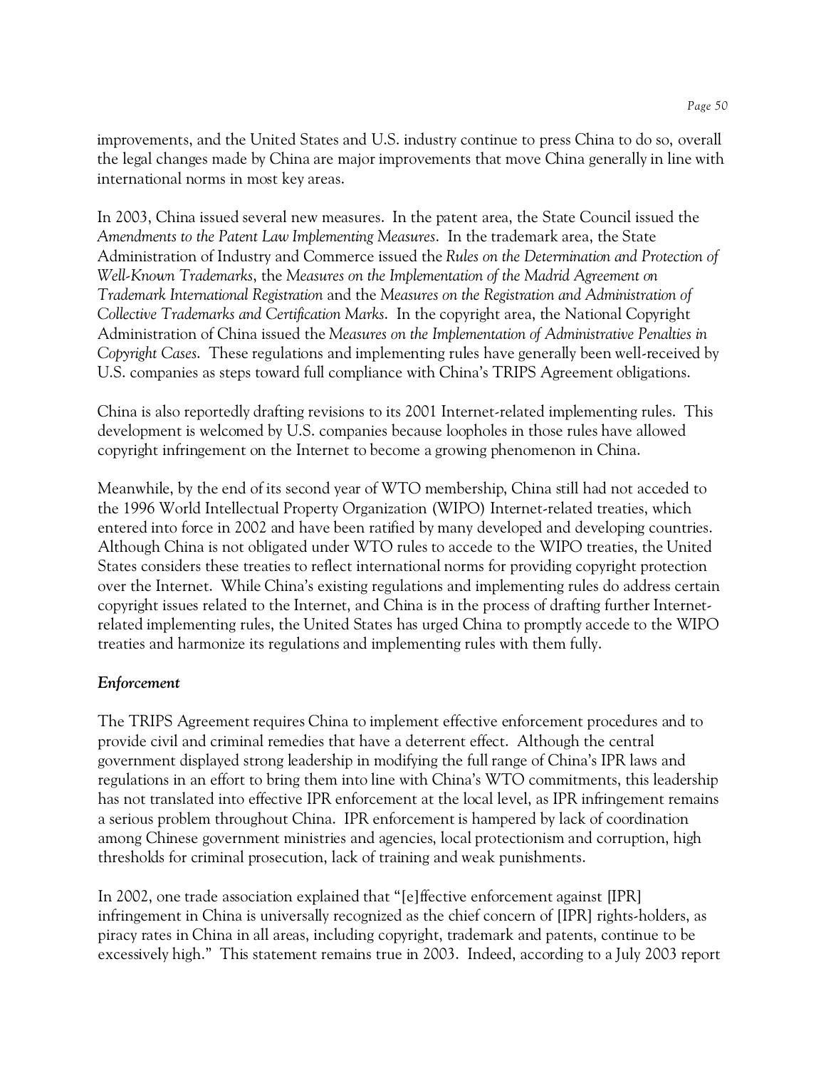improvements, and the United States and U.S. industry continue to press China to do so, overall the legal changes made by China are major improvements that move China generally in line with international norms in most key areas.

In 2003, China issued several new measures. In the patent area, the State Council issued the *Amendments to the Patent Law Implementing Measures*. In the trademark area, the State Administration of Industry and Commerce issued the *Rules on the Determination and Protection of Well-Known Trademarks*, the *Measures on the Implementation of the Madrid Agreement on Trademark International Registration* and the *Measures on the Registration and Administration of Collective Trademarks and Certification Marks*. In the copyright area, the National Copyright Administration of China issued the *Measures on the Implementation of Administrative Penalties in Copyright Cases*. These regulations and implementing rules have generally been well-received by U.S. companies as steps toward full compliance with China's TRIPS Agreement obligations.

China is also reportedly drafting revisions to its 2001 Internet-related implementing rules. This development is welcomed by U.S. companies because loopholes in those rules have allowed copyright infringement on the Internet to become a growing phenomenon in China.

Meanwhile, by the end of its second year of WTO membership, China still had not acceded to the 1996 World Intellectual Property Organization (WIPO) Internet-related treaties, which entered into force in 2002 and have been ratified by many developed and developing countries. Although China is not obligated under WTO rules to accede to the WIPO treaties, the United States considers these treaties to reflect international norms for providing copyright protection over the Internet. While China's existing regulations and implementing rules do address certain copyright issues related to the Internet, and China is in the process of drafting further Internet-related implementing rules, the United States has urged China to promptly accede to the WIPO treaties and harmonize its regulations and implementing rules with them fully.

***Enforcement***

The TRIPS Agreement requires China to implement effective enforcement procedures and to provide civil and criminal remedies that have a deterrent effect. Although the central government displayed strong leadership in modifying the full range of China's IPR laws and regulations in an effort to bring them into line with China's WTO commitments, this leadership has not translated into effective IPR enforcement at the local level, as IPR infringement remains a serious problem throughout China. IPR enforcement is hampered by lack of coordination among Chinese government ministries and agencies, local protectionism and corruption, high thresholds for criminal prosecution, lack of training and weak punishments.

In 2002, one trade association explained that "[e]ffective enforcement against [IPR] infringement in China is universally recognized as the chief concern of [IPR] rights-holders, as piracy rates in China in all areas, including copyright, trademark and patents, continue to be excessively high." This statement remains true in 2003. Indeed, according to a July 2003 report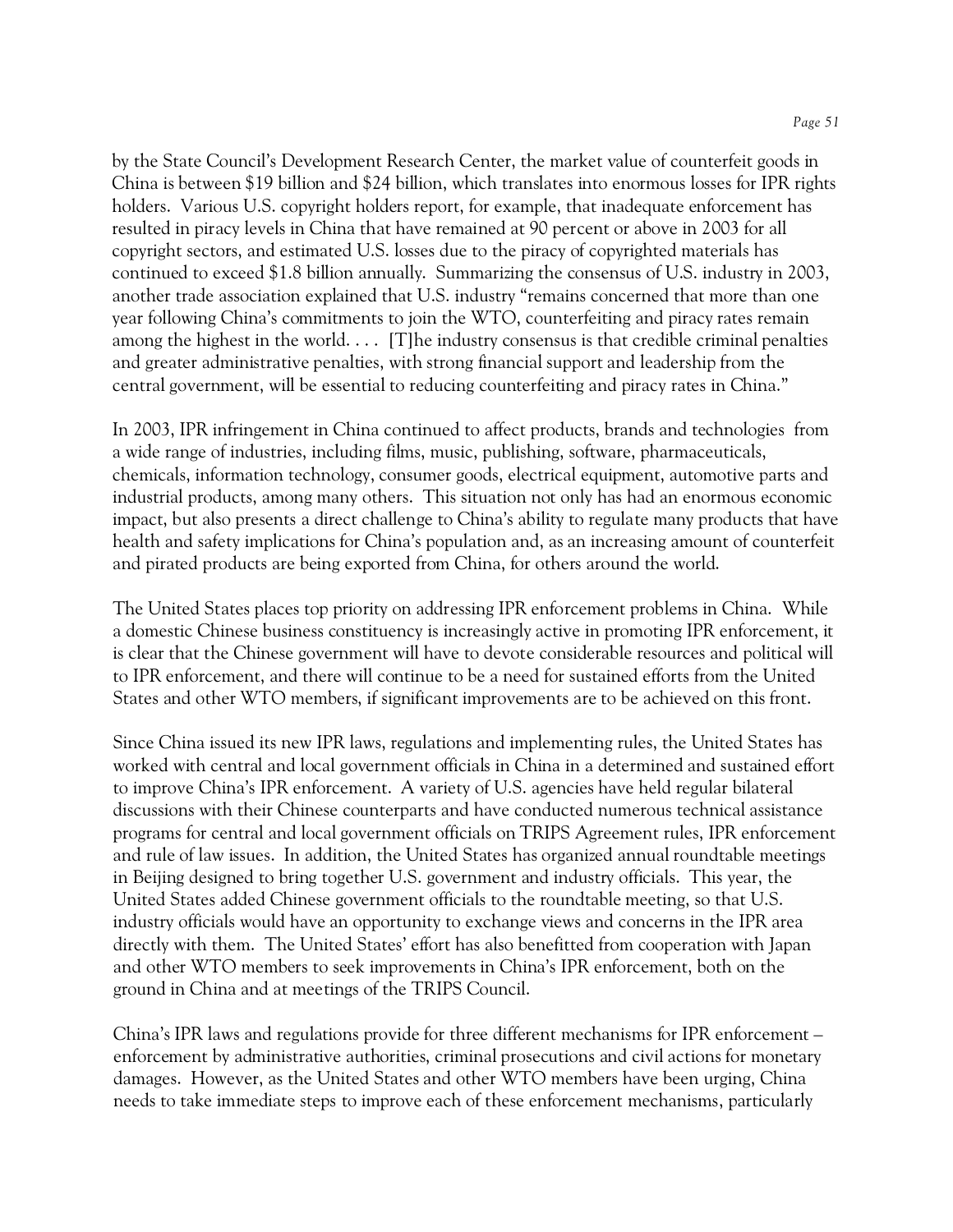by the State Council's Development Research Center, the market value of counterfeit goods in China is between $19 billion and $24 billion, which translates into enormous losses for IPR rights holders. Various U.S. copyright holders report, for example, that inadequate enforcement has resulted in piracy levels in China that have remained at 90 percent or above in 2003 for all copyright sectors, and estimated U.S. losses due to the piracy of copyrighted materials has continued to exceed $1.8 billion annually. Summarizing the consensus of U.S. industry in 2003, another trade association explained that U.S. industry "remains concerned that more than one year following China's commitments to join the WTO, counterfeiting and piracy rates remain among the highest in the world. . . . [T]he industry consensus is that credible criminal penalties and greater administrative penalties, with strong financial support and leadership from the central government, will be essential to reducing counterfeiting and piracy rates in China."

In 2003, IPR infringement in China continued to affect products, brands and technologies from a wide range of industries, including films, music, publishing, software, pharmaceuticals, chemicals, information technology, consumer goods, electrical equipment, automotive parts and industrial products, among many others. This situation not only has had an enormous economic impact, but also presents a direct challenge to China's ability to regulate many products that have health and safety implications for China's population and, as an increasing amount of counterfeit and pirated products are being exported from China, for others around the world.

The United States places top priority on addressing IPR enforcement problems in China. While a domestic Chinese business constituency is increasingly active in promoting IPR enforcement, it is clear that the Chinese government will have to devote considerable resources and political will to IPR enforcement, and there will continue to be a need for sustained efforts from the United States and other WTO members, if significant improvements are to be achieved on this front.

Since China issued its new IPR laws, regulations and implementing rules, the United States has worked with central and local government officials in China in a determined and sustained effort to improve China's IPR enforcement. A variety of U.S. agencies have held regular bilateral discussions with their Chinese counterparts and have conducted numerous technical assistance programs for central and local government officials on TRIPS Agreement rules, IPR enforcement and rule of law issues. In addition, the United States has organized annual roundtable meetings in Beijing designed to bring together U.S. government and industry officials. This year, the United States added Chinese government officials to the roundtable meeting, so that U.S. industry officials would have an opportunity to exchange views and concerns in the IPR area directly with them. The United States' effort has also benefitted from cooperation with Japan and other WTO members to seek improvements in China's IPR enforcement, both on the ground in China and at meetings of the TRIPS Council.

China's IPR laws and regulations provide for three different mechanisms for IPR enforcement – enforcement by administrative authorities, criminal prosecutions and civil actions for monetary damages. However, as the United States and other WTO members have been urging, China needs to take immediate steps to improve each of these enforcement mechanisms, particularly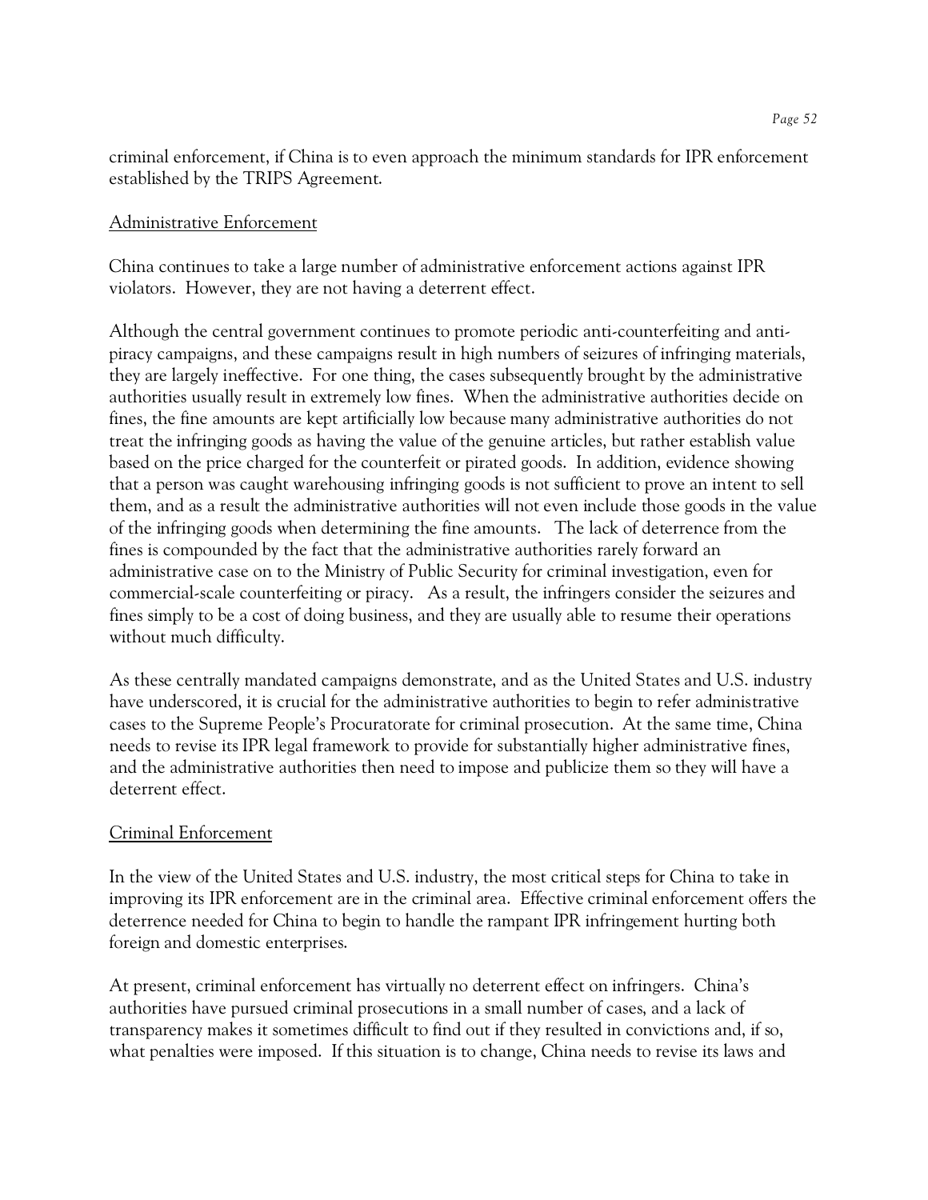criminal enforcement, if China is to even approach the minimum standards for IPR enforcement established by the TRIPS Agreement.

### Administrative Enforcement

China continues to take a large number of administrative enforcement actions against IPR violators. However, they are not having a deterrent effect.

Although the central government continues to promote periodic anti-counterfeiting and anti-piracy campaigns, and these campaigns result in high numbers of seizures of infringing materials, they are largely ineffective. For one thing, the cases subsequently brought by the administrative authorities usually result in extremely low fines. When the administrative authorities decide on fines, the fine amounts are kept artificially low because many administrative authorities do not treat the infringing goods as having the value of the genuine articles, but rather establish value based on the price charged for the counterfeit or pirated goods. In addition, evidence showing that a person was caught warehousing infringing goods is not sufficient to prove an intent to sell them, and as a result the administrative authorities will not even include those goods in the value of the infringing goods when determining the fine amounts. The lack of deterrence from the fines is compounded by the fact that the administrative authorities rarely forward an administrative case on to the Ministry of Public Security for criminal investigation, even for commercial-scale counterfeiting or piracy. As a result, the infringers consider the seizures and fines simply to be a cost of doing business, and they are usually able to resume their operations without much difficulty.

As these centrally mandated campaigns demonstrate, and as the United States and U.S. industry have underscored, it is crucial for the administrative authorities to begin to refer administrative cases to the Supreme People's Procuratorate for criminal prosecution. At the same time, China needs to revise its IPR legal framework to provide for substantially higher administrative fines, and the administrative authorities then need to impose and publicize them so they will have a deterrent effect.

### Criminal Enforcement

In the view of the United States and U.S. industry, the most critical steps for China to take in improving its IPR enforcement are in the criminal area. Effective criminal enforcement offers the deterrence needed for China to begin to handle the rampant IPR infringement hurting both foreign and domestic enterprises.

At present, criminal enforcement has virtually no deterrent effect on infringers. China's authorities have pursued criminal prosecutions in a small number of cases, and a lack of transparency makes it sometimes difficult to find out if they resulted in convictions and, if so, what penalties were imposed. If this situation is to change, China needs to revise its laws and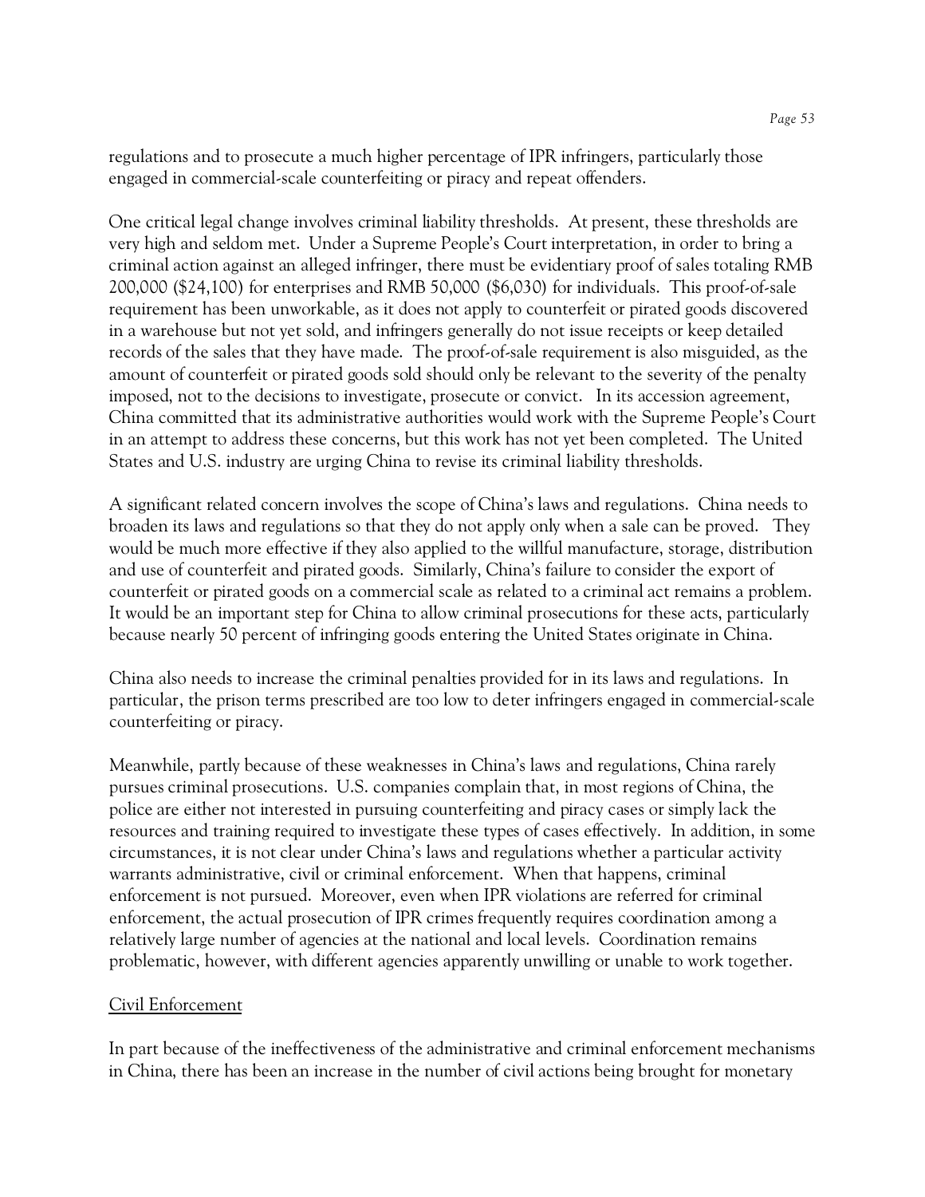regulations and to prosecute a much higher percentage of IPR infringers, particularly those engaged in commercial-scale counterfeiting or piracy and repeat offenders.

One critical legal change involves criminal liability thresholds. At present, these thresholds are very high and seldom met. Under a Supreme People's Court interpretation, in order to bring a criminal action against an alleged infringer, there must be evidentiary proof of sales totaling RMB 200,000 ($24,100) for enterprises and RMB 50,000 ($6,030) for individuals. This proof-of-sale requirement has been unworkable, as it does not apply to counterfeit or pirated goods discovered in a warehouse but not yet sold, and infringers generally do not issue receipts or keep detailed records of the sales that they have made. The proof-of-sale requirement is also misguided, as the amount of counterfeit or pirated goods sold should only be relevant to the severity of the penalty imposed, not to the decisions to investigate, prosecute or convict. In its accession agreement, China committed that its administrative authorities would work with the Supreme People's Court in an attempt to address these concerns, but this work has not yet been completed. The United States and U.S. industry are urging China to revise its criminal liability thresholds.

A significant related concern involves the scope of China's laws and regulations. China needs to broaden its laws and regulations so that they do not apply only when a sale can be proved. They would be much more effective if they also applied to the willful manufacture, storage, distribution and use of counterfeit and pirated goods. Similarly, China's failure to consider the export of counterfeit or pirated goods on a commercial scale as related to a criminal act remains a problem. It would be an important step for China to allow criminal prosecutions for these acts, particularly because nearly 50 percent of infringing goods entering the United States originate in China.

China also needs to increase the criminal penalties provided for in its laws and regulations. In particular, the prison terms prescribed are too low to deter infringers engaged in commercial-scale counterfeiting or piracy.

Meanwhile, partly because of these weaknesses in China's laws and regulations, China rarely pursues criminal prosecutions. U.S. companies complain that, in most regions of China, the police are either not interested in pursuing counterfeiting and piracy cases or simply lack the resources and training required to investigate these types of cases effectively. In addition, in some circumstances, it is not clear under China's laws and regulations whether a particular activity warrants administrative, civil or criminal enforcement. When that happens, criminal enforcement is not pursued. Moreover, even when IPR violations are referred for criminal enforcement, the actual prosecution of IPR crimes frequently requires coordination among a relatively large number of agencies at the national and local levels. Coordination remains problematic, however, with different agencies apparently unwilling or unable to work together.

## Civil Enforcement

In part because of the ineffectiveness of the administrative and criminal enforcement mechanisms in China, there has been an increase in the number of civil actions being brought for monetary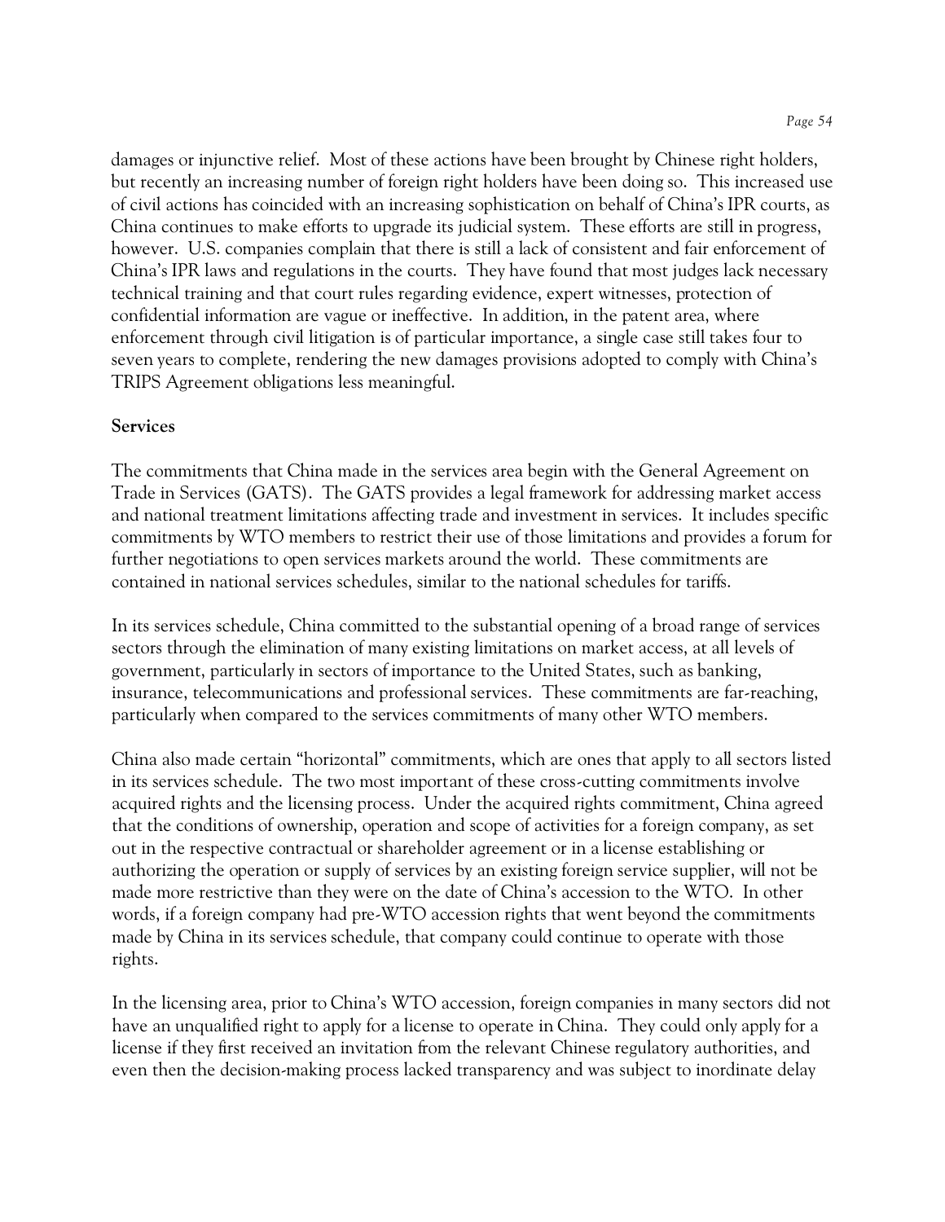damages or injunctive relief. Most of these actions have been brought by Chinese right holders, but recently an increasing number of foreign right holders have been doing so. This increased use of civil actions has coincided with an increasing sophistication on behalf of China's IPR courts, as China continues to make efforts to upgrade its judicial system. These efforts are still in progress, however. U.S. companies complain that there is still a lack of consistent and fair enforcement of China's IPR laws and regulations in the courts. They have found that most judges lack necessary technical training and that court rules regarding evidence, expert witnesses, protection of confidential information are vague or ineffective. In addition, in the patent area, where enforcement through civil litigation is of particular importance, a single case still takes four to seven years to complete, rendering the new damages provisions adopted to comply with China's TRIPS Agreement obligations less meaningful.

**Services**

The commitments that China made in the services area begin with the General Agreement on Trade in Services (GATS). The GATS provides a legal framework for addressing market access and national treatment limitations affecting trade and investment in services. It includes specific commitments by WTO members to restrict their use of those limitations and provides a forum for further negotiations to open services markets around the world. These commitments are contained in national services schedules, similar to the national schedules for tariffs.

In its services schedule, China committed to the substantial opening of a broad range of services sectors through the elimination of many existing limitations on market access, at all levels of government, particularly in sectors of importance to the United States, such as banking, insurance, telecommunications and professional services. These commitments are far-reaching, particularly when compared to the services commitments of many other WTO members.

China also made certain "horizontal" commitments, which are ones that apply to all sectors listed in its services schedule. The two most important of these cross-cutting commitments involve acquired rights and the licensing process. Under the acquired rights commitment, China agreed that the conditions of ownership, operation and scope of activities for a foreign company, as set out in the respective contractual or shareholder agreement or in a license establishing or authorizing the operation or supply of services by an existing foreign service supplier, will not be made more restrictive than they were on the date of China's accession to the WTO. In other words, if a foreign company had pre-WTO accession rights that went beyond the commitments made by China in its services schedule, that company could continue to operate with those rights.

In the licensing area, prior to China's WTO accession, foreign companies in many sectors did not have an unqualified right to apply for a license to operate in China. They could only apply for a license if they first received an invitation from the relevant Chinese regulatory authorities, and even then the decision-making process lacked transparency and was subject to inordinate delay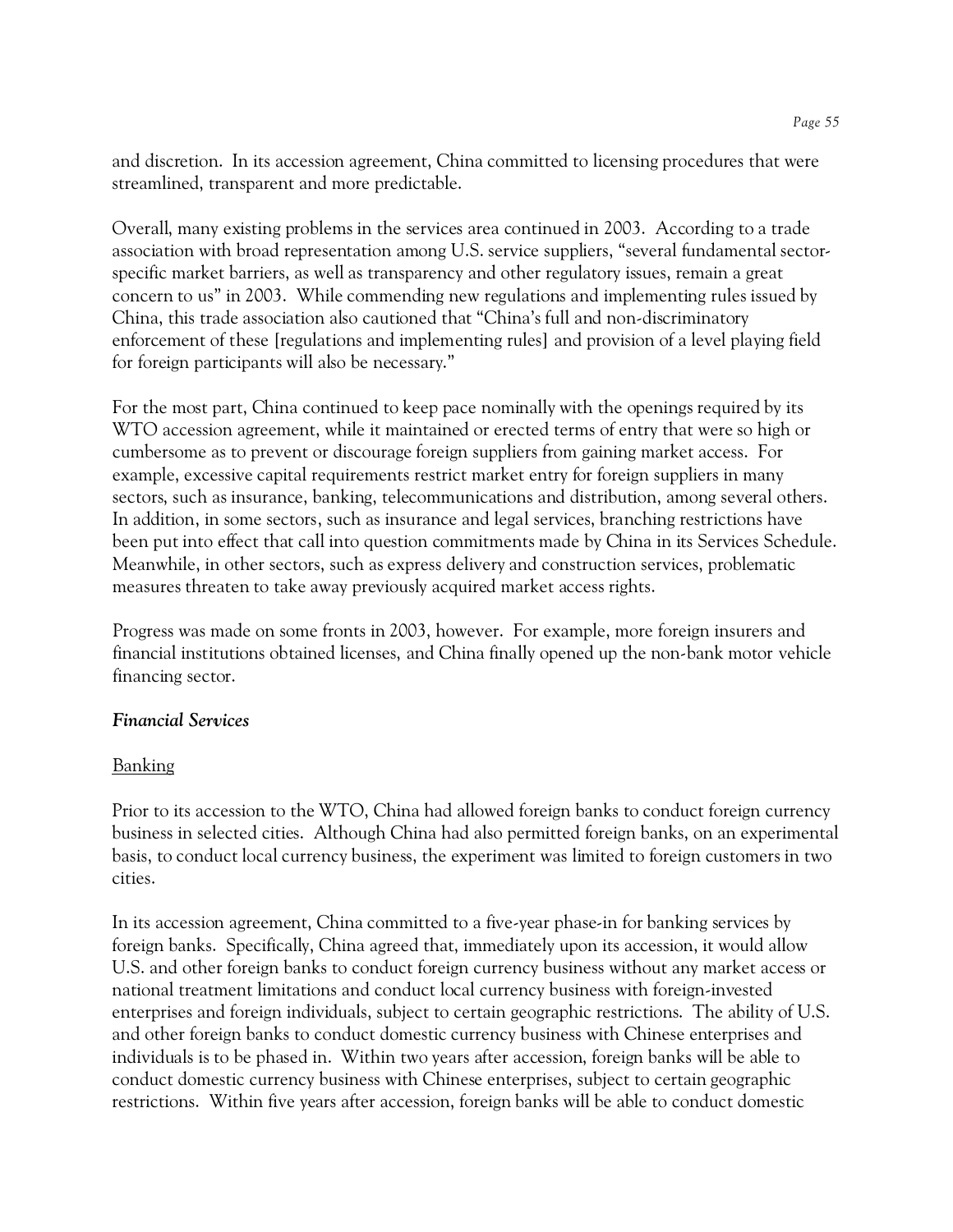and discretion. In its accession agreement, China committed to licensing procedures that were streamlined, transparent and more predictable.

Overall, many existing problems in the services area continued in 2003. According to a trade association with broad representation among U.S. service suppliers, "several fundamental sector-specific market barriers, as well as transparency and other regulatory issues, remain a great concern to us" in 2003. While commending new regulations and implementing rules issued by China, this trade association also cautioned that "China's full and non-discriminatory enforcement of these [regulations and implementing rules] and provision of a level playing field for foreign participants will also be necessary."

For the most part, China continued to keep pace nominally with the openings required by its WTO accession agreement, while it maintained or erected terms of entry that were so high or cumbersome as to prevent or discourage foreign suppliers from gaining market access. For example, excessive capital requirements restrict market entry for foreign suppliers in many sectors, such as insurance, banking, telecommunications and distribution, among several others. In addition, in some sectors, such as insurance and legal services, branching restrictions have been put into effect that call into question commitments made by China in its Services Schedule. Meanwhile, in other sectors, such as express delivery and construction services, problematic measures threaten to take away previously acquired market access rights.

Progress was made on some fronts in 2003, however. For example, more foreign insurers and financial institutions obtained licenses, and China finally opened up the non-bank motor vehicle financing sector.

### *Financial Services*

#### Banking

Prior to its accession to the WTO, China had allowed foreign banks to conduct foreign currency business in selected cities. Although China had also permitted foreign banks, on an experimental basis, to conduct local currency business, the experiment was limited to foreign customers in two cities.

In its accession agreement, China committed to a five-year phase-in for banking services by foreign banks. Specifically, China agreed that, immediately upon its accession, it would allow U.S. and other foreign banks to conduct foreign currency business without any market access or national treatment limitations and conduct local currency business with foreign-invested enterprises and foreign individuals, subject to certain geographic restrictions. The ability of U.S. and other foreign banks to conduct domestic currency business with Chinese enterprises and individuals is to be phased in. Within two years after accession, foreign banks will be able to conduct domestic currency business with Chinese enterprises, subject to certain geographic restrictions. Within five years after accession, foreign banks will be able to conduct domestic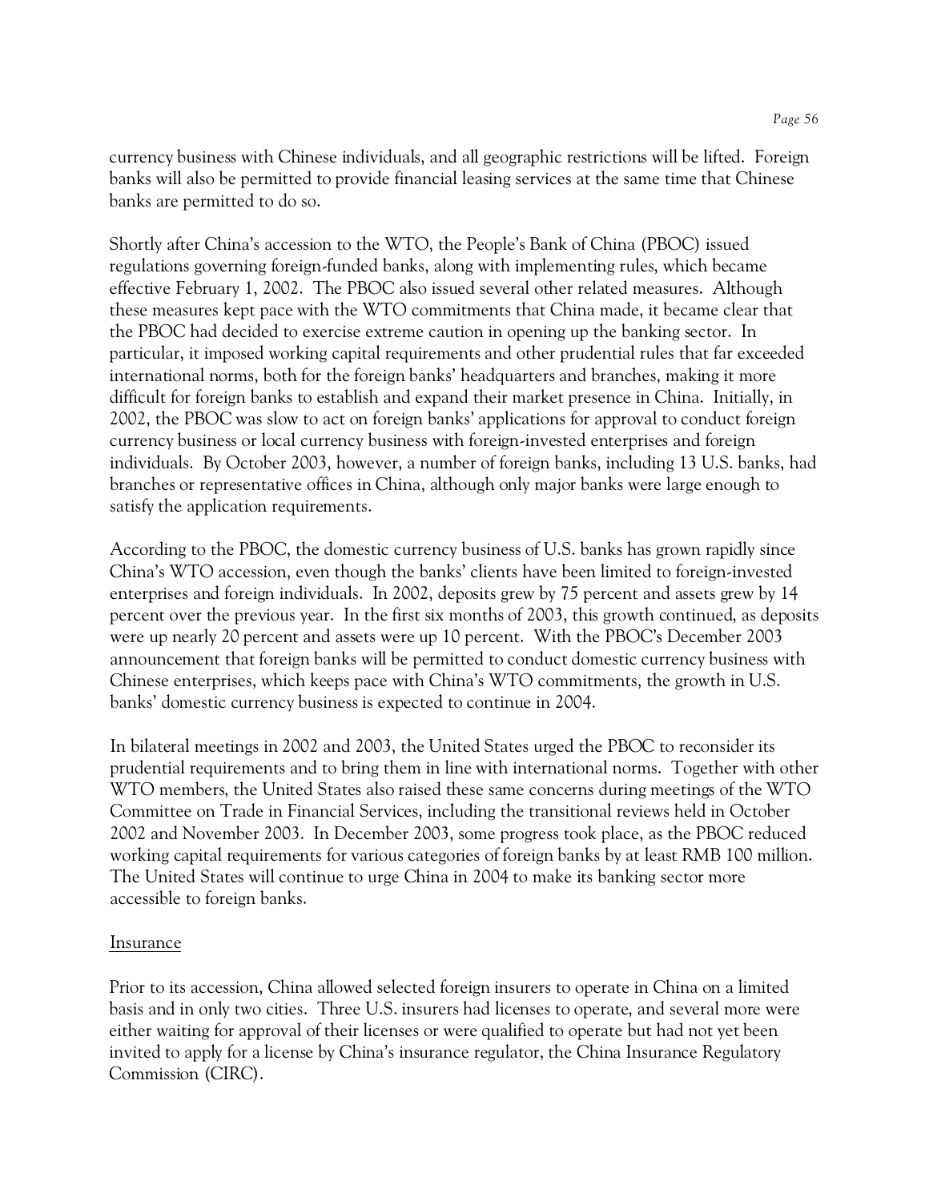currency business with Chinese individuals, and all geographic restrictions will be lifted. Foreign banks will also be permitted to provide financial leasing services at the same time that Chinese banks are permitted to do so.

Shortly after China's accession to the WTO, the People's Bank of China (PBOC) issued regulations governing foreign-funded banks, along with implementing rules, which became effective February 1, 2002. The PBOC also issued several other related measures. Although these measures kept pace with the WTO commitments that China made, it became clear that the PBOC had decided to exercise extreme caution in opening up the banking sector. In particular, it imposed working capital requirements and other prudential rules that far exceeded international norms, both for the foreign banks' headquarters and branches, making it more difficult for foreign banks to establish and expand their market presence in China. Initially, in 2002, the PBOC was slow to act on foreign banks' applications for approval to conduct foreign currency business or local currency business with foreign-invested enterprises and foreign individuals. By October 2003, however, a number of foreign banks, including 13 U.S. banks, had branches or representative offices in China, although only major banks were large enough to satisfy the application requirements.

According to the PBOC, the domestic currency business of U.S. banks has grown rapidly since China's WTO accession, even though the banks' clients have been limited to foreign-invested enterprises and foreign individuals. In 2002, deposits grew by 75 percent and assets grew by 14 percent over the previous year. In the first six months of 2003, this growth continued, as deposits were up nearly 20 percent and assets were up 10 percent. With the PBOC's December 2003 announcement that foreign banks will be permitted to conduct domestic currency business with Chinese enterprises, which keeps pace with China's WTO commitments, the growth in U.S. banks' domestic currency business is expected to continue in 2004.

In bilateral meetings in 2002 and 2003, the United States urged the PBOC to reconsider its prudential requirements and to bring them in line with international norms. Together with other WTO members, the United States also raised these same concerns during meetings of the WTO Committee on Trade in Financial Services, including the transitional reviews held in October 2002 and November 2003. In December 2003, some progress took place, as the PBOC reduced working capital requirements for various categories of foreign banks by at least RMB 100 million. The United States will continue to urge China in 2004 to make its banking sector more accessible to foreign banks.

### Insurance

Prior to its accession, China allowed selected foreign insurers to operate in China on a limited basis and in only two cities. Three U.S. insurers had licenses to operate, and several more were either waiting for approval of their licenses or were qualified to operate but had not yet been invited to apply for a license by China's insurance regulator, the China Insurance Regulatory Commission (CIRC).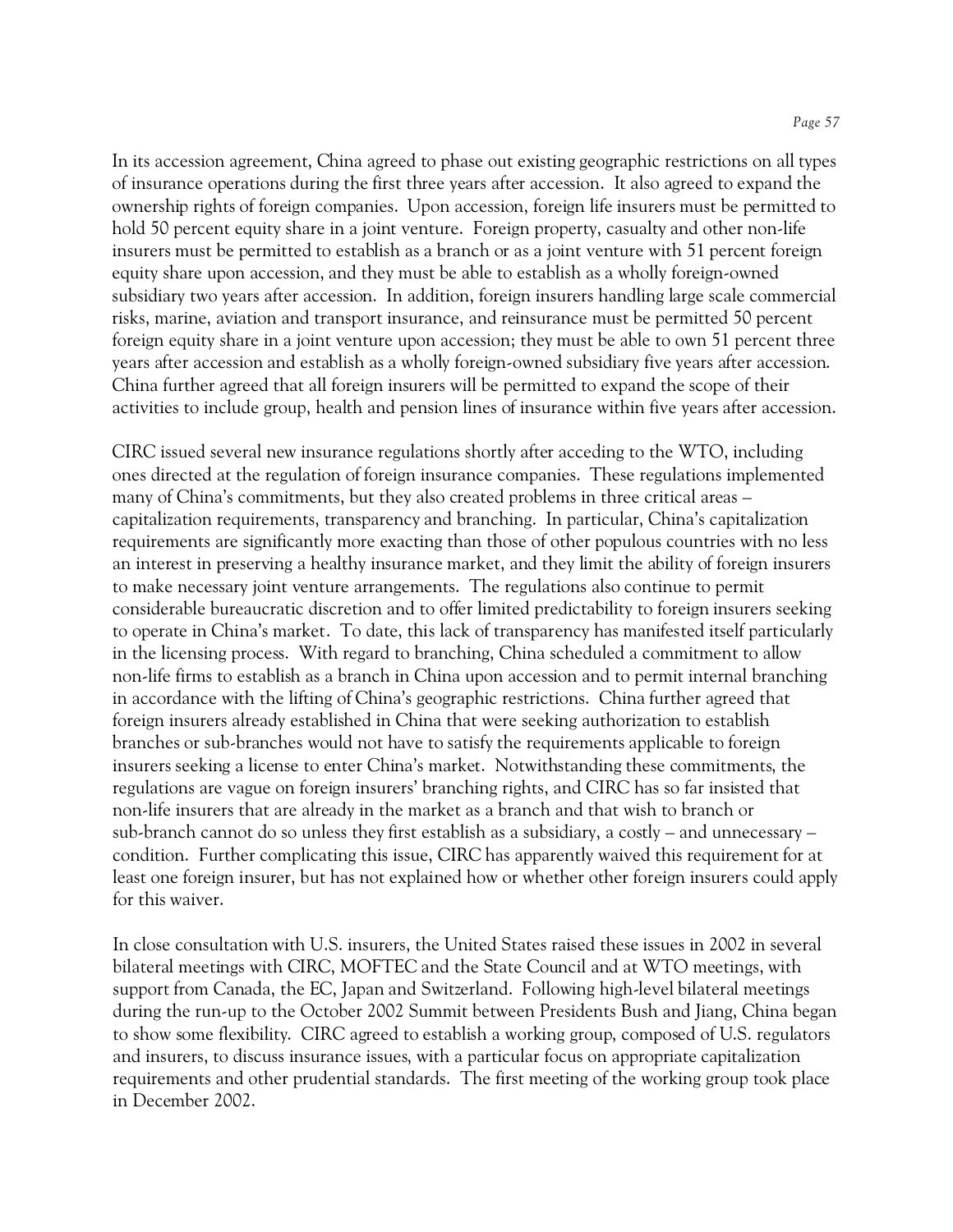In its accession agreement, China agreed to phase out existing geographic restrictions on all types of insurance operations during the first three years after accession. It also agreed to expand the ownership rights of foreign companies. Upon accession, foreign life insurers must be permitted to hold 50 percent equity share in a joint venture. Foreign property, casualty and other non-life insurers must be permitted to establish as a branch or as a joint venture with 51 percent foreign equity share upon accession, and they must be able to establish as a wholly foreign-owned subsidiary two years after accession. In addition, foreign insurers handling large scale commercial risks, marine, aviation and transport insurance, and reinsurance must be permitted 50 percent foreign equity share in a joint venture upon accession; they must be able to own 51 percent three years after accession and establish as a wholly foreign-owned subsidiary five years after accession. China further agreed that all foreign insurers will be permitted to expand the scope of their activities to include group, health and pension lines of insurance within five years after accession.

CIRC issued several new insurance regulations shortly after acceding to the WTO, including ones directed at the regulation of foreign insurance companies. These regulations implemented many of China's commitments, but they also created problems in three critical areas – capitalization requirements, transparency and branching. In particular, China's capitalization requirements are significantly more exacting than those of other populous countries with no less an interest in preserving a healthy insurance market, and they limit the ability of foreign insurers to make necessary joint venture arrangements. The regulations also continue to permit considerable bureaucratic discretion and to offer limited predictability to foreign insurers seeking to operate in China's market. To date, this lack of transparency has manifested itself particularly in the licensing process. With regard to branching, China scheduled a commitment to allow non-life firms to establish as a branch in China upon accession and to permit internal branching in accordance with the lifting of China's geographic restrictions. China further agreed that foreign insurers already established in China that were seeking authorization to establish branches or sub-branches would not have to satisfy the requirements applicable to foreign insurers seeking a license to enter China's market. Notwithstanding these commitments, the regulations are vague on foreign insurers' branching rights, and CIRC has so far insisted that non-life insurers that are already in the market as a branch and that wish to branch or sub-branch cannot do so unless they first establish as a subsidiary, a costly – and unnecessary – condition. Further complicating this issue, CIRC has apparently waived this requirement for at least one foreign insurer, but has not explained how or whether other foreign insurers could apply for this waiver.

In close consultation with U.S. insurers, the United States raised these issues in 2002 in several bilateral meetings with CIRC, MOFTEC and the State Council and at WTO meetings, with support from Canada, the EC, Japan and Switzerland. Following high-level bilateral meetings during the run-up to the October 2002 Summit between Presidents Bush and Jiang, China began to show some flexibility. CIRC agreed to establish a working group, composed of U.S. regulators and insurers, to discuss insurance issues, with a particular focus on appropriate capitalization requirements and other prudential standards. The first meeting of the working group took place in December 2002.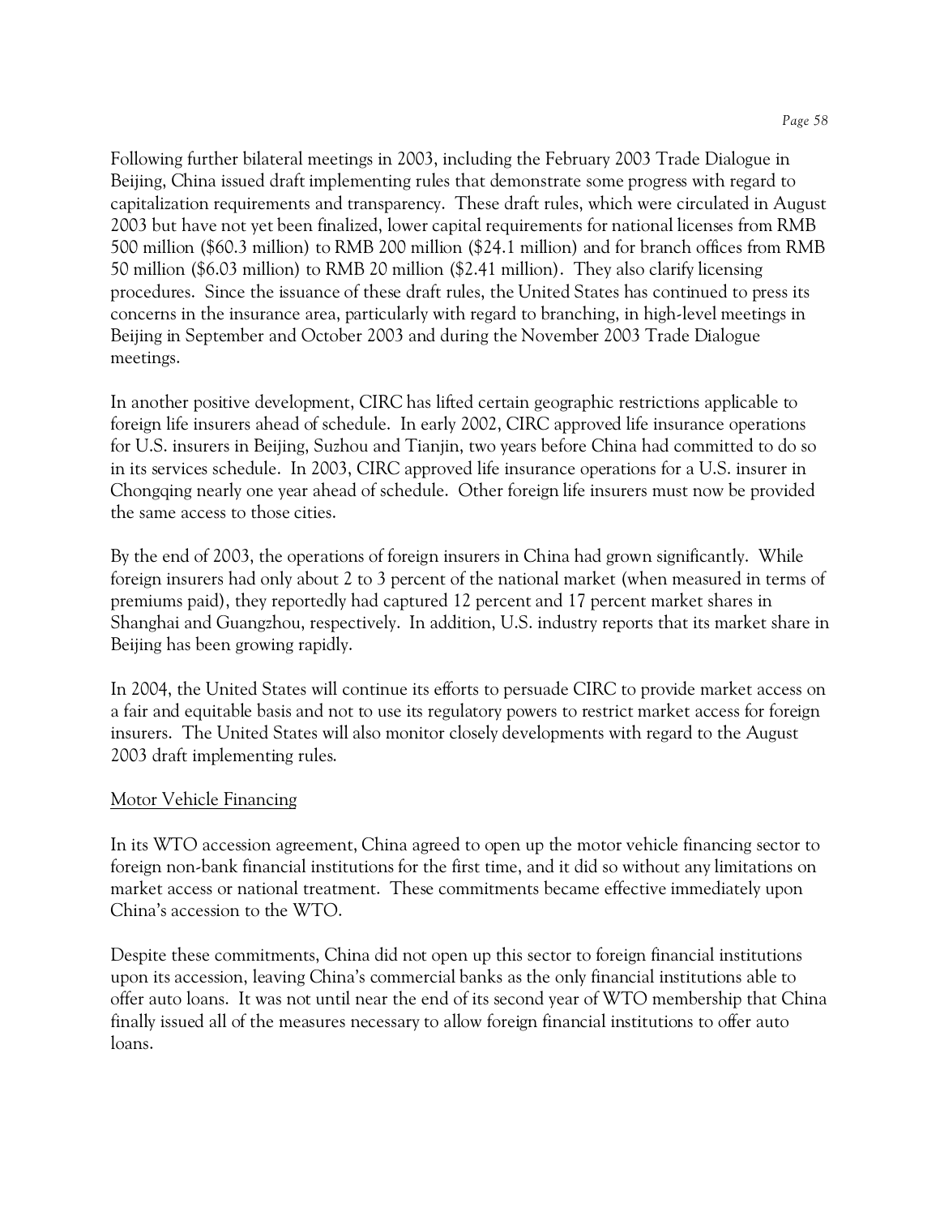Following further bilateral meetings in 2003, including the February 2003 Trade Dialogue in Beijing, China issued draft implementing rules that demonstrate some progress with regard to capitalization requirements and transparency. These draft rules, which were circulated in August 2003 but have not yet been finalized, lower capital requirements for national licenses from RMB 500 million ($60.3 million) to RMB 200 million ($24.1 million) and for branch offices from RMB 50 million ($6.03 million) to RMB 20 million ($2.41 million). They also clarify licensing procedures. Since the issuance of these draft rules, the United States has continued to press its concerns in the insurance area, particularly with regard to branching, in high-level meetings in Beijing in September and October 2003 and during the November 2003 Trade Dialogue meetings.

In another positive development, CIRC has lifted certain geographic restrictions applicable to foreign life insurers ahead of schedule. In early 2002, CIRC approved life insurance operations for U.S. insurers in Beijing, Suzhou and Tianjin, two years before China had committed to do so in its services schedule. In 2003, CIRC approved life insurance operations for a U.S. insurer in Chongqing nearly one year ahead of schedule. Other foreign life insurers must now be provided the same access to those cities.

By the end of 2003, the operations of foreign insurers in China had grown significantly. While foreign insurers had only about 2 to 3 percent of the national market (when measured in terms of premiums paid), they reportedly had captured 12 percent and 17 percent market shares in Shanghai and Guangzhou, respectively. In addition, U.S. industry reports that its market share in Beijing has been growing rapidly.

In 2004, the United States will continue its efforts to persuade CIRC to provide market access on a fair and equitable basis and not to use its regulatory powers to restrict market access for foreign insurers. The United States will also monitor closely developments with regard to the August 2003 draft implementing rules.

Motor Vehicle Financing

In its WTO accession agreement, China agreed to open up the motor vehicle financing sector to foreign non-bank financial institutions for the first time, and it did so without any limitations on market access or national treatment. These commitments became effective immediately upon China's accession to the WTO.

Despite these commitments, China did not open up this sector to foreign financial institutions upon its accession, leaving China's commercial banks as the only financial institutions able to offer auto loans. It was not until near the end of its second year of WTO membership that China finally issued all of the measures necessary to allow foreign financial institutions to offer auto loans.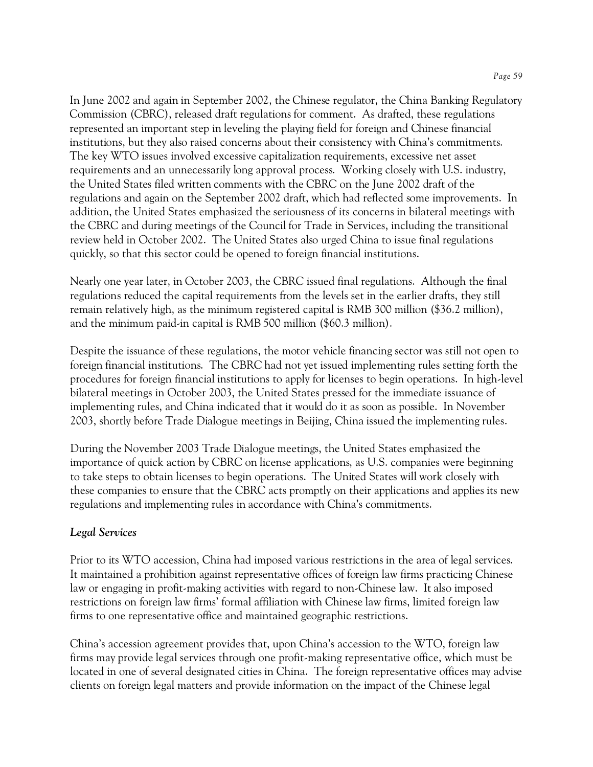In June 2002 and again in September 2002, the Chinese regulator, the China Banking Regulatory Commission (CBRC), released draft regulations for comment. As drafted, these regulations represented an important step in leveling the playing field for foreign and Chinese financial institutions, but they also raised concerns about their consistency with China's commitments. The key WTO issues involved excessive capitalization requirements, excessive net asset requirements and an unnecessarily long approval process. Working closely with U.S. industry, the United States filed written comments with the CBRC on the June 2002 draft of the regulations and again on the September 2002 draft, which had reflected some improvements. In addition, the United States emphasized the seriousness of its concerns in bilateral meetings with the CBRC and during meetings of the Council for Trade in Services, including the transitional review held in October 2002. The United States also urged China to issue final regulations quickly, so that this sector could be opened to foreign financial institutions.

Nearly one year later, in October 2003, the CBRC issued final regulations. Although the final regulations reduced the capital requirements from the levels set in the earlier drafts, they still remain relatively high, as the minimum registered capital is RMB 300 million ($36.2 million), and the minimum paid-in capital is RMB 500 million ($60.3 million).

Despite the issuance of these regulations, the motor vehicle financing sector was still not open to foreign financial institutions. The CBRC had not yet issued implementing rules setting forth the procedures for foreign financial institutions to apply for licenses to begin operations. In high-level bilateral meetings in October 2003, the United States pressed for the immediate issuance of implementing rules, and China indicated that it would do it as soon as possible. In November 2003, shortly before Trade Dialogue meetings in Beijing, China issued the implementing rules.

During the November 2003 Trade Dialogue meetings, the United States emphasized the importance of quick action by CBRC on license applications, as U.S. companies were beginning to take steps to obtain licenses to begin operations. The United States will work closely with these companies to ensure that the CBRC acts promptly on their applications and applies its new regulations and implementing rules in accordance with China's commitments.

***Legal Services***

Prior to its WTO accession, China had imposed various restrictions in the area of legal services. It maintained a prohibition against representative offices of foreign law firms practicing Chinese law or engaging in profit-making activities with regard to non-Chinese law. It also imposed restrictions on foreign law firms' formal affiliation with Chinese law firms, limited foreign law firms to one representative office and maintained geographic restrictions.

China's accession agreement provides that, upon China's accession to the WTO, foreign law firms may provide legal services through one profit-making representative office, which must be located in one of several designated cities in China. The foreign representative offices may advise clients on foreign legal matters and provide information on the impact of the Chinese legal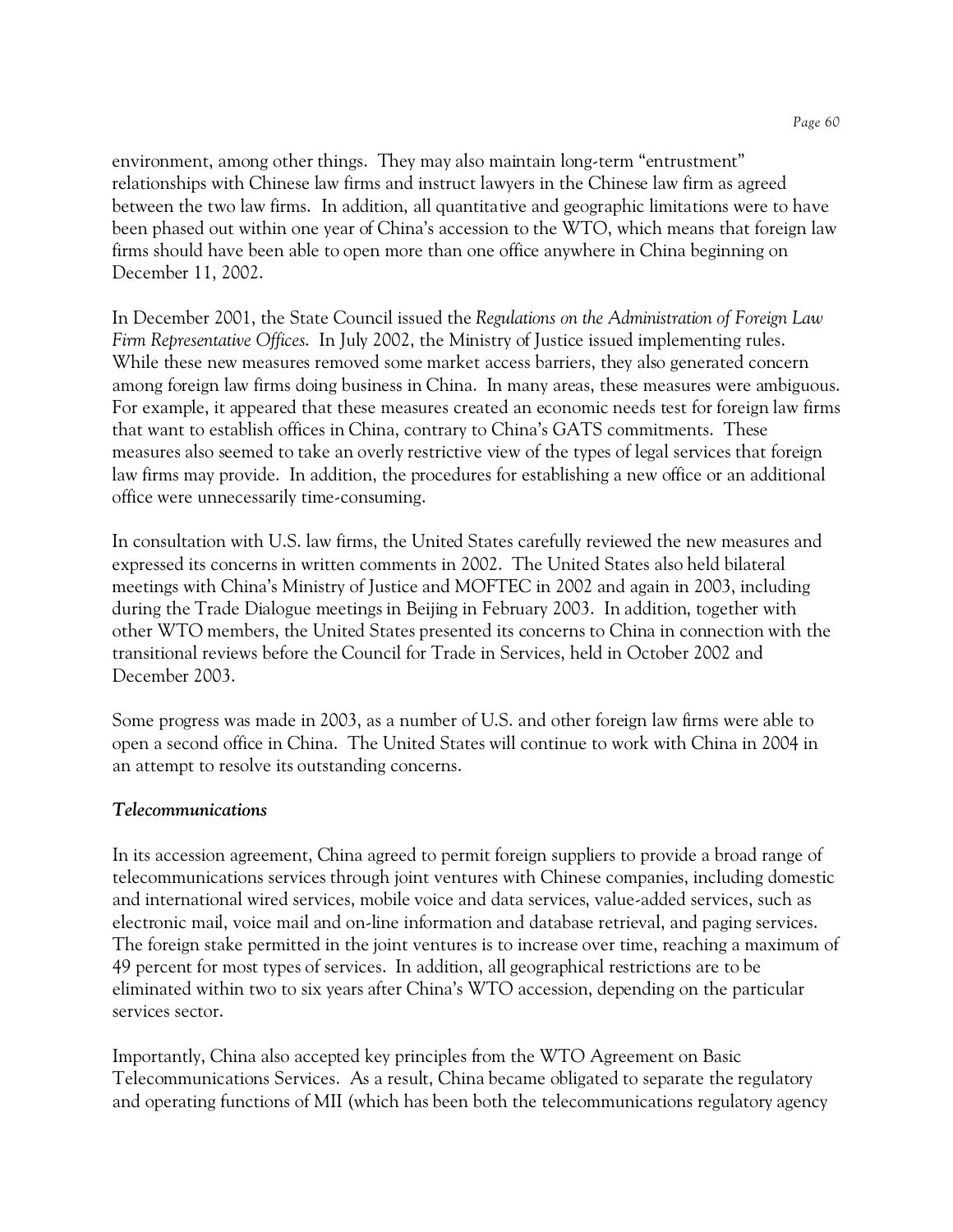environment, among other things. They may also maintain long-term "entrustment" relationships with Chinese law firms and instruct lawyers in the Chinese law firm as agreed between the two law firms. In addition, all quantitative and geographic limitations were to have been phased out within one year of China's accession to the WTO, which means that foreign law firms should have been able to open more than one office anywhere in China beginning on December 11, 2002.

In December 2001, the State Council issued the *Regulations on the Administration of Foreign Law Firm Representative Offices*. In July 2002, the Ministry of Justice issued implementing rules. While these new measures removed some market access barriers, they also generated concern among foreign law firms doing business in China. In many areas, these measures were ambiguous. For example, it appeared that these measures created an economic needs test for foreign law firms that want to establish offices in China, contrary to China's GATS commitments. These measures also seemed to take an overly restrictive view of the types of legal services that foreign law firms may provide. In addition, the procedures for establishing a new office or an additional office were unnecessarily time-consuming.

In consultation with U.S. law firms, the United States carefully reviewed the new measures and expressed its concerns in written comments in 2002. The United States also held bilateral meetings with China's Ministry of Justice and MOFTEC in 2002 and again in 2003, including during the Trade Dialogue meetings in Beijing in February 2003. In addition, together with other WTO members, the United States presented its concerns to China in connection with the transitional reviews before the Council for Trade in Services, held in October 2002 and December 2003.

Some progress was made in 2003, as a number of U.S. and other foreign law firms were able to open a second office in China. The United States will continue to work with China in 2004 in an attempt to resolve its outstanding concerns.

***Telecommunications***

In its accession agreement, China agreed to permit foreign suppliers to provide a broad range of telecommunications services through joint ventures with Chinese companies, including domestic and international wired services, mobile voice and data services, value-added services, such as electronic mail, voice mail and on-line information and database retrieval, and paging services. The foreign stake permitted in the joint ventures is to increase over time, reaching a maximum of 49 percent for most types of services. In addition, all geographical restrictions are to be eliminated within two to six years after China's WTO accession, depending on the particular services sector.

Importantly, China also accepted key principles from the WTO Agreement on Basic Telecommunications Services. As a result, China became obligated to separate the regulatory and operating functions of MII (which has been both the telecommunications regulatory agency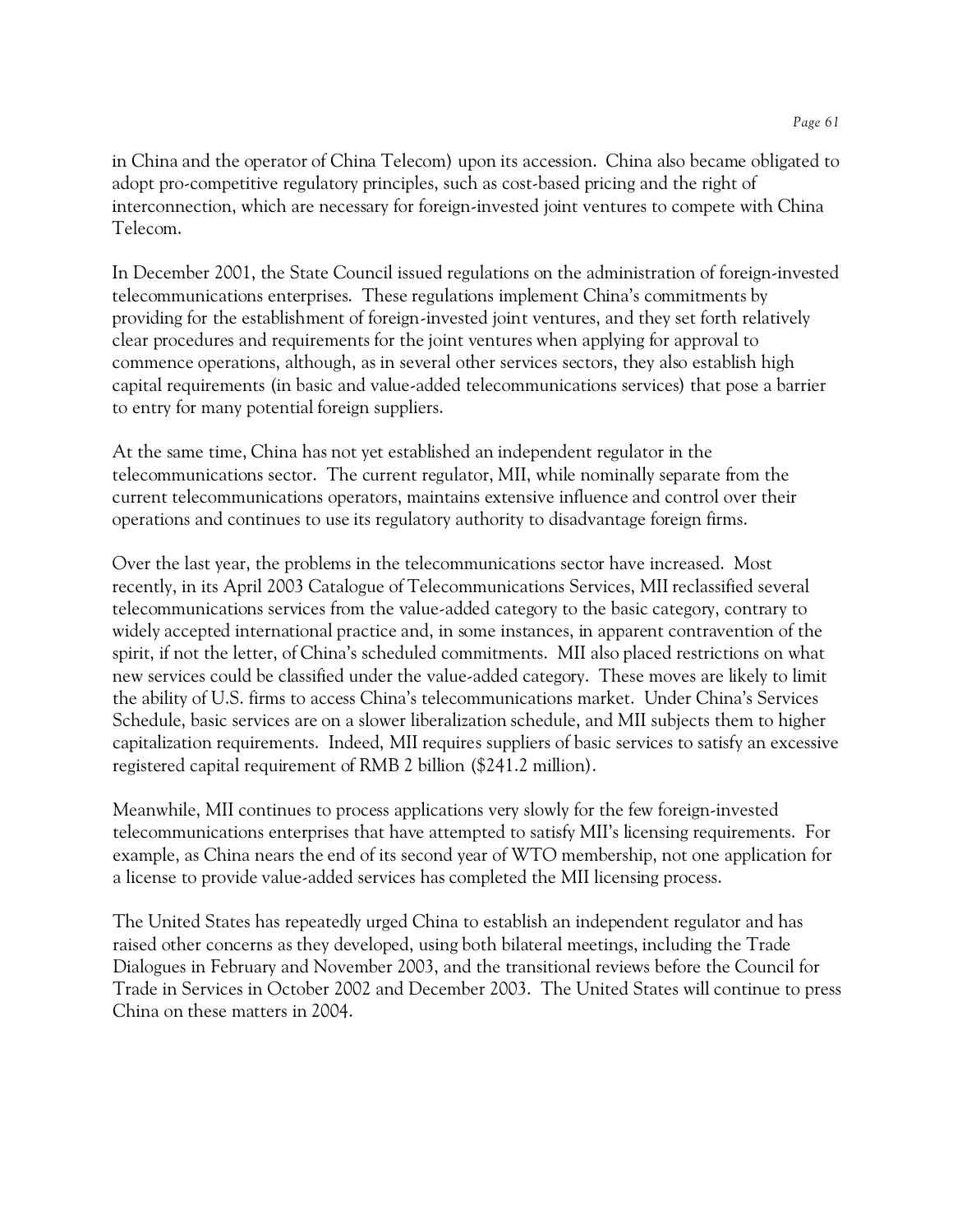in China and the operator of China Telecom) upon its accession. China also became obligated to adopt pro-competitive regulatory principles, such as cost-based pricing and the right of interconnection, which are necessary for foreign-invested joint ventures to compete with China Telecom.

In December 2001, the State Council issued regulations on the administration of foreign-invested telecommunications enterprises. These regulations implement China's commitments by providing for the establishment of foreign-invested joint ventures, and they set forth relatively clear procedures and requirements for the joint ventures when applying for approval to commence operations, although, as in several other services sectors, they also establish high capital requirements (in basic and value-added telecommunications services) that pose a barrier to entry for many potential foreign suppliers.

At the same time, China has not yet established an independent regulator in the telecommunications sector. The current regulator, MII, while nominally separate from the current telecommunications operators, maintains extensive influence and control over their operations and continues to use its regulatory authority to disadvantage foreign firms.

Over the last year, the problems in the telecommunications sector have increased. Most recently, in its April 2003 Catalogue of Telecommunications Services, MII reclassified several telecommunications services from the value-added category to the basic category, contrary to widely accepted international practice and, in some instances, in apparent contravention of the spirit, if not the letter, of China's scheduled commitments. MII also placed restrictions on what new services could be classified under the value-added category. These moves are likely to limit the ability of U.S. firms to access China's telecommunications market. Under China's Services Schedule, basic services are on a slower liberalization schedule, and MII subjects them to higher capitalization requirements. Indeed, MII requires suppliers of basic services to satisfy an excessive registered capital requirement of RMB 2 billion ($241.2 million).

Meanwhile, MII continues to process applications very slowly for the few foreign-invested telecommunications enterprises that have attempted to satisfy MII's licensing requirements. For example, as China nears the end of its second year of WTO membership, not one application for a license to provide value-added services has completed the MII licensing process.

The United States has repeatedly urged China to establish an independent regulator and has raised other concerns as they developed, using both bilateral meetings, including the Trade Dialogues in February and November 2003, and the transitional reviews before the Council for Trade in Services in October 2002 and December 2003. The United States will continue to press China on these matters in 2004.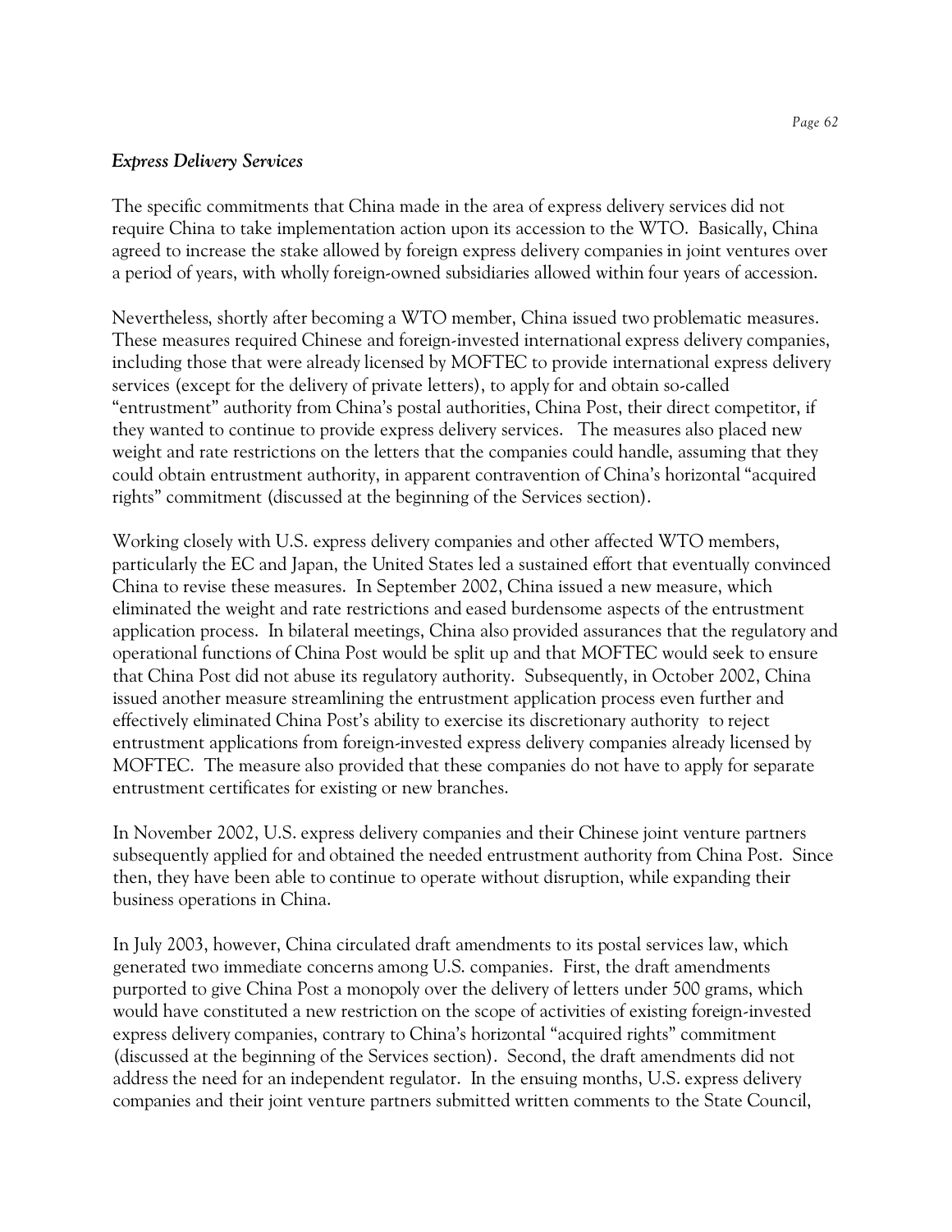### *Express Delivery Services*

The specific commitments that China made in the area of express delivery services did not require China to take implementation action upon its accession to the WTO. Basically, China agreed to increase the stake allowed by foreign express delivery companies in joint ventures over a period of years, with wholly foreign-owned subsidiaries allowed within four years of accession.

Nevertheless, shortly after becoming a WTO member, China issued two problematic measures. These measures required Chinese and foreign-invested international express delivery companies, including those that were already licensed by MOFTEC to provide international express delivery services (except for the delivery of private letters), to apply for and obtain so-called "entrustment" authority from China's postal authorities, China Post, their direct competitor, if they wanted to continue to provide express delivery services. The measures also placed new weight and rate restrictions on the letters that the companies could handle, assuming that they could obtain entrustment authority, in apparent contravention of China's horizontal "acquired rights" commitment (discussed at the beginning of the Services section).

Working closely with U.S. express delivery companies and other affected WTO members, particularly the EC and Japan, the United States led a sustained effort that eventually convinced China to revise these measures. In September 2002, China issued a new measure, which eliminated the weight and rate restrictions and eased burdensome aspects of the entrustment application process. In bilateral meetings, China also provided assurances that the regulatory and operational functions of China Post would be split up and that MOFTEC would seek to ensure that China Post did not abuse its regulatory authority. Subsequently, in October 2002, China issued another measure streamlining the entrustment application process even further and effectively eliminated China Post's ability to exercise its discretionary authority to reject entrustment applications from foreign-invested express delivery companies already licensed by MOFTEC. The measure also provided that these companies do not have to apply for separate entrustment certificates for existing or new branches.

In November 2002, U.S. express delivery companies and their Chinese joint venture partners subsequently applied for and obtained the needed entrustment authority from China Post. Since then, they have been able to continue to operate without disruption, while expanding their business operations in China.

In July 2003, however, China circulated draft amendments to its postal services law, which generated two immediate concerns among U.S. companies. First, the draft amendments purported to give China Post a monopoly over the delivery of letters under 500 grams, which would have constituted a new restriction on the scope of activities of existing foreign-invested express delivery companies, contrary to China's horizontal "acquired rights" commitment (discussed at the beginning of the Services section). Second, the draft amendments did not address the need for an independent regulator. In the ensuing months, U.S. express delivery companies and their joint venture partners submitted written comments to the State Council,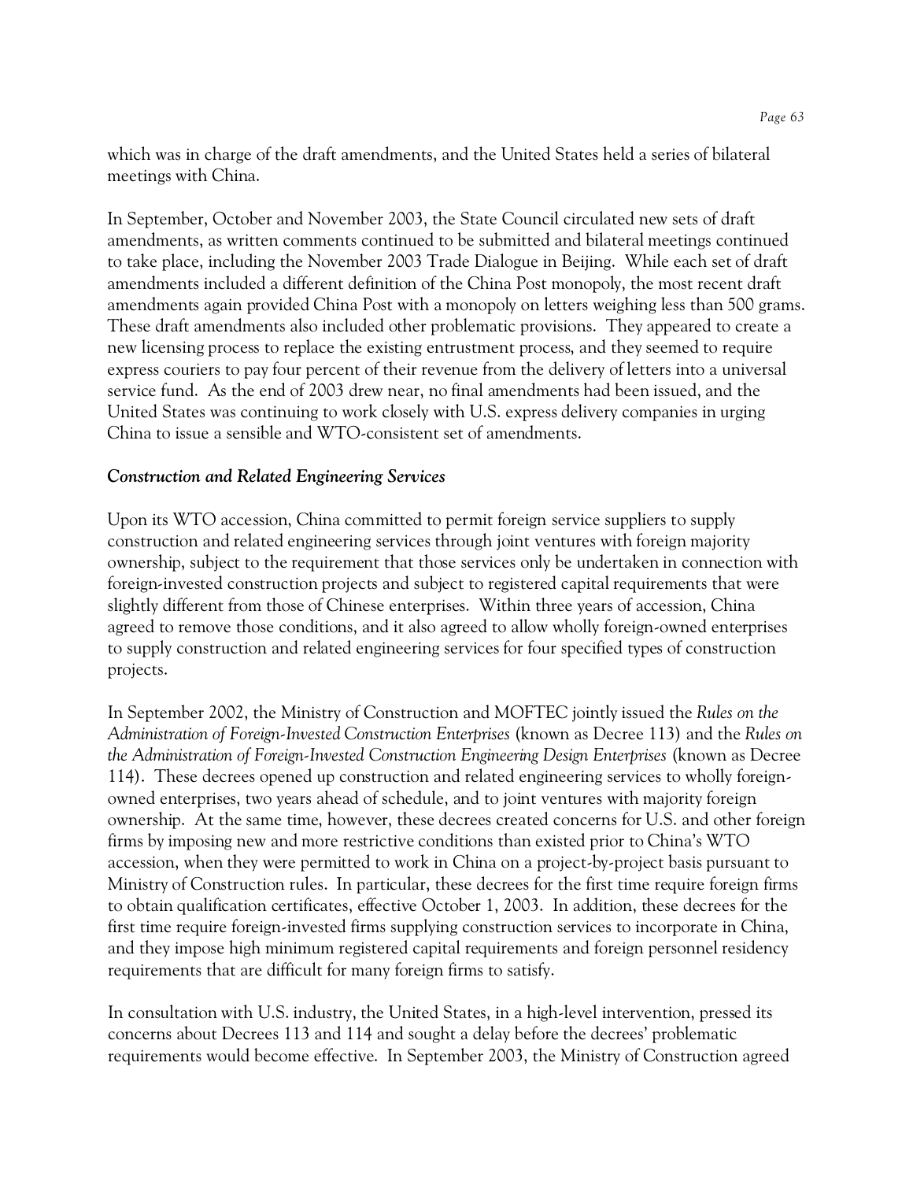which was in charge of the draft amendments, and the United States held a series of bilateral meetings with China.

In September, October and November 2003, the State Council circulated new sets of draft amendments, as written comments continued to be submitted and bilateral meetings continued to take place, including the November 2003 Trade Dialogue in Beijing. While each set of draft amendments included a different definition of the China Post monopoly, the most recent draft amendments again provided China Post with a monopoly on letters weighing less than 500 grams. These draft amendments also included other problematic provisions. They appeared to create a new licensing process to replace the existing entrustment process, and they seemed to require express couriers to pay four percent of their revenue from the delivery of letters into a universal service fund. As the end of 2003 drew near, no final amendments had been issued, and the United States was continuing to work closely with U.S. express delivery companies in urging China to issue a sensible and WTO-consistent set of amendments.

### *Construction and Related Engineering Services*

Upon its WTO accession, China committed to permit foreign service suppliers to supply construction and related engineering services through joint ventures with foreign majority ownership, subject to the requirement that those services only be undertaken in connection with foreign-invested construction projects and subject to registered capital requirements that were slightly different from those of Chinese enterprises. Within three years of accession, China agreed to remove those conditions, and it also agreed to allow wholly foreign-owned enterprises to supply construction and related engineering services for four specified types of construction projects.

In September 2002, the Ministry of Construction and MOFTEC jointly issued the *Rules on the Administration of Foreign-Invested Construction Enterprises* (known as Decree 113) and the *Rules on the Administration of Foreign-Invested Construction Engineering Design Enterprises* (known as Decree 114). These decrees opened up construction and related engineering services to wholly foreign-owned enterprises, two years ahead of schedule, and to joint ventures with majority foreign ownership. At the same time, however, these decrees created concerns for U.S. and other foreign firms by imposing new and more restrictive conditions than existed prior to China's WTO accession, when they were permitted to work in China on a project-by-project basis pursuant to Ministry of Construction rules. In particular, these decrees for the first time require foreign firms to obtain qualification certificates, effective October 1, 2003. In addition, these decrees for the first time require foreign-invested firms supplying construction services to incorporate in China, and they impose high minimum registered capital requirements and foreign personnel residency requirements that are difficult for many foreign firms to satisfy.

In consultation with U.S. industry, the United States, in a high-level intervention, pressed its concerns about Decrees 113 and 114 and sought a delay before the decrees' problematic requirements would become effective. In September 2003, the Ministry of Construction agreed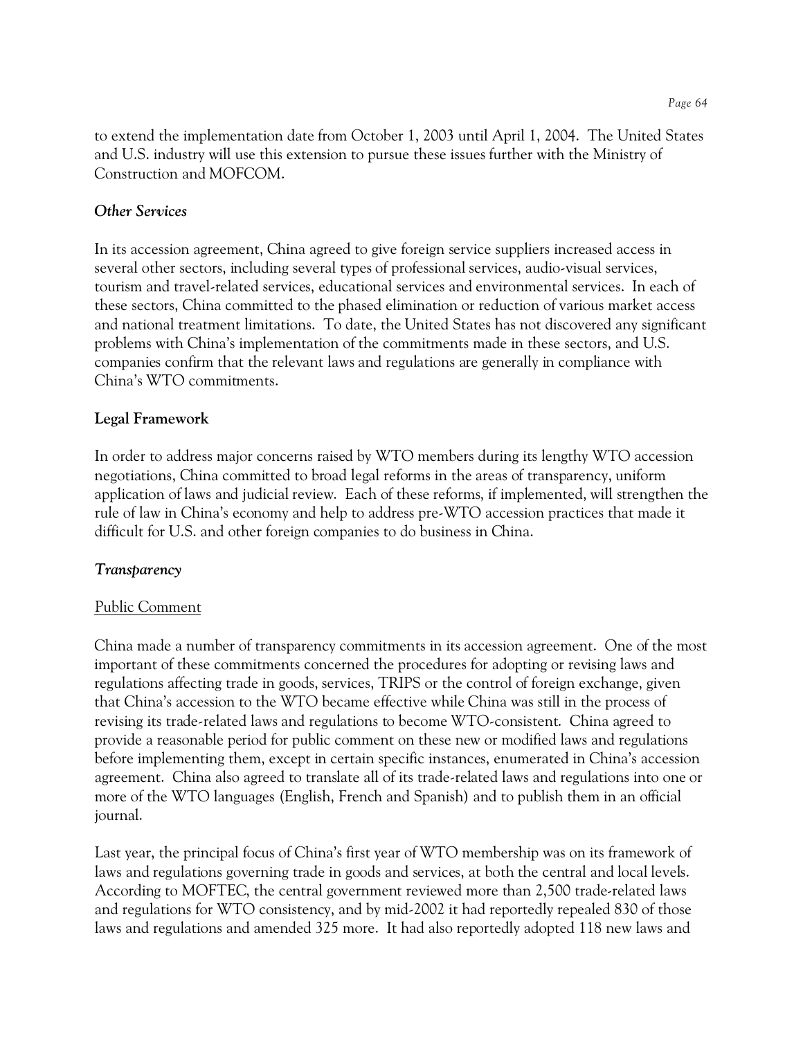to extend the implementation date from October 1, 2003 until April 1, 2004. The United States and U.S. industry will use this extension to pursue these issues further with the Ministry of Construction and MOFCOM.

### *Other Services*

In its accession agreement, China agreed to give foreign service suppliers increased access in several other sectors, including several types of professional services, audio-visual services, tourism and travel-related services, educational services and environmental services. In each of these sectors, China committed to the phased elimination or reduction of various market access and national treatment limitations. To date, the United States has not discovered any significant problems with China's implementation of the commitments made in these sectors, and U.S. companies confirm that the relevant laws and regulations are generally in compliance with China's WTO commitments.

## Legal Framework

In order to address major concerns raised by WTO members during its lengthy WTO accession negotiations, China committed to broad legal reforms in the areas of transparency, uniform application of laws and judicial review. Each of these reforms, if implemented, will strengthen the rule of law in China's economy and help to address pre-WTO accession practices that made it difficult for U.S. and other foreign companies to do business in China.

### *Transparency*

#### Public Comment

China made a number of transparency commitments in its accession agreement. One of the most important of these commitments concerned the procedures for adopting or revising laws and regulations affecting trade in goods, services, TRIPS or the control of foreign exchange, given that China's accession to the WTO became effective while China was still in the process of revising its trade-related laws and regulations to become WTO-consistent. China agreed to provide a reasonable period for public comment on these new or modified laws and regulations before implementing them, except in certain specific instances, enumerated in China's accession agreement. China also agreed to translate all of its trade-related laws and regulations into one or more of the WTO languages (English, French and Spanish) and to publish them in an official journal.

Last year, the principal focus of China's first year of WTO membership was on its framework of laws and regulations governing trade in goods and services, at both the central and local levels. According to MOFTEC, the central government reviewed more than 2,500 trade-related laws and regulations for WTO consistency, and by mid-2002 it had reportedly repealed 830 of those laws and regulations and amended 325 more. It had also reportedly adopted 118 new laws and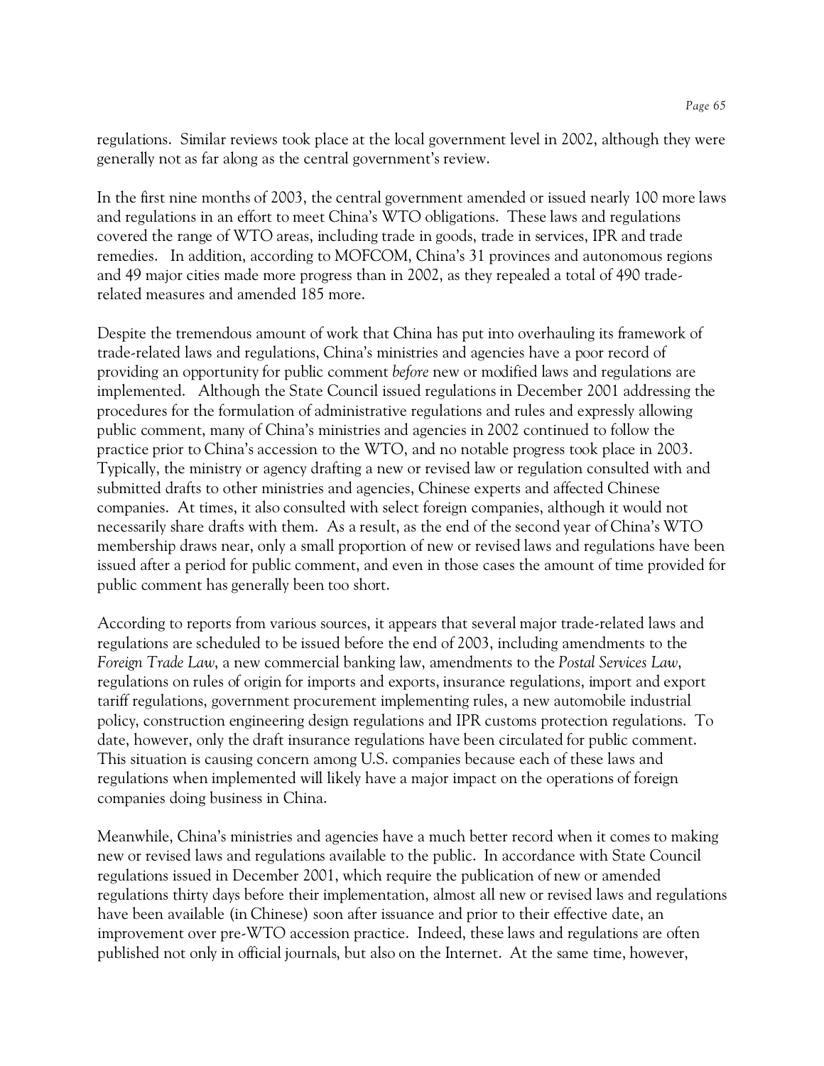regulations. Similar reviews took place at the local government level in 2002, although they were generally not as far along as the central government's review.

In the first nine months of 2003, the central government amended or issued nearly 100 more laws and regulations in an effort to meet China's WTO obligations. These laws and regulations covered the range of WTO areas, including trade in goods, trade in services, IPR and trade remedies. In addition, according to MOFCOM, China's 31 provinces and autonomous regions and 49 major cities made more progress than in 2002, as they repealed a total of 490 trade-related measures and amended 185 more.

Despite the tremendous amount of work that China has put into overhauling its framework of trade-related laws and regulations, China's ministries and agencies have a poor record of providing an opportunity for public comment *before* new or modified laws and regulations are implemented. Although the State Council issued regulations in December 2001 addressing the procedures for the formulation of administrative regulations and rules and expressly allowing public comment, many of China's ministries and agencies in 2002 continued to follow the practice prior to China's accession to the WTO, and no notable progress took place in 2003. Typically, the ministry or agency drafting a new or revised law or regulation consulted with and submitted drafts to other ministries and agencies, Chinese experts and affected Chinese companies. At times, it also consulted with select foreign companies, although it would not necessarily share drafts with them. As a result, as the end of the second year of China's WTO membership draws near, only a small proportion of new or revised laws and regulations have been issued after a period for public comment, and even in those cases the amount of time provided for public comment has generally been too short.

According to reports from various sources, it appears that several major trade-related laws and regulations are scheduled to be issued before the end of 2003, including amendments to the *Foreign Trade Law*, a new commercial banking law, amendments to the *Postal Services Law*, regulations on rules of origin for imports and exports, insurance regulations, import and export tariff regulations, government procurement implementing rules, a new automobile industrial policy, construction engineering design regulations and IPR customs protection regulations. To date, however, only the draft insurance regulations have been circulated for public comment. This situation is causing concern among U.S. companies because each of these laws and regulations when implemented will likely have a major impact on the operations of foreign companies doing business in China.

Meanwhile, China's ministries and agencies have a much better record when it comes to making new or revised laws and regulations available to the public. In accordance with State Council regulations issued in December 2001, which require the publication of new or amended regulations thirty days before their implementation, almost all new or revised laws and regulations have been available (in Chinese) soon after issuance and prior to their effective date, an improvement over pre-WTO accession practice. Indeed, these laws and regulations are often published not only in official journals, but also on the Internet. At the same time, however,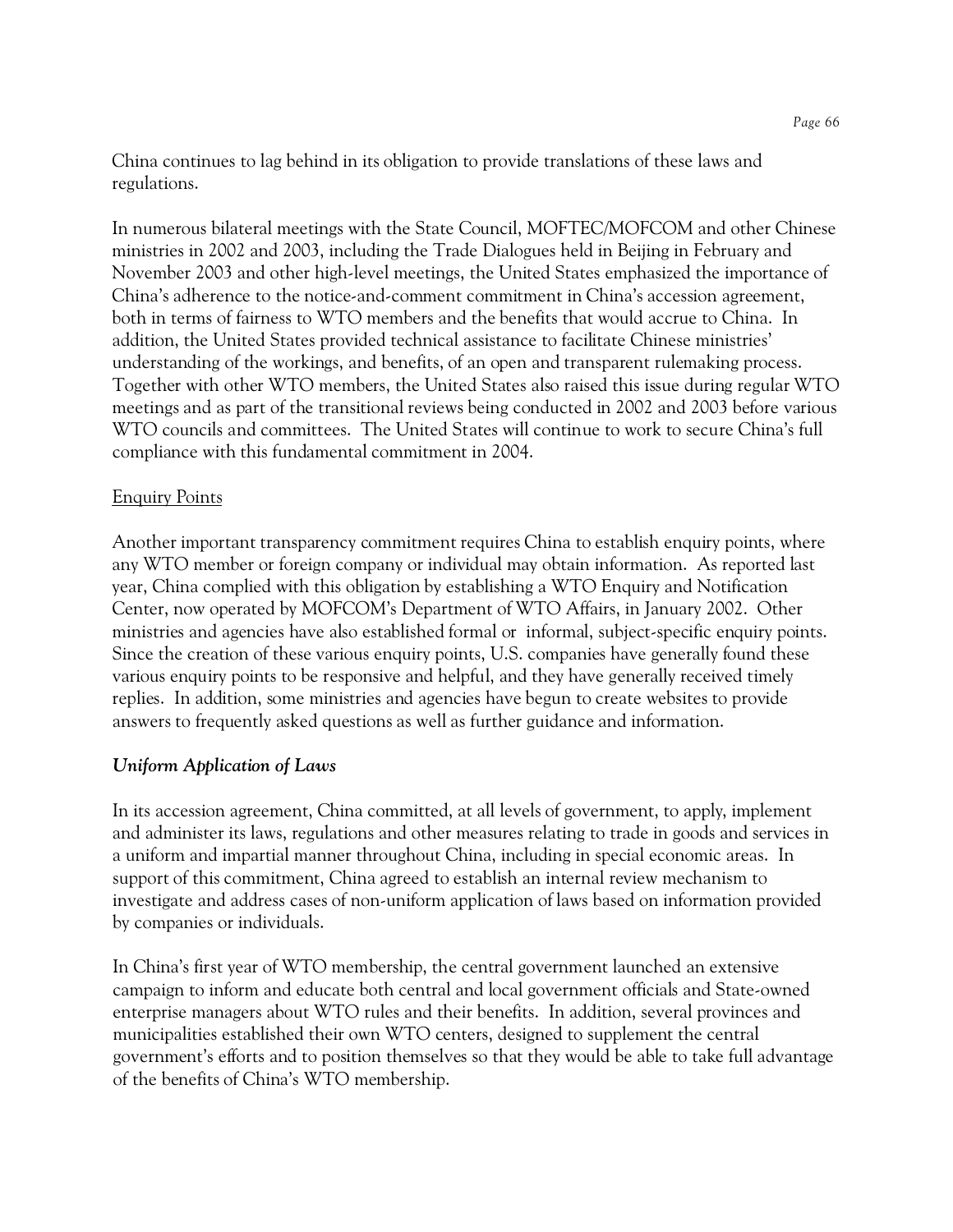China continues to lag behind in its obligation to provide translations of these laws and regulations.

In numerous bilateral meetings with the State Council, MOFTEC/MOFCOM and other Chinese ministries in 2002 and 2003, including the Trade Dialogues held in Beijing in February and November 2003 and other high-level meetings, the United States emphasized the importance of China's adherence to the notice-and-comment commitment in China's accession agreement, both in terms of fairness to WTO members and the benefits that would accrue to China. In addition, the United States provided technical assistance to facilitate Chinese ministries' understanding of the workings, and benefits, of an open and transparent rulemaking process. Together with other WTO members, the United States also raised this issue during regular WTO meetings and as part of the transitional reviews being conducted in 2002 and 2003 before various WTO councils and committees. The United States will continue to work to secure China's full compliance with this fundamental commitment in 2004.

<u>Enquiry Points</u>

Another important transparency commitment requires China to establish enquiry points, where any WTO member or foreign company or individual may obtain information. As reported last year, China complied with this obligation by establishing a WTO Enquiry and Notification Center, now operated by MOFCOM's Department of WTO Affairs, in January 2002. Other ministries and agencies have also established formal or informal, subject-specific enquiry points. Since the creation of these various enquiry points, U.S. companies have generally found these various enquiry points to be responsive and helpful, and they have generally received timely replies. In addition, some ministries and agencies have begun to create websites to provide answers to frequently asked questions as well as further guidance and information.

***Uniform Application of Laws***

In its accession agreement, China committed, at all levels of government, to apply, implement and administer its laws, regulations and other measures relating to trade in goods and services in a uniform and impartial manner throughout China, including in special economic areas. In support of this commitment, China agreed to establish an internal review mechanism to investigate and address cases of non-uniform application of laws based on information provided by companies or individuals.

In China's first year of WTO membership, the central government launched an extensive campaign to inform and educate both central and local government officials and State-owned enterprise managers about WTO rules and their benefits. In addition, several provinces and municipalities established their own WTO centers, designed to supplement the central government's efforts and to position themselves so that they would be able to take full advantage of the benefits of China's WTO membership.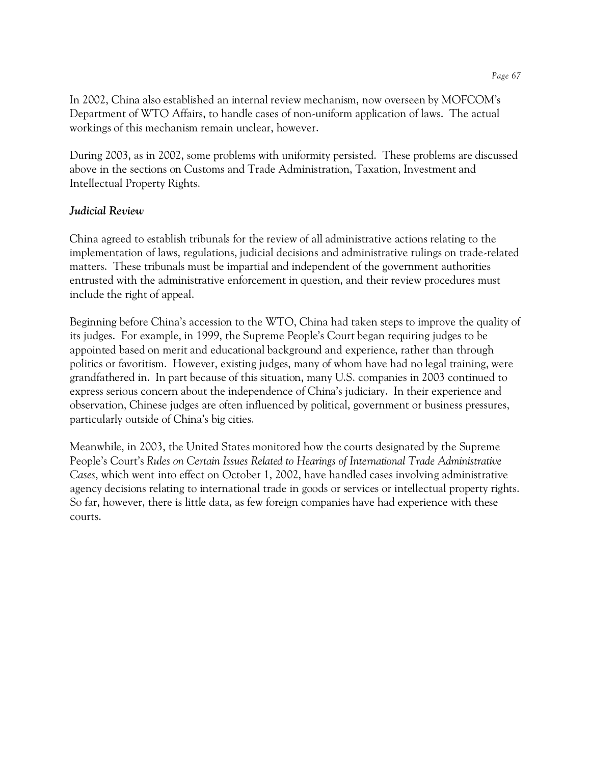In 2002, China also established an internal review mechanism, now overseen by MOFCOM's Department of WTO Affairs, to handle cases of non-uniform application of laws. The actual workings of this mechanism remain unclear, however.

During 2003, as in 2002, some problems with uniformity persisted. These problems are discussed above in the sections on Customs and Trade Administration, Taxation, Investment and Intellectual Property Rights.

### *Judicial Review*

China agreed to establish tribunals for the review of all administrative actions relating to the implementation of laws, regulations, judicial decisions and administrative rulings on trade-related matters. These tribunals must be impartial and independent of the government authorities entrusted with the administrative enforcement in question, and their review procedures must include the right of appeal.

Beginning before China's accession to the WTO, China had taken steps to improve the quality of its judges. For example, in 1999, the Supreme People's Court began requiring judges to be appointed based on merit and educational background and experience, rather than through politics or favoritism. However, existing judges, many of whom have had no legal training, were grandfathered in. In part because of this situation, many U.S. companies in 2003 continued to express serious concern about the independence of China's judiciary. In their experience and observation, Chinese judges are often influenced by political, government or business pressures, particularly outside of China's big cities.

Meanwhile, in 2003, the United States monitored how the courts designated by the Supreme People's Court's *Rules on Certain Issues Related to Hearings of International Trade Administrative Cases*, which went into effect on October 1, 2002, have handled cases involving administrative agency decisions relating to international trade in goods or services or intellectual property rights. So far, however, there is little data, as few foreign companies have had experience with these courts.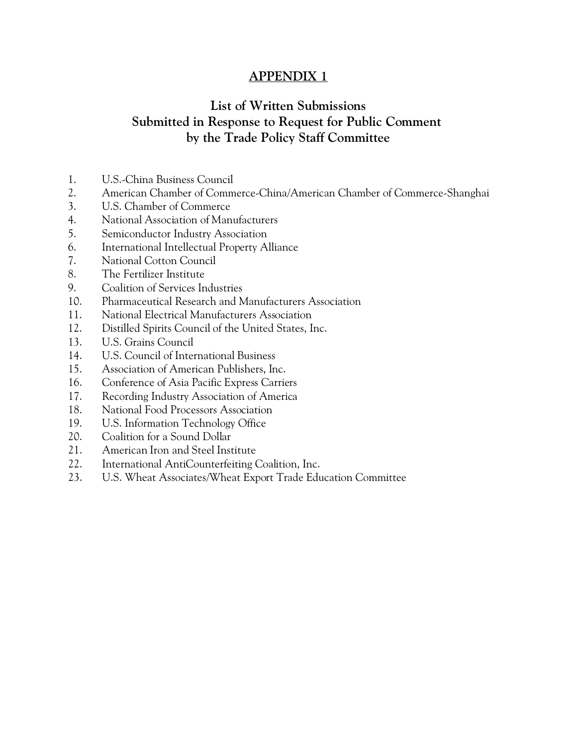# APPENDIX 1

## List of Written Submissions Submitted in Response to Request for Public Comment by the Trade Policy Staff Committee

1. U.S.-China Business Council
2. American Chamber of Commerce-China/American Chamber of Commerce-Shanghai
3. U.S. Chamber of Commerce
4. National Association of Manufacturers
5. Semiconductor Industry Association
6. International Intellectual Property Alliance
7. National Cotton Council
8. The Fertilizer Institute
9. Coalition of Services Industries
10. Pharmaceutical Research and Manufacturers Association
11. National Electrical Manufacturers Association
12. Distilled Spirits Council of the United States, Inc.
13. U.S. Grains Council
14. U.S. Council of International Business
15. Association of American Publishers, Inc.
16. Conference of Asia Pacific Express Carriers
17. Recording Industry Association of America
18. National Food Processors Association
19. U.S. Information Technology Office
20. Coalition for a Sound Dollar
21. American Iron and Steel Institute
22. International AntiCounterfeiting Coalition, Inc.
23. U.S. Wheat Associates/Wheat Export Trade Education Committee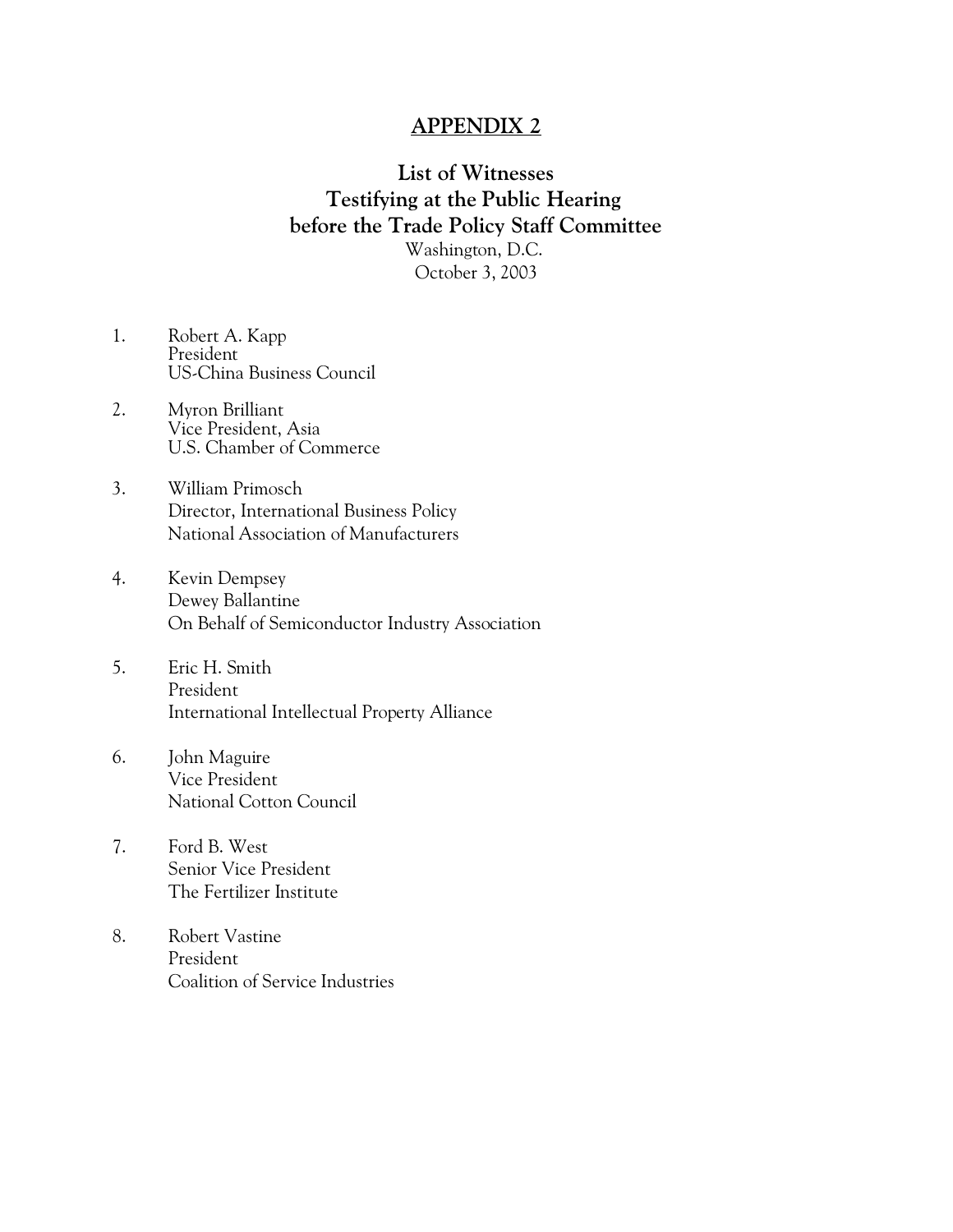# APPENDIX 2

## List of Witnesses Testifying at the Public Hearing before the Trade Policy Staff Committee

Washington, D.C.
October 3, 2003

1. Robert A. Kapp
   President
   US-China Business Council

2. Myron Brilliant
   Vice President, Asia
   U.S. Chamber of Commerce

3. William Primosch
   Director, International Business Policy
   National Association of Manufacturers

4. Kevin Dempsey
   Dewey Ballantine
   On Behalf of Semiconductor Industry Association

5. Eric H. Smith
   President
   International Intellectual Property Alliance

6. John Maguire
   Vice President
   National Cotton Council

7. Ford B. West
   Senior Vice President
   The Fertilizer Institute

8. Robert Vastine
   President
   Coalition of Service Industries